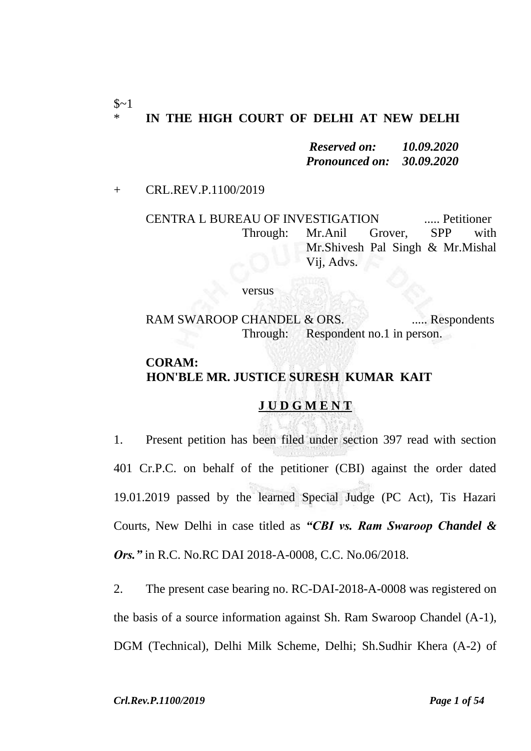$~1

\* **IN THE HIGH COURT OF DELHI AT NEW DELHI**

*Reserved on: 10.09.2020*
*Pronounced on: 30.09.2020*

\+ CRL.REV.P.1100/2019

CENTRA L BUREAU OF INVESTIGATION ..... Petitioner
Through: Mr.Anil Grover, SPP with Mr.Shivesh Pal Singh & Mr.Mishal Vij, Advs.

versus

RAM SWAROOP CHANDEL & ORS. ..... Respondents
Through: Respondent no.1 in person.

**CORAM:**
**HON'BLE MR. JUSTICE SURESH KUMAR KAIT**

**J U D G M E N T**

1. Present petition has been filed under section 397 read with section 401 Cr.P.C. on behalf of the petitioner (CBI) against the order dated 19.01.2019 passed by the learned Special Judge (PC Act), Tis Hazari Courts, New Delhi in case titled as ***"CBI vs. Ram Swaroop Chandel & Ors."*** in R.C. No.RC DAI 2018-A-0008, C.C. No.06/2018.

2. The present case bearing no. RC-DAI-2018-A-0008 was registered on the basis of a source information against Sh. Ram Swaroop Chandel (A-1), DGM (Technical), Delhi Milk Scheme, Delhi; Sh.Sudhir Khera (A-2) of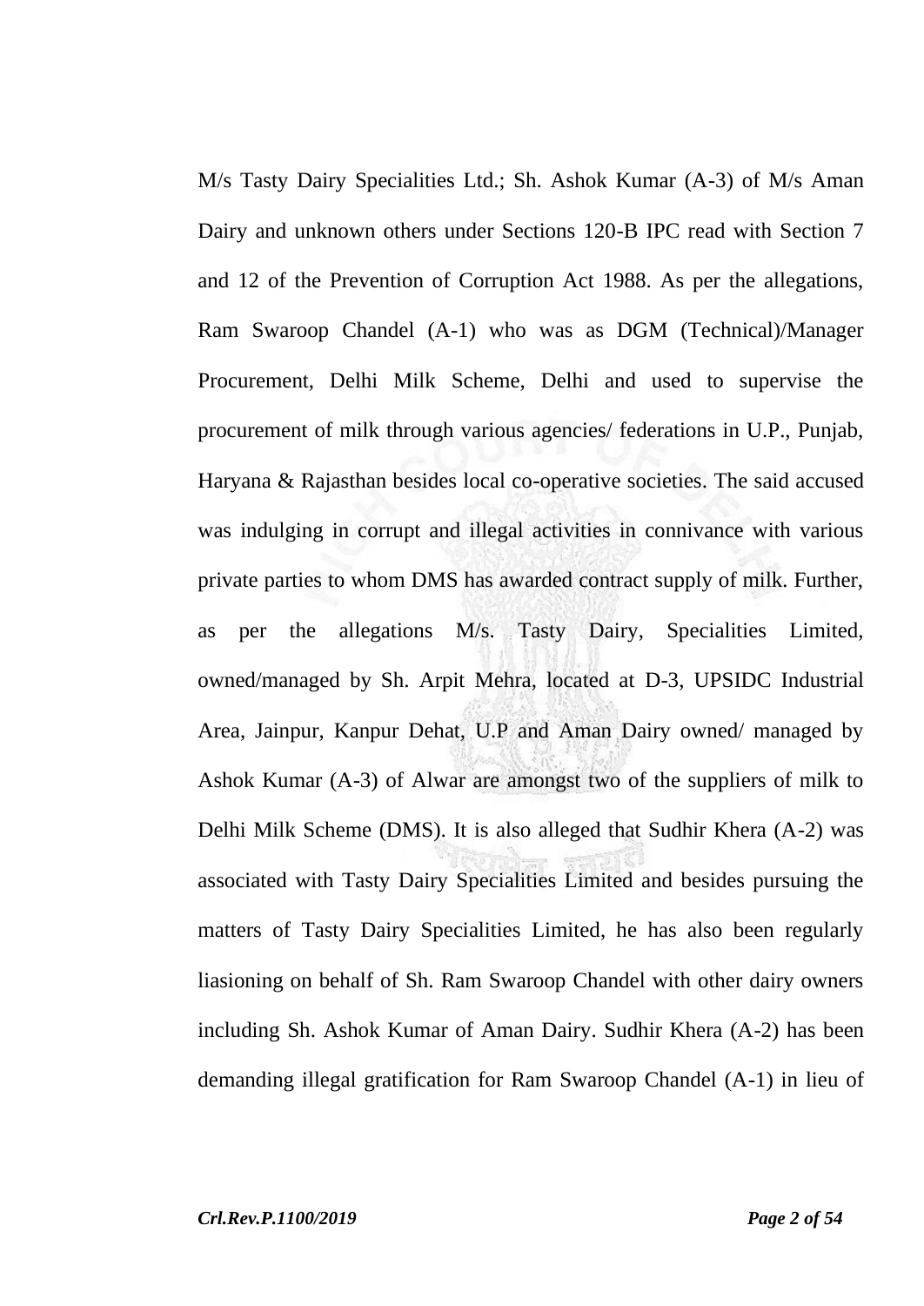M/s Tasty Dairy Specialities Ltd.; Sh. Ashok Kumar (A-3) of M/s Aman Dairy and unknown others under Sections 120-B IPC read with Section 7 and 12 of the Prevention of Corruption Act 1988. As per the allegations, Ram Swaroop Chandel (A-1) who was as DGM (Technical)/Manager Procurement, Delhi Milk Scheme, Delhi and used to supervise the procurement of milk through various agencies/ federations in U.P., Punjab, Haryana & Rajasthan besides local co-operative societies. The said accused was indulging in corrupt and illegal activities in connivance with various private parties to whom DMS has awarded contract supply of milk. Further, as per the allegations M/s. Tasty Dairy, Specialities Limited, owned/managed by Sh. Arpit Mehra, located at D-3, UPSIDC Industrial Area, Jainpur, Kanpur Dehat, U.P and Aman Dairy owned/ managed by Ashok Kumar (A-3) of Alwar are amongst two of the suppliers of milk to Delhi Milk Scheme (DMS). It is also alleged that Sudhir Khera (A-2) was associated with Tasty Dairy Specialities Limited and besides pursuing the matters of Tasty Dairy Specialities Limited, he has also been regularly liasioning on behalf of Sh. Ram Swaroop Chandel with other dairy owners including Sh. Ashok Kumar of Aman Dairy. Sudhir Khera (A-2) has been demanding illegal gratification for Ram Swaroop Chandel (A-1) in lieu of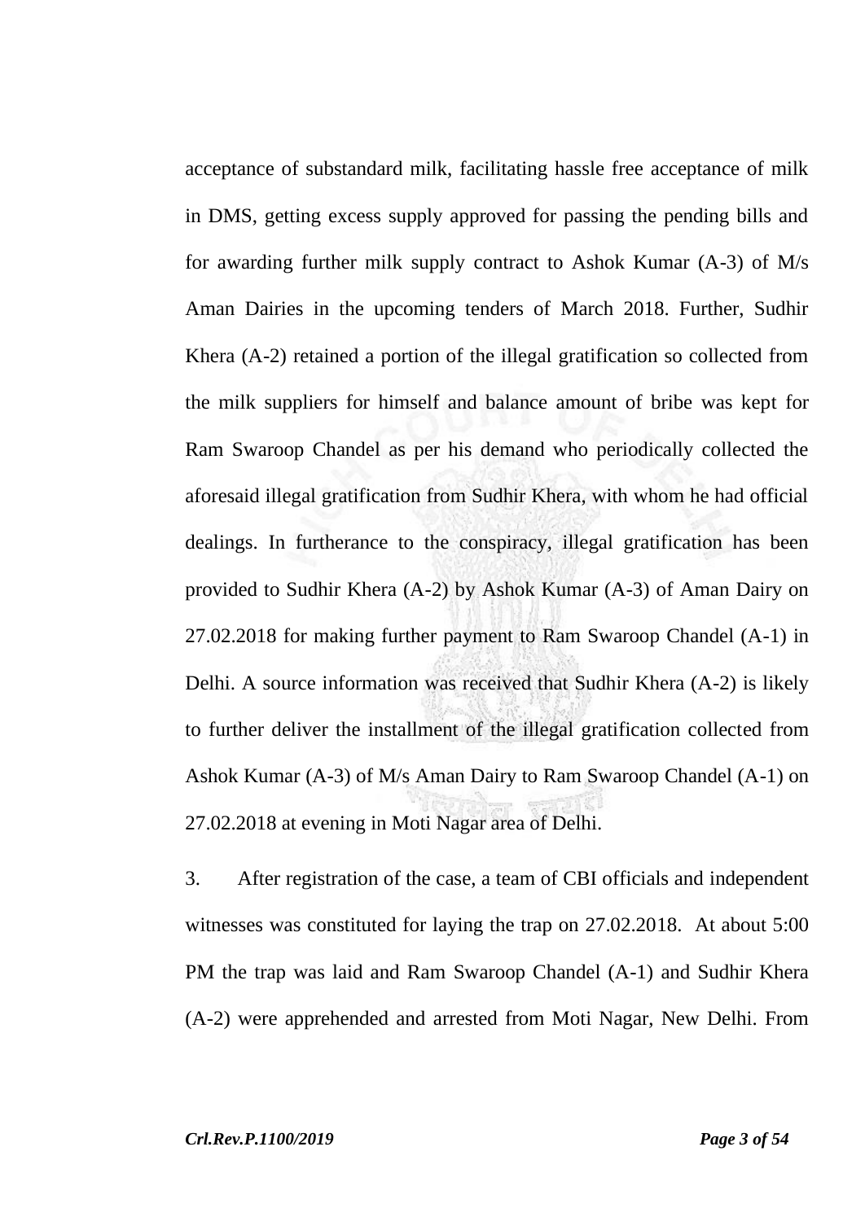acceptance of substandard milk, facilitating hassle free acceptance of milk in DMS, getting excess supply approved for passing the pending bills and for awarding further milk supply contract to Ashok Kumar (A-3) of M/s Aman Dairies in the upcoming tenders of March 2018. Further, Sudhir Khera (A-2) retained a portion of the illegal gratification so collected from the milk suppliers for himself and balance amount of bribe was kept for Ram Swaroop Chandel as per his demand who periodically collected the aforesaid illegal gratification from Sudhir Khera, with whom he had official dealings. In furtherance to the conspiracy, illegal gratification has been provided to Sudhir Khera (A-2) by Ashok Kumar (A-3) of Aman Dairy on 27.02.2018 for making further payment to Ram Swaroop Chandel (A-1) in Delhi. A source information was received that Sudhir Khera (A-2) is likely to further deliver the installment of the illegal gratification collected from Ashok Kumar (A-3) of M/s Aman Dairy to Ram Swaroop Chandel (A-1) on 27.02.2018 at evening in Moti Nagar area of Delhi.

3. After registration of the case, a team of CBI officials and independent witnesses was constituted for laying the trap on 27.02.2018. At about 5:00 PM the trap was laid and Ram Swaroop Chandel (A-1) and Sudhir Khera (A-2) were apprehended and arrested from Moti Nagar, New Delhi. From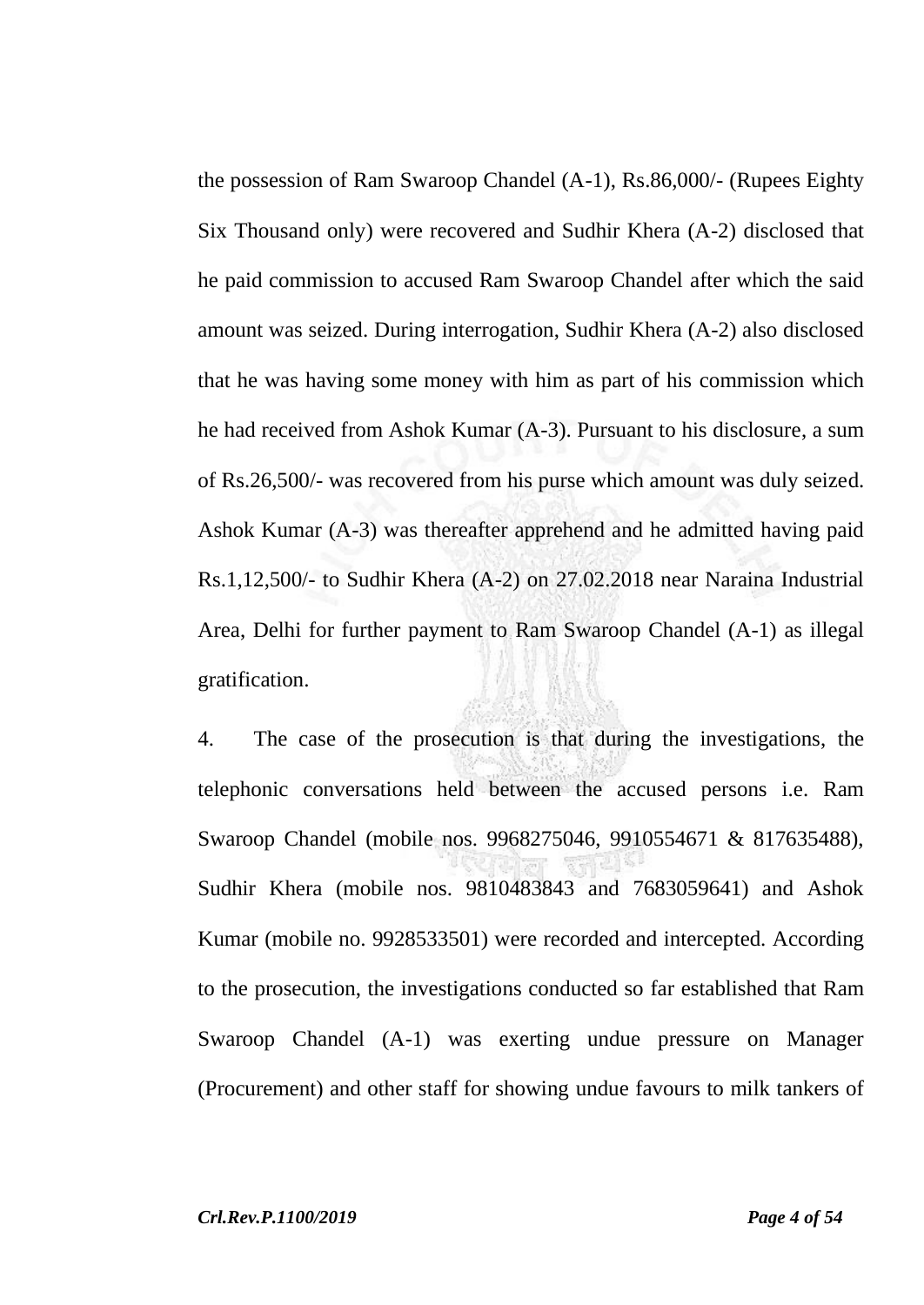the possession of Ram Swaroop Chandel (A-1), Rs.86,000/- (Rupees Eighty Six Thousand only) were recovered and Sudhir Khera (A-2) disclosed that he paid commission to accused Ram Swaroop Chandel after which the said amount was seized. During interrogation, Sudhir Khera (A-2) also disclosed that he was having some money with him as part of his commission which he had received from Ashok Kumar (A-3). Pursuant to his disclosure, a sum of Rs.26,500/- was recovered from his purse which amount was duly seized. Ashok Kumar (A-3) was thereafter apprehend and he admitted having paid Rs.1,12,500/- to Sudhir Khera (A-2) on 27.02.2018 near Naraina Industrial Area, Delhi for further payment to Ram Swaroop Chandel (A-1) as illegal gratification.

4. The case of the prosecution is that during the investigations, the telephonic conversations held between the accused persons i.e. Ram Swaroop Chandel (mobile nos. 9968275046, 9910554671 & 817635488), Sudhir Khera (mobile nos. 9810483843 and 7683059641) and Ashok Kumar (mobile no. 9928533501) were recorded and intercepted. According to the prosecution, the investigations conducted so far established that Ram Swaroop Chandel (A-1) was exerting undue pressure on Manager (Procurement) and other staff for showing undue favours to milk tankers of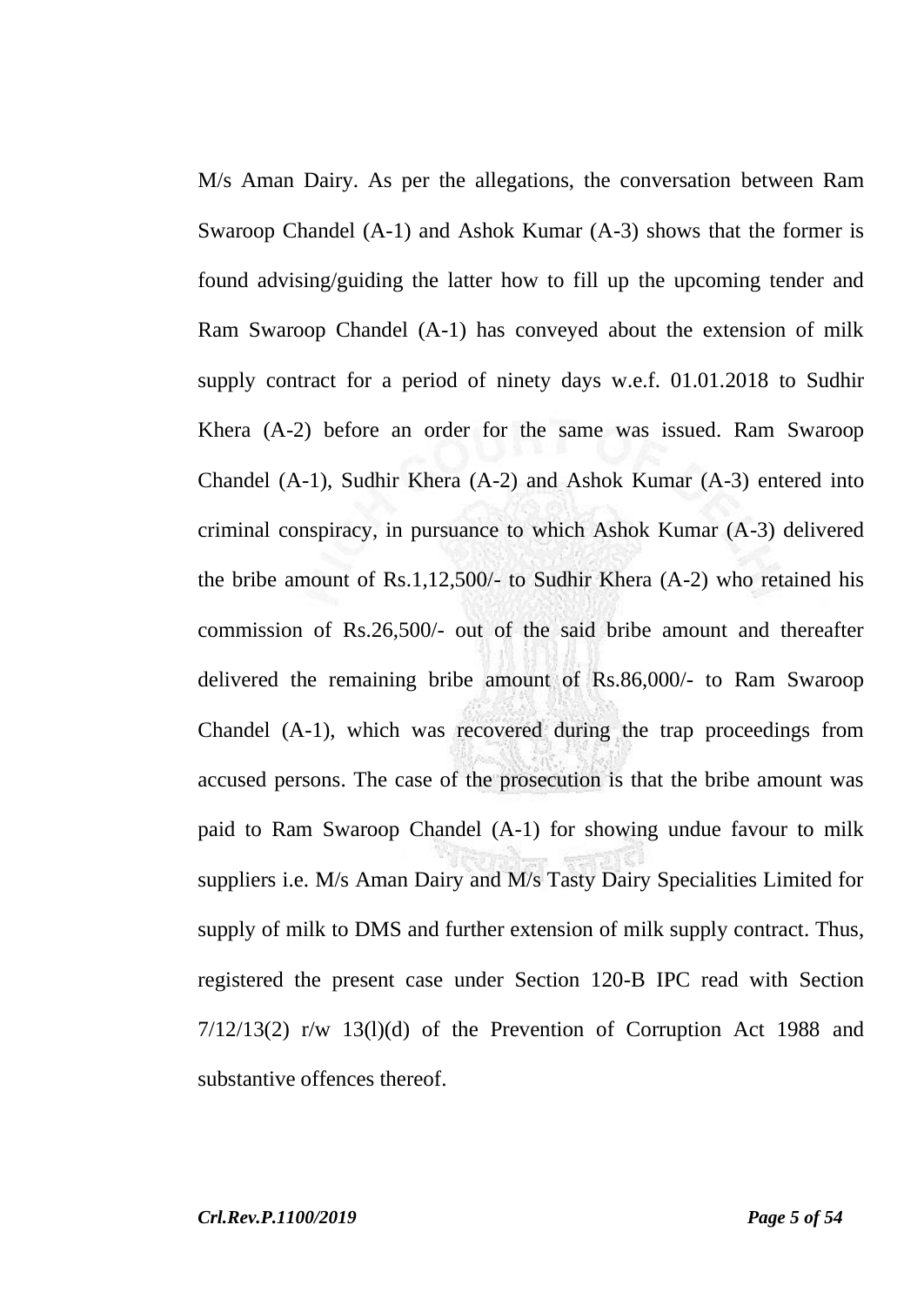M/s Aman Dairy. As per the allegations, the conversation between Ram Swaroop Chandel (A-1) and Ashok Kumar (A-3) shows that the former is found advising/guiding the latter how to fill up the upcoming tender and Ram Swaroop Chandel (A-1) has conveyed about the extension of milk supply contract for a period of ninety days w.e.f. 01.01.2018 to Sudhir Khera (A-2) before an order for the same was issued. Ram Swaroop Chandel (A-1), Sudhir Khera (A-2) and Ashok Kumar (A-3) entered into criminal conspiracy, in pursuance to which Ashok Kumar (A-3) delivered the bribe amount of Rs.1,12,500/- to Sudhir Khera (A-2) who retained his commission of Rs.26,500/- out of the said bribe amount and thereafter delivered the remaining bribe amount of Rs.86,000/- to Ram Swaroop Chandel (A-1), which was recovered during the trap proceedings from accused persons. The case of the prosecution is that the bribe amount was paid to Ram Swaroop Chandel (A-1) for showing undue favour to milk suppliers i.e. M/s Aman Dairy and M/s Tasty Dairy Specialities Limited for supply of milk to DMS and further extension of milk supply contract. Thus, registered the present case under Section 120-B IPC read with Section 7/12/13(2) r/w 13(l)(d) of the Prevention of Corruption Act 1988 and substantive offences thereof.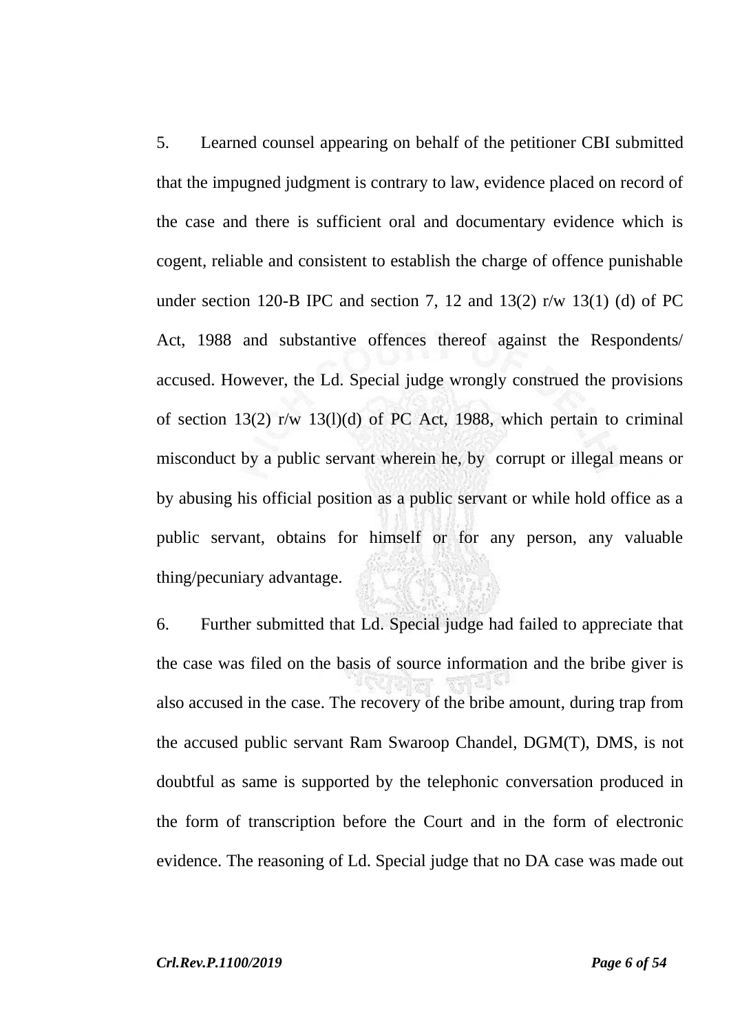5. Learned counsel appearing on behalf of the petitioner CBI submitted that the impugned judgment is contrary to law, evidence placed on record of the case and there is sufficient oral and documentary evidence which is cogent, reliable and consistent to establish the charge of offence punishable under section 120-B IPC and section 7, 12 and 13(2) r/w 13(1) (d) of PC Act, 1988 and substantive offences thereof against the Respondents/ accused. However, the Ld. Special judge wrongly construed the provisions of section 13(2) r/w 13(l)(d) of PC Act, 1988, which pertain to criminal misconduct by a public servant wherein he, by corrupt or illegal means or by abusing his official position as a public servant or while hold office as a public servant, obtains for himself or for any person, any valuable thing/pecuniary advantage.

6. Further submitted that Ld. Special judge had failed to appreciate that the case was filed on the basis of source information and the bribe giver is also accused in the case. The recovery of the bribe amount, during trap from the accused public servant Ram Swaroop Chandel, DGM(T), DMS, is not doubtful as same is supported by the telephonic conversation produced in the form of transcription before the Court and in the form of electronic evidence. The reasoning of Ld. Special judge that no DA case was made out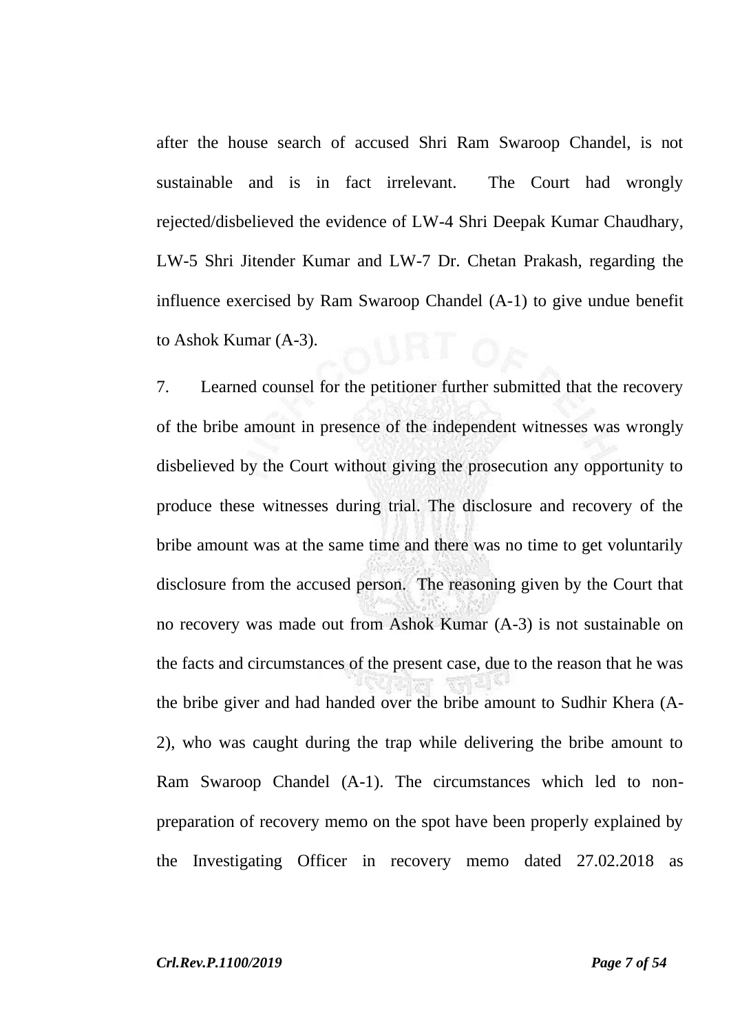after the house search of accused Shri Ram Swaroop Chandel, is not sustainable and is in fact irrelevant. The Court had wrongly rejected/disbelieved the evidence of LW-4 Shri Deepak Kumar Chaudhary, LW-5 Shri Jitender Kumar and LW-7 Dr. Chetan Prakash, regarding the influence exercised by Ram Swaroop Chandel (A-1) to give undue benefit to Ashok Kumar (A-3).

7. Learned counsel for the petitioner further submitted that the recovery of the bribe amount in presence of the independent witnesses was wrongly disbelieved by the Court without giving the prosecution any opportunity to produce these witnesses during trial. The disclosure and recovery of the bribe amount was at the same time and there was no time to get voluntarily disclosure from the accused person. The reasoning given by the Court that no recovery was made out from Ashok Kumar (A-3) is not sustainable on the facts and circumstances of the present case, due to the reason that he was the bribe giver and had handed over the bribe amount to Sudhir Khera (A-2), who was caught during the trap while delivering the bribe amount to Ram Swaroop Chandel (A-1). The circumstances which led to non-preparation of recovery memo on the spot have been properly explained by the Investigating Officer in recovery memo dated 27.02.2018 as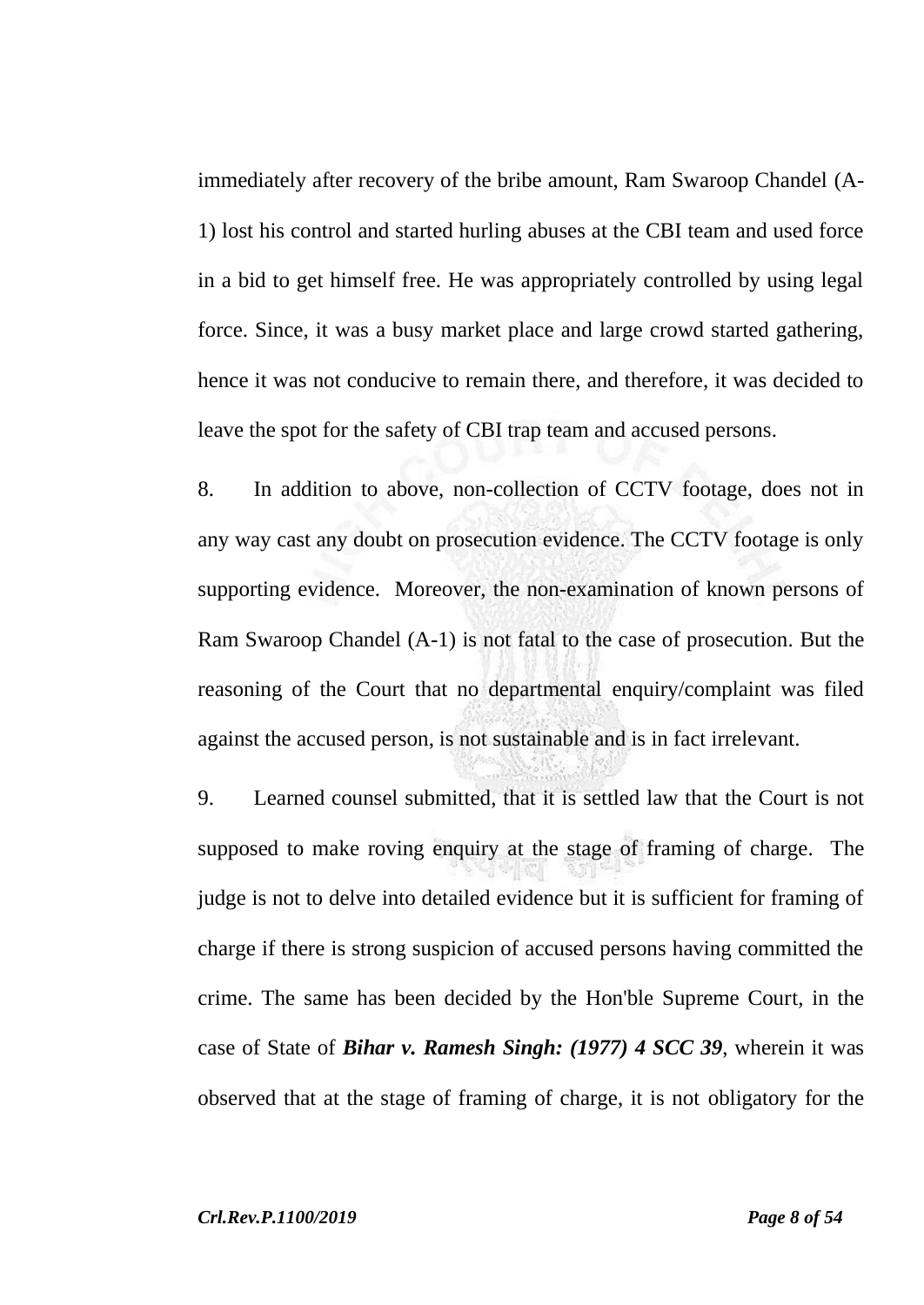immediately after recovery of the bribe amount, Ram Swaroop Chandel (A-1) lost his control and started hurling abuses at the CBI team and used force in a bid to get himself free. He was appropriately controlled by using legal force. Since, it was a busy market place and large crowd started gathering, hence it was not conducive to remain there, and therefore, it was decided to leave the spot for the safety of CBI trap team and accused persons.

8. In addition to above, non-collection of CCTV footage, does not in any way cast any doubt on prosecution evidence. The CCTV footage is only supporting evidence. Moreover, the non-examination of known persons of Ram Swaroop Chandel (A-1) is not fatal to the case of prosecution. But the reasoning of the Court that no departmental enquiry/complaint was filed against the accused person, is not sustainable and is in fact irrelevant.

9. Learned counsel submitted, that it is settled law that the Court is not supposed to make roving enquiry at the stage of framing of charge. The judge is not to delve into detailed evidence but it is sufficient for framing of charge if there is strong suspicion of accused persons having committed the crime. The same has been decided by the Hon'ble Supreme Court, in the case of State of ***Bihar v. Ramesh Singh: (1977) 4 SCC 39***, wherein it was observed that at the stage of framing of charge, it is not obligatory for the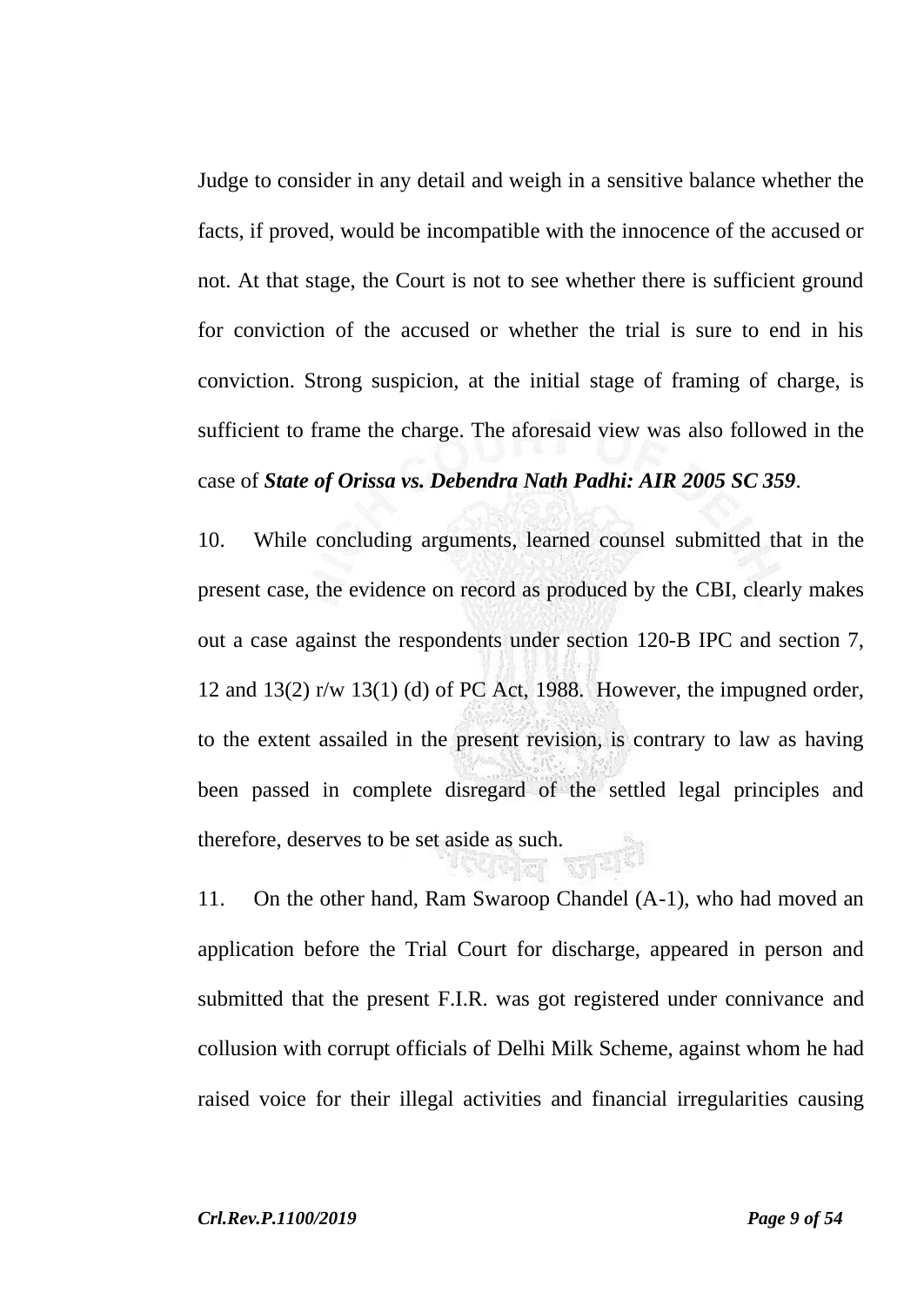Judge to consider in any detail and weigh in a sensitive balance whether the facts, if proved, would be incompatible with the innocence of the accused or not. At that stage, the Court is not to see whether there is sufficient ground for conviction of the accused or whether the trial is sure to end in his conviction. Strong suspicion, at the initial stage of framing of charge, is sufficient to frame the charge. The aforesaid view was also followed in the case of ***State of Orissa vs. Debendra Nath Padhi: AIR 2005 SC 359***.

10. While concluding arguments, learned counsel submitted that in the present case, the evidence on record as produced by the CBI, clearly makes out a case against the respondents under section 120-B IPC and section 7, 12 and 13(2) r/w 13(1) (d) of PC Act, 1988. However, the impugned order, to the extent assailed in the present revision, is contrary to law as having been passed in complete disregard of the settled legal principles and therefore, deserves to be set aside as such.

11. On the other hand, Ram Swaroop Chandel (A-1), who had moved an application before the Trial Court for discharge, appeared in person and submitted that the present F.I.R. was got registered under connivance and collusion with corrupt officials of Delhi Milk Scheme, against whom he had raised voice for their illegal activities and financial irregularities causing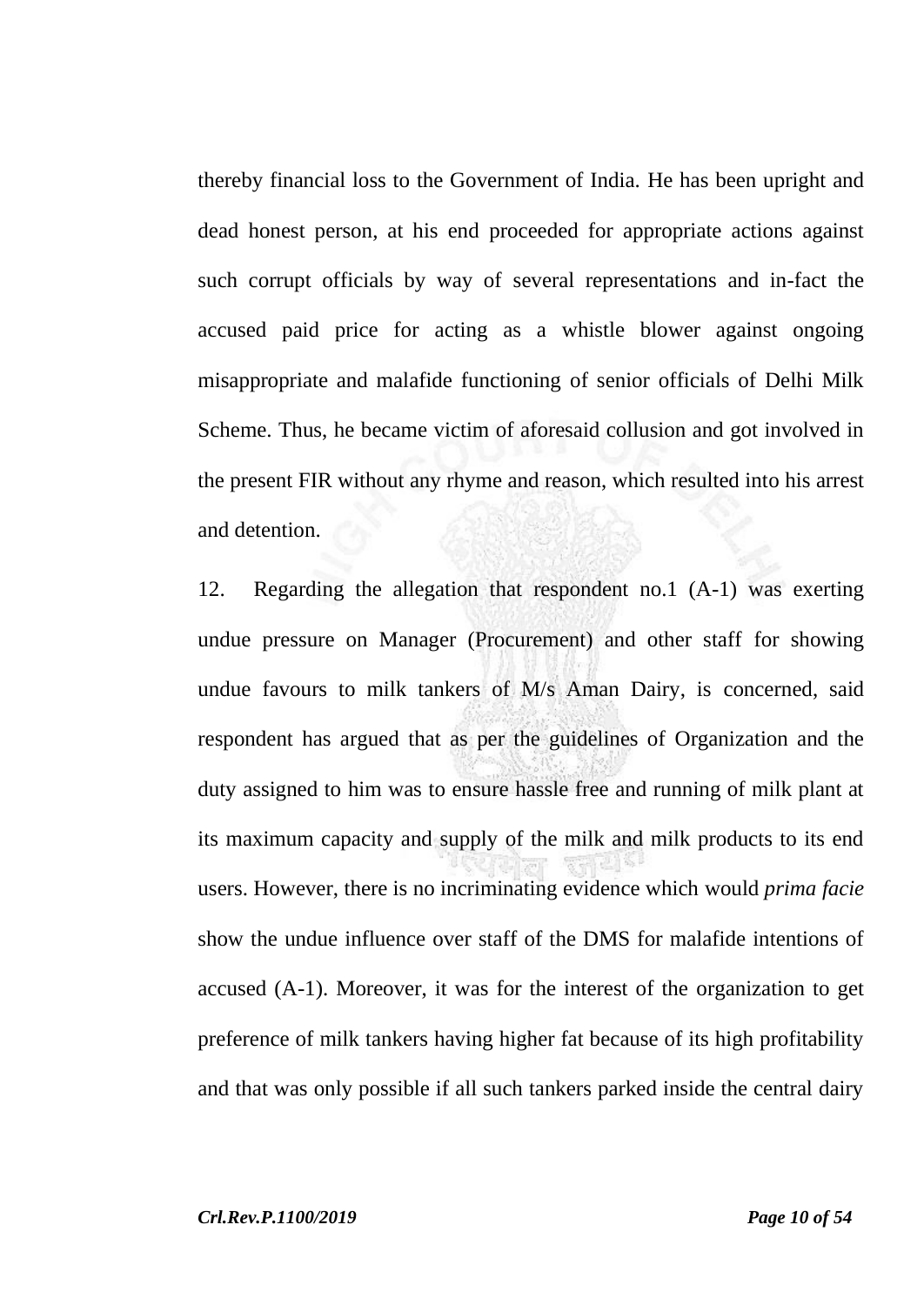thereby financial loss to the Government of India. He has been upright and dead honest person, at his end proceeded for appropriate actions against such corrupt officials by way of several representations and in-fact the accused paid price for acting as a whistle blower against ongoing misappropriate and malafide functioning of senior officials of Delhi Milk Scheme. Thus, he became victim of aforesaid collusion and got involved in the present FIR without any rhyme and reason, which resulted into his arrest and detention.

12. Regarding the allegation that respondent no.1 (A-1) was exerting undue pressure on Manager (Procurement) and other staff for showing undue favours to milk tankers of M/s Aman Dairy, is concerned, said respondent has argued that as per the guidelines of Organization and the duty assigned to him was to ensure hassle free and running of milk plant at its maximum capacity and supply of the milk and milk products to its end users. However, there is no incriminating evidence which would *prima facie* show the undue influence over staff of the DMS for malafide intentions of accused (A-1). Moreover, it was for the interest of the organization to get preference of milk tankers having higher fat because of its high profitability and that was only possible if all such tankers parked inside the central dairy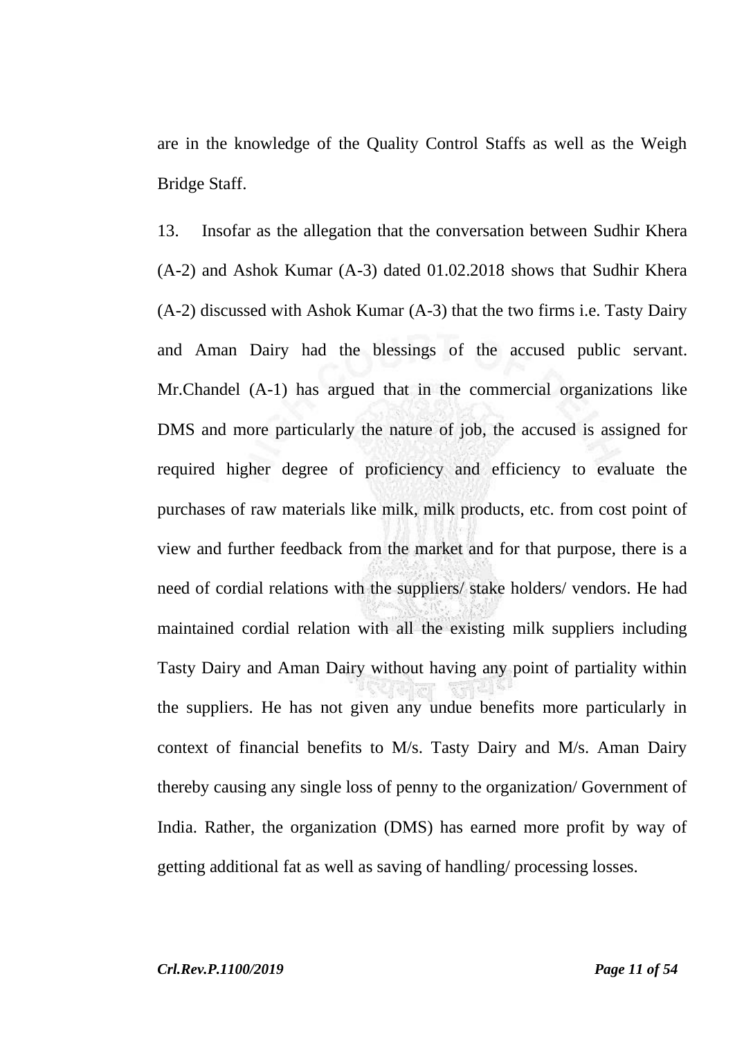are in the knowledge of the Quality Control Staffs as well as the Weigh Bridge Staff.

13. Insofar as the allegation that the conversation between Sudhir Khera (A-2) and Ashok Kumar (A-3) dated 01.02.2018 shows that Sudhir Khera (A-2) discussed with Ashok Kumar (A-3) that the two firms i.e. Tasty Dairy and Aman Dairy had the blessings of the accused public servant. Mr.Chandel (A-1) has argued that in the commercial organizations like DMS and more particularly the nature of job, the accused is assigned for required higher degree of proficiency and efficiency to evaluate the purchases of raw materials like milk, milk products, etc. from cost point of view and further feedback from the market and for that purpose, there is a need of cordial relations with the suppliers/ stake holders/ vendors. He had maintained cordial relation with all the existing milk suppliers including Tasty Dairy and Aman Dairy without having any point of partiality within the suppliers. He has not given any undue benefits more particularly in context of financial benefits to M/s. Tasty Dairy and M/s. Aman Dairy thereby causing any single loss of penny to the organization/ Government of India. Rather, the organization (DMS) has earned more profit by way of getting additional fat as well as saving of handling/ processing losses.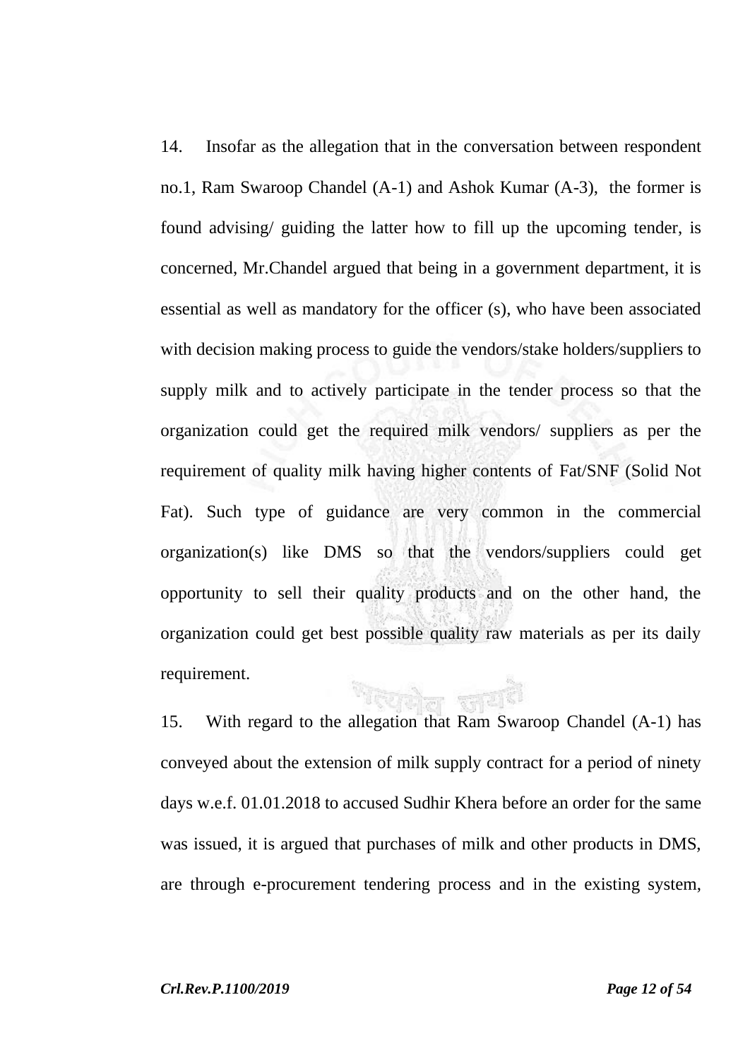14. Insofar as the allegation that in the conversation between respondent no.1, Ram Swaroop Chandel (A-1) and Ashok Kumar (A-3), the former is found advising/ guiding the latter how to fill up the upcoming tender, is concerned, Mr.Chandel argued that being in a government department, it is essential as well as mandatory for the officer (s), who have been associated with decision making process to guide the vendors/stake holders/suppliers to supply milk and to actively participate in the tender process so that the organization could get the required milk vendors/ suppliers as per the requirement of quality milk having higher contents of Fat/SNF (Solid Not Fat). Such type of guidance are very common in the commercial organization(s) like DMS so that the vendors/suppliers could get opportunity to sell their quality products and on the other hand, the organization could get best possible quality raw materials as per its daily requirement.

15. With regard to the allegation that Ram Swaroop Chandel (A-1) has conveyed about the extension of milk supply contract for a period of ninety days w.e.f. 01.01.2018 to accused Sudhir Khera before an order for the same was issued, it is argued that purchases of milk and other products in DMS, are through e-procurement tendering process and in the existing system,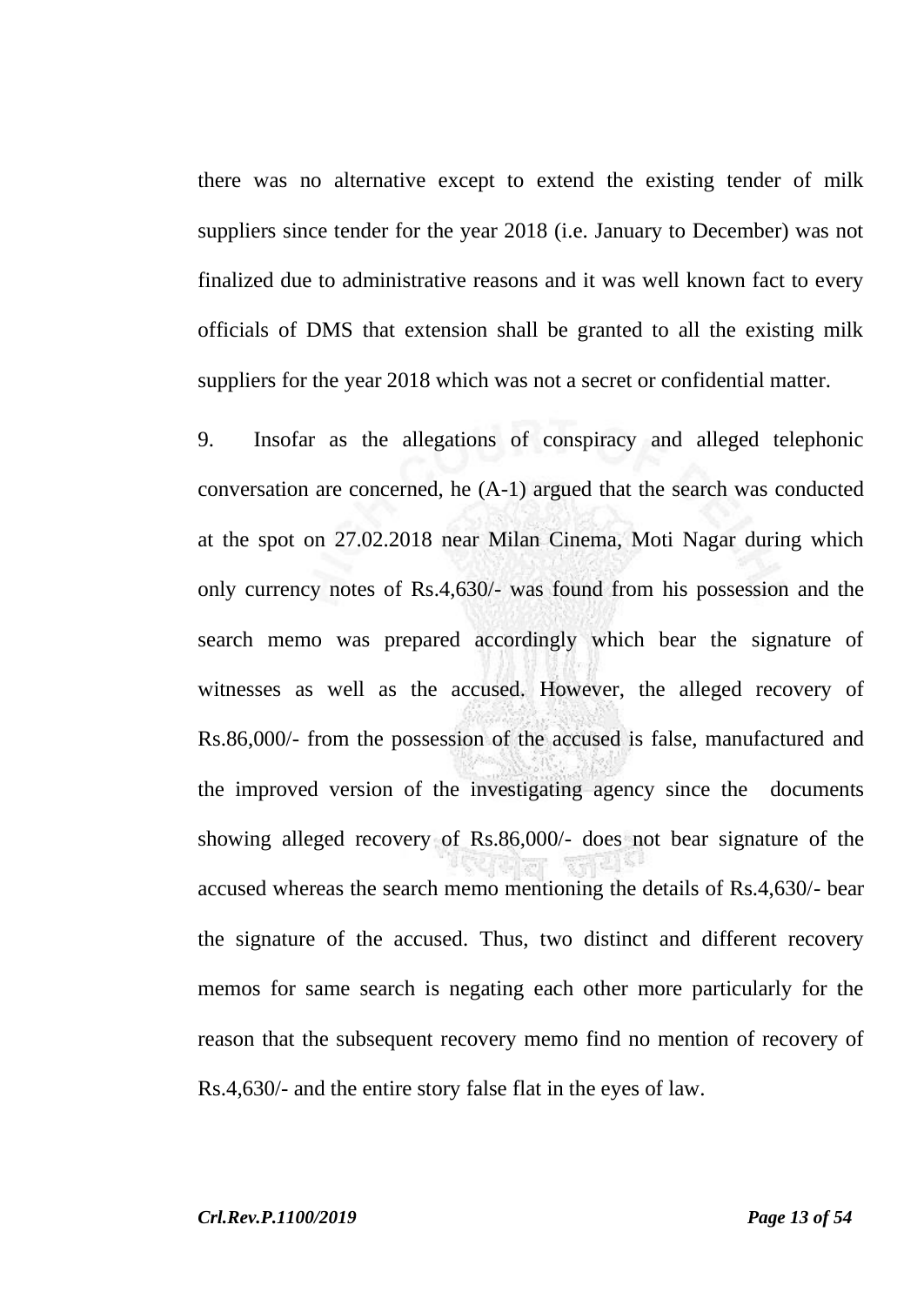there was no alternative except to extend the existing tender of milk suppliers since tender for the year 2018 (i.e. January to December) was not finalized due to administrative reasons and it was well known fact to every officials of DMS that extension shall be granted to all the existing milk suppliers for the year 2018 which was not a secret or confidential matter.

9. Insofar as the allegations of conspiracy and alleged telephonic conversation are concerned, he (A-1) argued that the search was conducted at the spot on 27.02.2018 near Milan Cinema, Moti Nagar during which only currency notes of Rs.4,630/- was found from his possession and the search memo was prepared accordingly which bear the signature of witnesses as well as the accused. However, the alleged recovery of Rs.86,000/- from the possession of the accused is false, manufactured and the improved version of the investigating agency since the documents showing alleged recovery of Rs.86,000/- does not bear signature of the accused whereas the search memo mentioning the details of Rs.4,630/- bear the signature of the accused. Thus, two distinct and different recovery memos for same search is negating each other more particularly for the reason that the subsequent recovery memo find no mention of recovery of Rs.4,630/- and the entire story false flat in the eyes of law.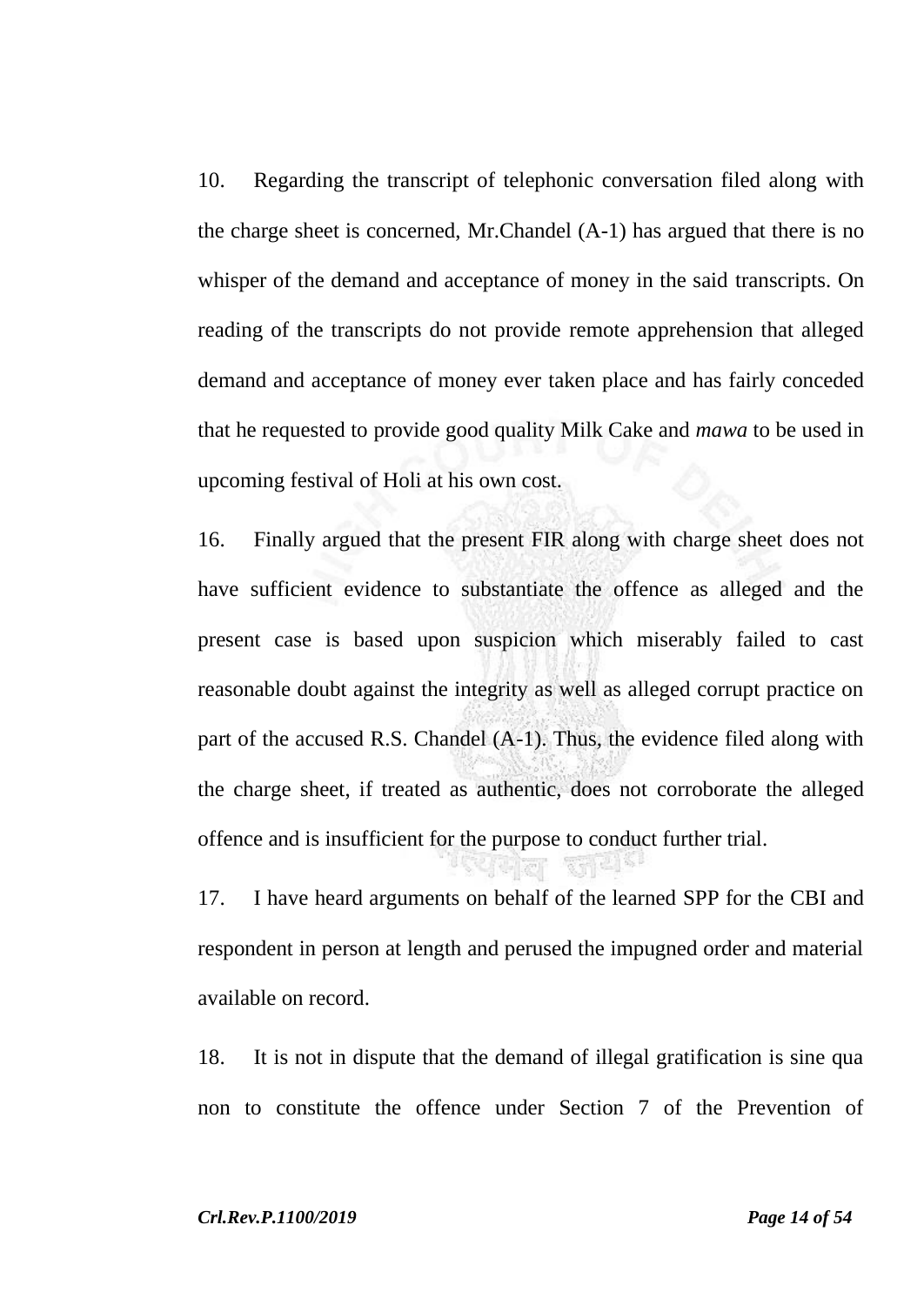10. Regarding the transcript of telephonic conversation filed along with the charge sheet is concerned, Mr.Chandel (A-1) has argued that there is no whisper of the demand and acceptance of money in the said transcripts. On reading of the transcripts do not provide remote apprehension that alleged demand and acceptance of money ever taken place and has fairly conceded that he requested to provide good quality Milk Cake and *mawa* to be used in upcoming festival of Holi at his own cost.

16. Finally argued that the present FIR along with charge sheet does not have sufficient evidence to substantiate the offence as alleged and the present case is based upon suspicion which miserably failed to cast reasonable doubt against the integrity as well as alleged corrupt practice on part of the accused R.S. Chandel (A-1). Thus, the evidence filed along with the charge sheet, if treated as authentic, does not corroborate the alleged offence and is insufficient for the purpose to conduct further trial.

17. I have heard arguments on behalf of the learned SPP for the CBI and respondent in person at length and perused the impugned order and material available on record.

18. It is not in dispute that the demand of illegal gratification is sine qua non to constitute the offence under Section 7 of the Prevention of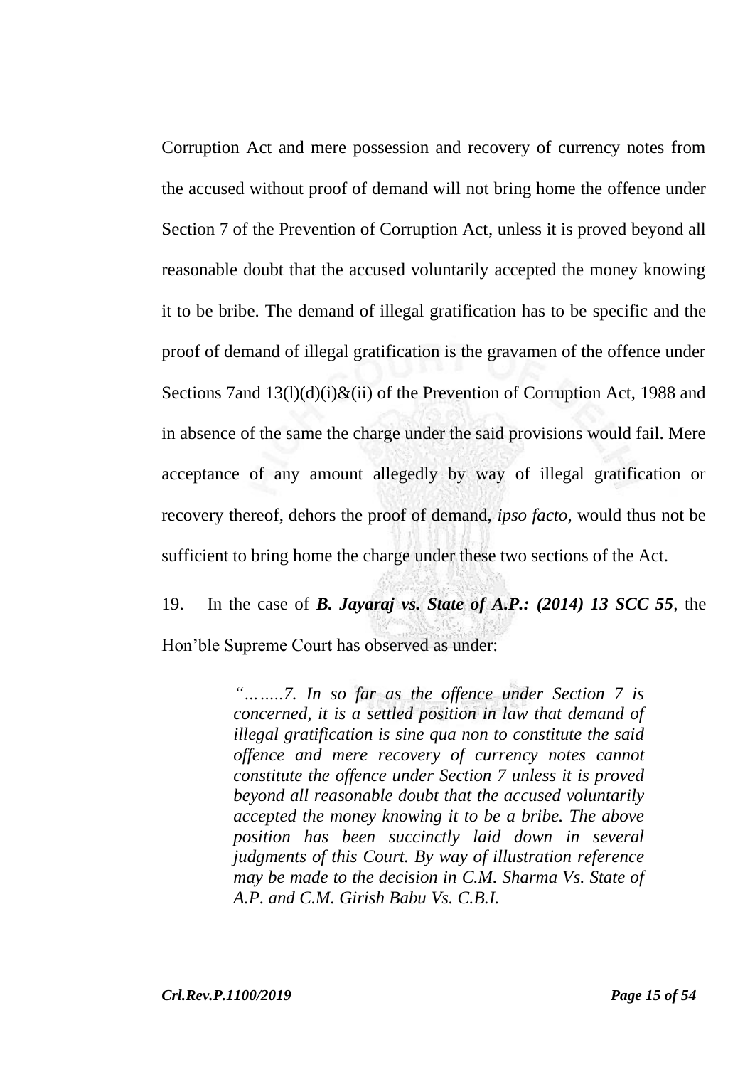Corruption Act and mere possession and recovery of currency notes from the accused without proof of demand will not bring home the offence under Section 7 of the Prevention of Corruption Act, unless it is proved beyond all reasonable doubt that the accused voluntarily accepted the money knowing it to be bribe. The demand of illegal gratification has to be specific and the proof of demand of illegal gratification is the gravamen of the offence under Sections 7and 13(l)(d)(i)&(ii) of the Prevention of Corruption Act, 1988 and in absence of the same the charge under the said provisions would fail. Mere acceptance of any amount allegedly by way of illegal gratification or recovery thereof, dehors the proof of demand, *ipso facto*, would thus not be sufficient to bring home the charge under these two sections of the Act.

19. In the case of ***B. Jayaraj vs. State of A.P.: (2014) 13 SCC 55***, the Hon'ble Supreme Court has observed as under:

> *"……..7. In so far as the offence under Section 7 is concerned, it is a settled position in law that demand of illegal gratification is sine qua non to constitute the said offence and mere recovery of currency notes cannot constitute the offence under Section 7 unless it is proved beyond all reasonable doubt that the accused voluntarily accepted the money knowing it to be a bribe. The above position has been succinctly laid down in several judgments of this Court. By way of illustration reference may be made to the decision in C.M. Sharma Vs. State of A.P. and C.M. Girish Babu Vs. C.B.I.*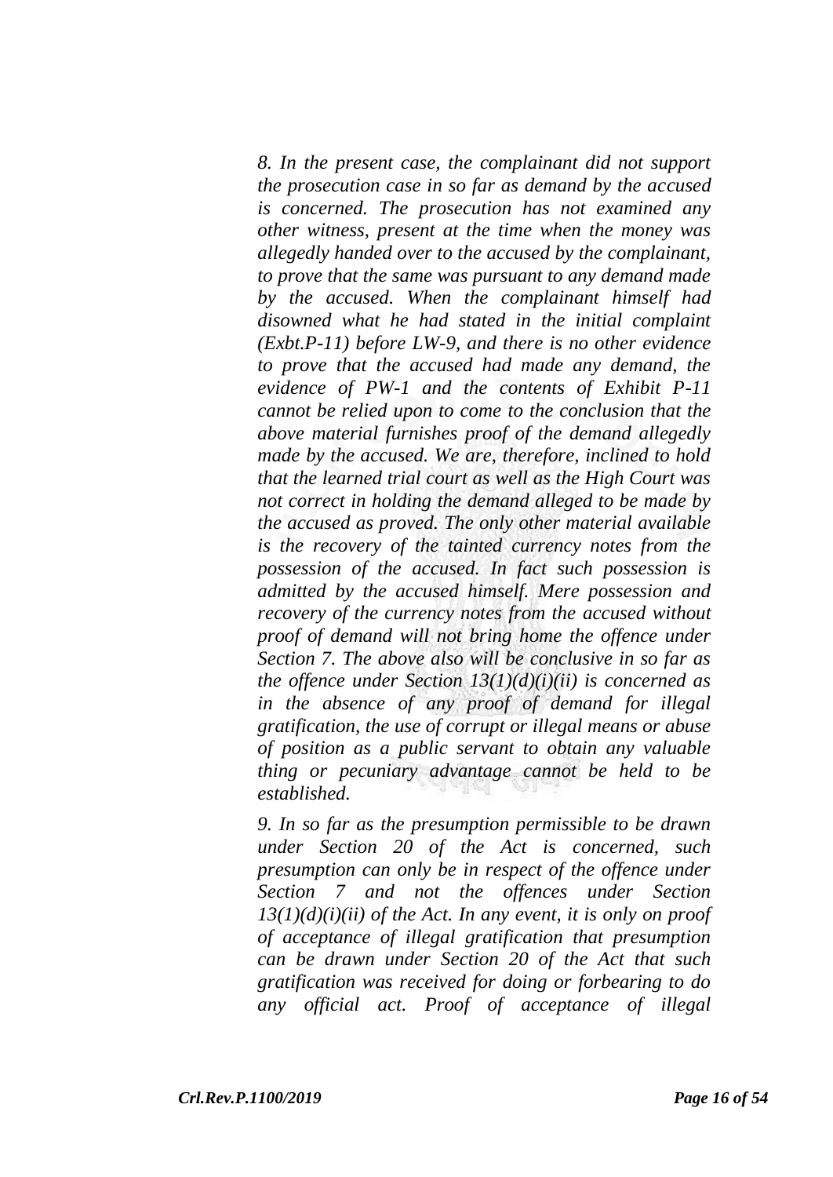*8. In the present case, the complainant did not support the prosecution case in so far as demand by the accused is concerned. The prosecution has not examined any other witness, present at the time when the money was allegedly handed over to the accused by the complainant, to prove that the same was pursuant to any demand made by the accused. When the complainant himself had disowned what he had stated in the initial complaint (Exbt.P-11) before LW-9, and there is no other evidence to prove that the accused had made any demand, the evidence of PW-1 and the contents of Exhibit P-11 cannot be relied upon to come to the conclusion that the above material furnishes proof of the demand allegedly made by the accused. We are, therefore, inclined to hold that the learned trial court as well as the High Court was not correct in holding the demand alleged to be made by the accused as proved. The only other material available is the recovery of the tainted currency notes from the possession of the accused. In fact such possession is admitted by the accused himself. Mere possession and recovery of the currency notes from the accused without proof of demand will not bring home the offence under Section 7. The above also will be conclusive in so far as the offence under Section 13(1)(d)(i)(ii) is concerned as in the absence of any proof of demand for illegal gratification, the use of corrupt or illegal means or abuse of position as a public servant to obtain any valuable thing or pecuniary advantage cannot be held to be established.*

*9. In so far as the presumption permissible to be drawn under Section 20 of the Act is concerned, such presumption can only be in respect of the offence under Section 7 and not the offences under Section 13(1)(d)(i)(ii) of the Act. In any event, it is only on proof of acceptance of illegal gratification that presumption can be drawn under Section 20 of the Act that such gratification was received for doing or forbearing to do any official act. Proof of acceptance of illegal*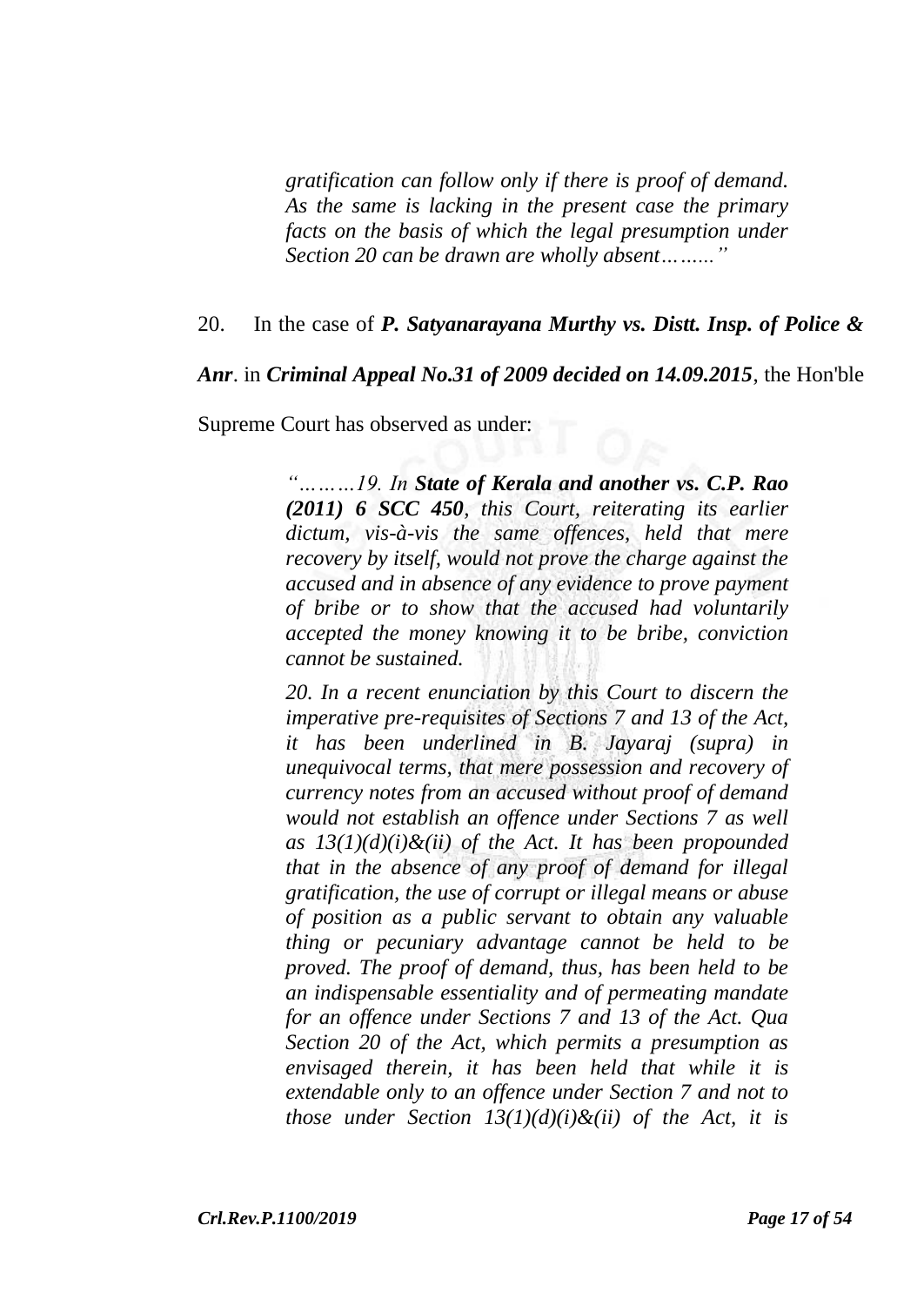> *gratification can follow only if there is proof of demand. As the same is lacking in the present case the primary facts on the basis of which the legal presumption under Section 20 can be drawn are wholly absent……..."*

20. In the case of ***P. Satyanarayana Murthy vs. Distt. Insp. of Police & Anr***. in ***Criminal Appeal No.31 of 2009 decided on 14.09.2015***, the Hon'ble Supreme Court has observed as under:

> *"………19. In **State of Kerala and another vs. C.P. Rao (2011) 6 SCC 450**, this Court, reiterating its earlier dictum, vis-à-vis the same offences, held that mere recovery by itself, would not prove the charge against the accused and in absence of any evidence to prove payment of bribe or to show that the accused had voluntarily accepted the money knowing it to be bribe, conviction cannot be sustained.*
>
> *20. In a recent enunciation by this Court to discern the imperative pre-requisites of Sections 7 and 13 of the Act, it has been underlined in B. Jayaraj (supra) in unequivocal terms, that mere possession and recovery of currency notes from an accused without proof of demand would not establish an offence under Sections 7 as well as 13(1)(d)(i)&(ii) of the Act. It has been propounded that in the absence of any proof of demand for illegal gratification, the use of corrupt or illegal means or abuse of position as a public servant to obtain any valuable thing or pecuniary advantage cannot be held to be proved. The proof of demand, thus, has been held to be an indispensable essentiality and of permeating mandate for an offence under Sections 7 and 13 of the Act. Qua Section 20 of the Act, which permits a presumption as envisaged therein, it has been held that while it is extendable only to an offence under Section 7 and not to those under Section 13(1)(d)(i)&(ii) of the Act, it is*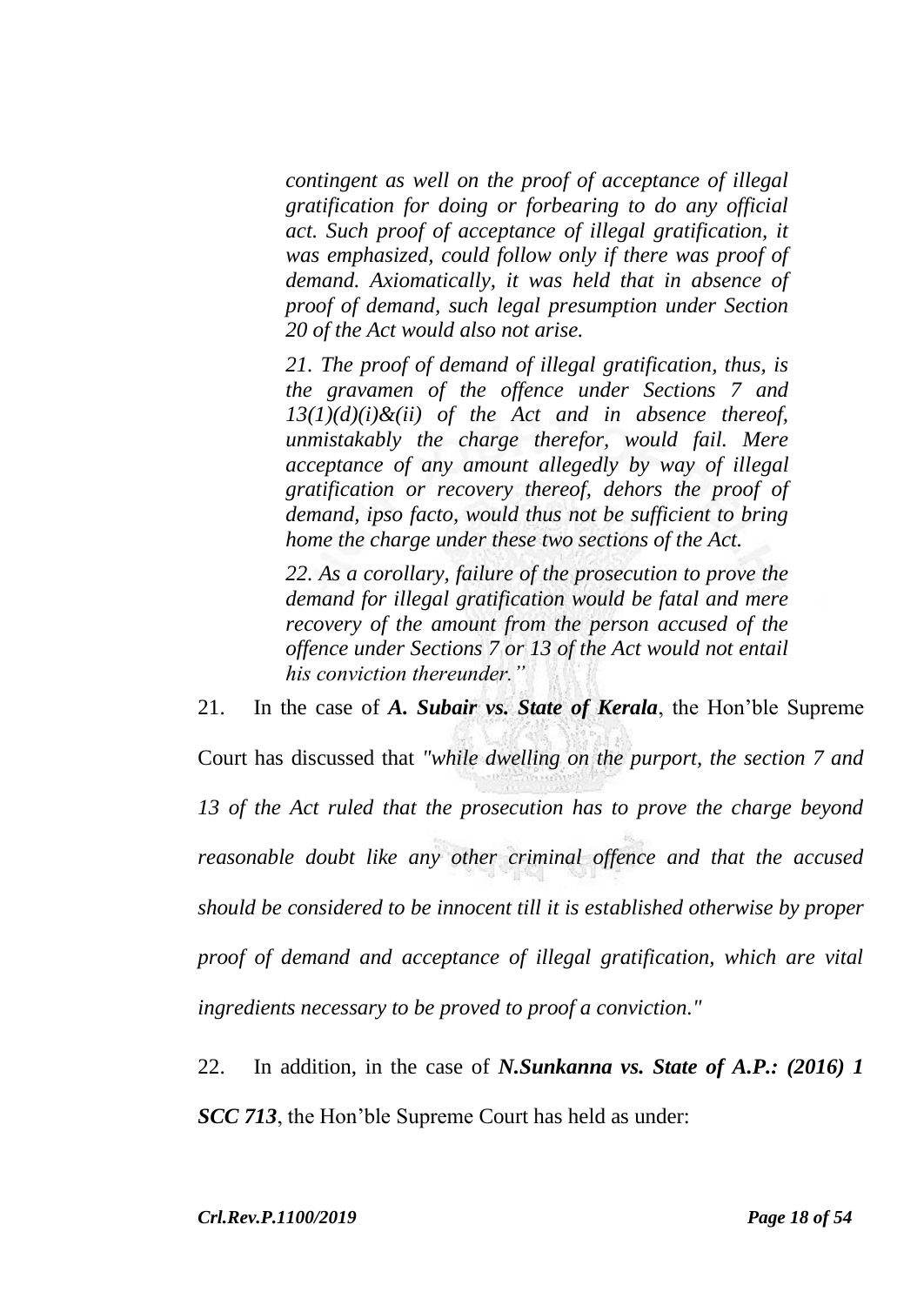*contingent as well on the proof of acceptance of illegal gratification for doing or forbearing to do any official act. Such proof of acceptance of illegal gratification, it was emphasized, could follow only if there was proof of demand. Axiomatically, it was held that in absence of proof of demand, such legal presumption under Section 20 of the Act would also not arise.*

*21. The proof of demand of illegal gratification, thus, is the gravamen of the offence under Sections 7 and 13(1)(d)(i)&(ii) of the Act and in absence thereof, unmistakably the charge therefor, would fail. Mere acceptance of any amount allegedly by way of illegal gratification or recovery thereof, dehors the proof of demand, ipso facto, would thus not be sufficient to bring home the charge under these two sections of the Act.*

*22. As a corollary, failure of the prosecution to prove the demand for illegal gratification would be fatal and mere recovery of the amount from the person accused of the offence under Sections 7 or 13 of the Act would not entail his conviction thereunder."*

21. In the case of ***A. Subair vs. State of Kerala***, the Hon'ble Supreme Court has discussed that *"while dwelling on the purport, the section 7 and 13 of the Act ruled that the prosecution has to prove the charge beyond reasonable doubt like any other criminal offence and that the accused should be considered to be innocent till it is established otherwise by proper proof of demand and acceptance of illegal gratification, which are vital ingredients necessary to be proved to proof a conviction."*

22. In addition, in the case of ***N.Sunkanna vs. State of A.P.: (2016) 1 SCC 713***, the Hon'ble Supreme Court has held as under: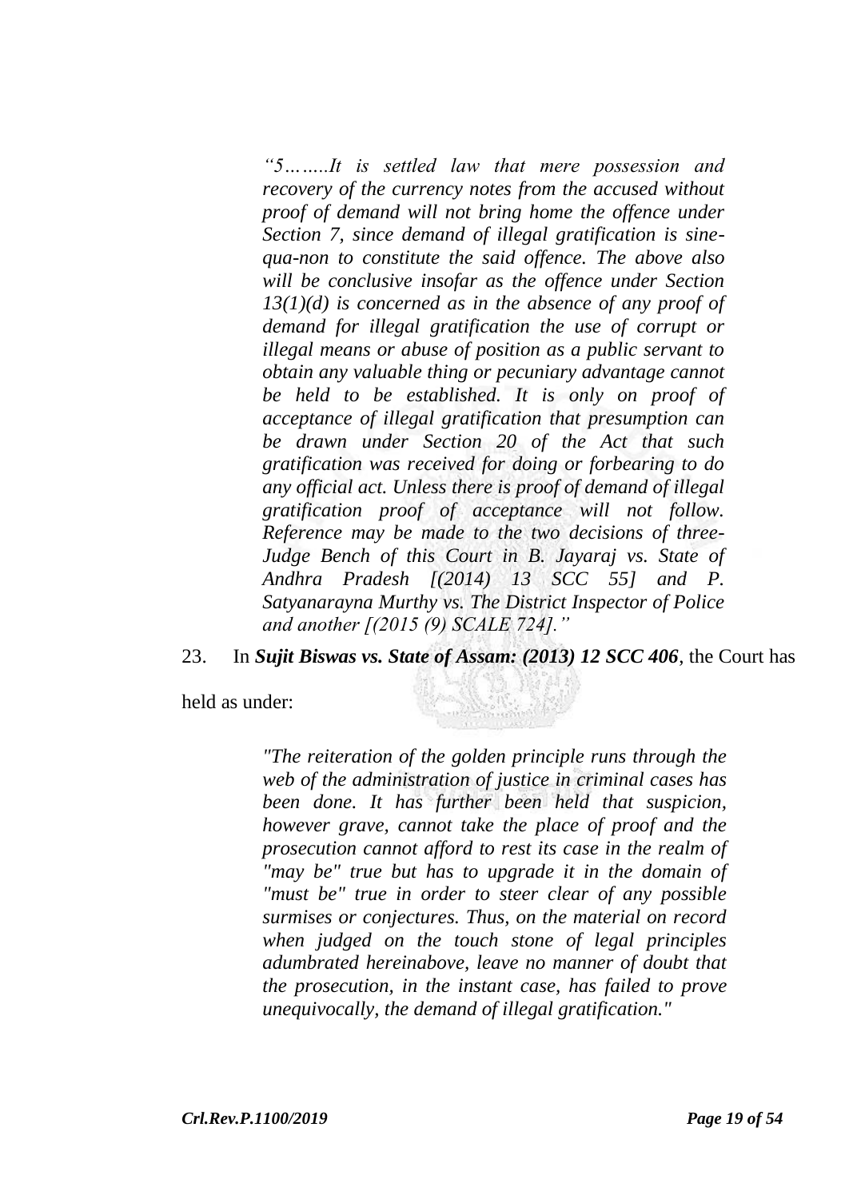> *“5……..It is settled law that mere possession and recovery of the currency notes from the accused without proof of demand will not bring home the offence under Section 7, since demand of illegal gratification is sine-qua-non to constitute the said offence. The above also will be conclusive insofar as the offence under Section 13(1)(d) is concerned as in the absence of any proof of demand for illegal gratification the use of corrupt or illegal means or abuse of position as a public servant to obtain any valuable thing or pecuniary advantage cannot be held to be established. It is only on proof of acceptance of illegal gratification that presumption can be drawn under Section 20 of the Act that such gratification was received for doing or forbearing to do any official act. Unless there is proof of demand of illegal gratification proof of acceptance will not follow. Reference may be made to the two decisions of three-Judge Bench of this Court in B. Jayaraj vs. State of Andhra Pradesh [(2014) 13 SCC 55] and P. Satyanarayna Murthy vs. The District Inspector of Police and another [(2015 (9) SCALE 724].”*

23. In ***Sujit Biswas vs. State of Assam: (2013) 12 SCC 406***, the Court has held as under:

> *"The reiteration of the golden principle runs through the web of the administration of justice in criminal cases has been done. It has further been held that suspicion, however grave, cannot take the place of proof and the prosecution cannot afford to rest its case in the realm of "may be" true but has to upgrade it in the domain of "must be" true in order to steer clear of any possible surmises or conjectures. Thus, on the material on record when judged on the touch stone of legal principles adumbrated hereinabove, leave no manner of doubt that the prosecution, in the instant case, has failed to prove unequivocally, the demand of illegal gratification."*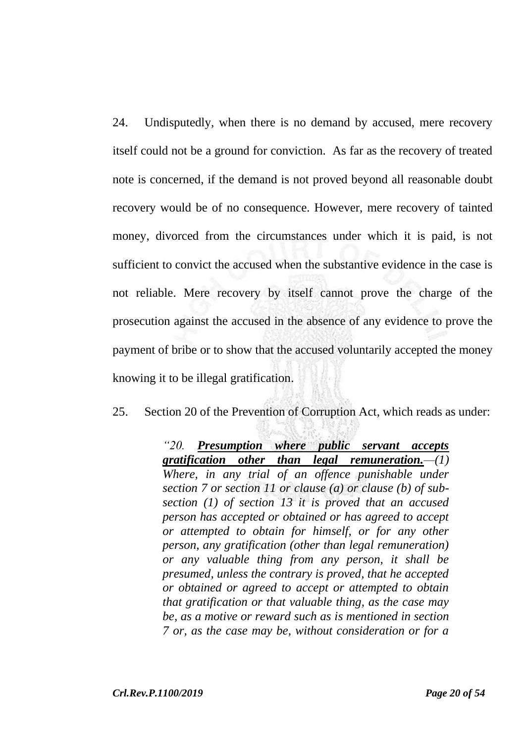24. Undisputedly, when there is no demand by accused, mere recovery itself could not be a ground for conviction. As far as the recovery of treated note is concerned, if the demand is not proved beyond all reasonable doubt recovery would be of no consequence. However, mere recovery of tainted money, divorced from the circumstances under which it is paid, is not sufficient to convict the accused when the substantive evidence in the case is not reliable. Mere recovery by itself cannot prove the charge of the prosecution against the accused in the absence of any evidence to prove the payment of bribe or to show that the accused voluntarily accepted the money knowing it to be illegal gratification.

25. Section 20 of the Prevention of Corruption Act, which reads as under:

> *"20. **Presumption where public servant accepts gratification other than legal remuneration.**—(1) Where, in any trial of an offence punishable under section 7 or section 11 or clause (a) or clause (b) of sub-section (1) of section 13 it is proved that an accused person has accepted or obtained or has agreed to accept or attempted to obtain for himself, or for any other person, any gratification (other than legal remuneration) or any valuable thing from any person, it shall be presumed, unless the contrary is proved, that he accepted or obtained or agreed to accept or attempted to obtain that gratification or that valuable thing, as the case may be, as a motive or reward such as is mentioned in section 7 or, as the case may be, without consideration or for a*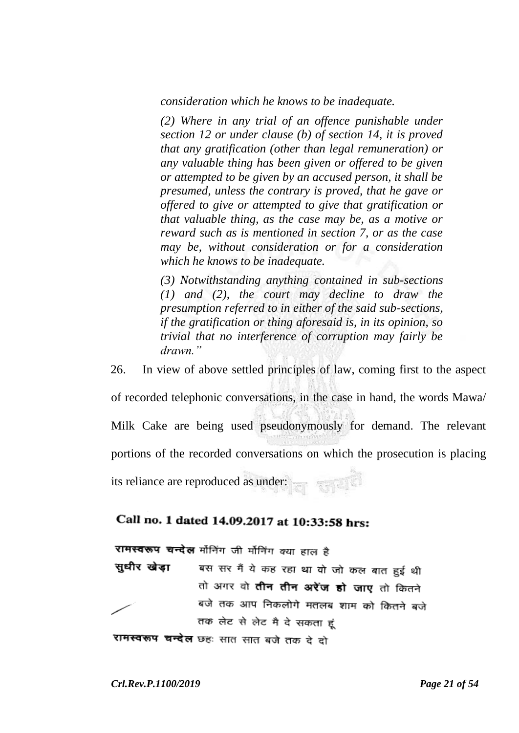*consideration which he knows to be inadequate.*

*(2) Where in any trial of an offence punishable under section 12 or under clause (b) of section 14, it is proved that any gratification (other than legal remuneration) or any valuable thing has been given or offered to be given or attempted to be given by an accused person, it shall be presumed, unless the contrary is proved, that he gave or offered to give or attempted to give that gratification or that valuable thing, as the case may be, as a motive or reward such as is mentioned in section 7, or as the case may be, without consideration or for a consideration which he knows to be inadequate.*

*(3) Notwithstanding anything contained in sub-sections (1) and (2), the court may decline to draw the presumption referred to in either of the said sub-sections, if the gratification or thing aforesaid is, in its opinion, so trivial that no interference of corruption may fairly be drawn."*

26. In view of above settled principles of law, coming first to the aspect of recorded telephonic conversations, in the case in hand, the words Mawa/ Milk Cake are being used pseudonymously for demand. The relevant portions of the recorded conversations on which the prosecution is placing its reliance are reproduced as under:

**Call no. 1 dated 14.09.2017 at 10:33:58 hrs:**

**रामस्वरूप चन्देल** मॉर्निंग जी मॉर्निंग क्या हाल है

**सुधीर खेड़ा** बस सर मैं ये कह रहा था वो जो कल बात हुई थी तो अगर वो **तीन तीन अरेंज हो जाए** तो कितने बजे तक आप निकलोगे मतलब शाम को कितने बजे तक लेट से लेट मै दे सकता हूं

**रामस्वरूप चन्देल** छहः सात सात बजे तक दे दो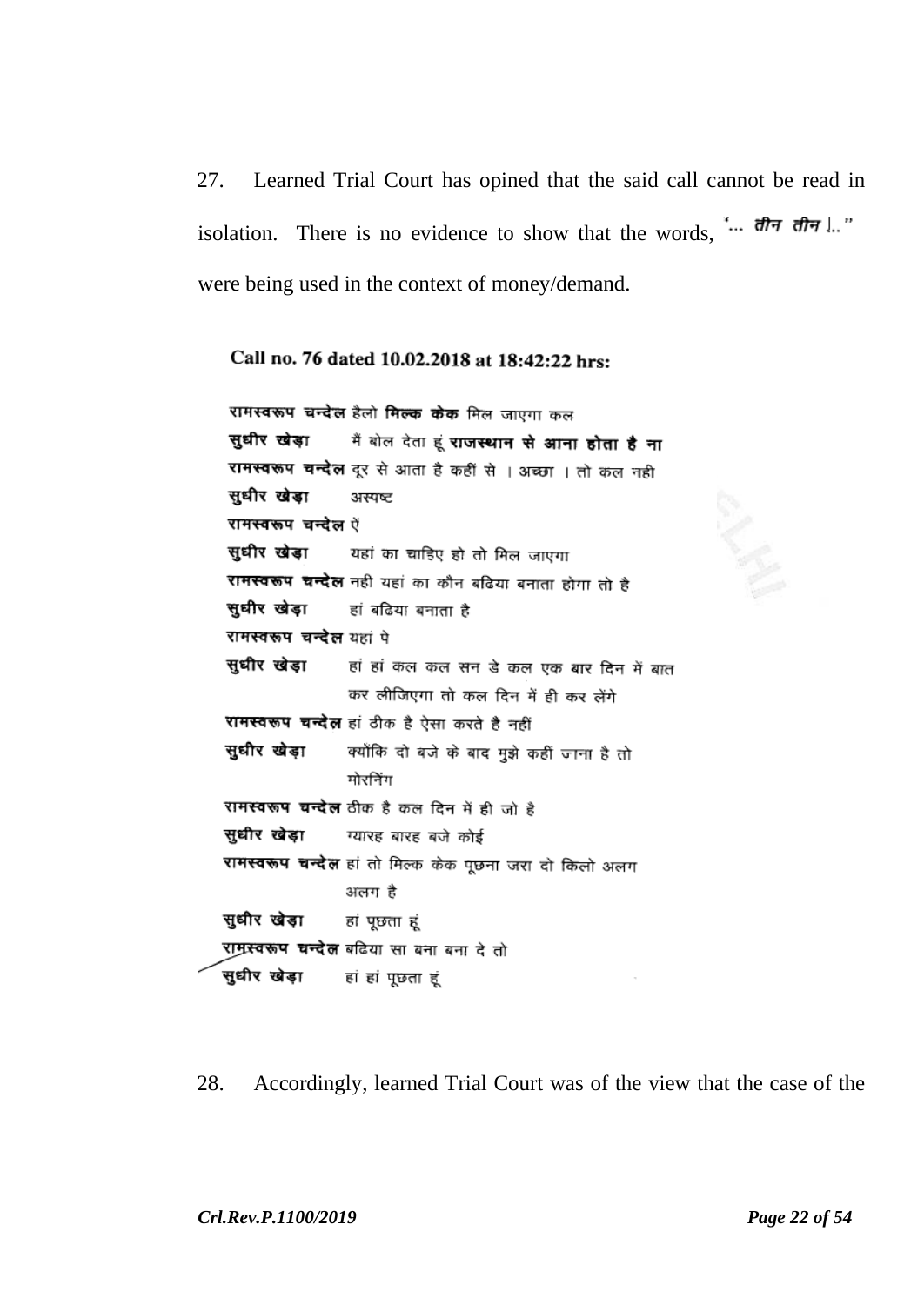27. Learned Trial Court has opined that the said call cannot be read in isolation. There is no evidence to show that the words, '... तीन तीन |.." were being used in the context of money/demand.

**Call no. 76 dated 10.02.2018 at 18:42:22 hrs:**

**रामस्वरूप चन्देल** हैलो **मिल्क केक** मिल जाएगा कल

**सुधीर खेड़ा** मैं बोल देता हूं **राजस्थान से आना होता है ना**

**रामस्वरूप चन्देल** दूर से आता है कहीं से । अच्छा । तो कल नही

**सुधीर खेड़ा** अस्पष्ट

**रामस्वरूप चन्देल** ऐं

**सुधीर खेड़ा** यहां का चाहिए हो तो मिल जाएगा

**रामस्वरूप चन्देल** नही यहां का कौन बढिया बनाता होगा तो है

**सुधीर खेड़ा** हां बढिया बनाता है

**रामस्वरूप चन्देल** यहां पे

**सुधीर खेड़ा** हां हां कल कल सन डे कल एक बार दिन में बात कर लीजिएगा तो कल दिन में ही कर लेंगे

**रामस्वरूप चन्देल** हां ठीक है ऐसा करते है नहीं

**सुधीर खेड़ा** क्योंकि दो बजे के बाद मुझे कहीं जाना है तो मोरनिंग

**रामस्वरूप चन्देल** ठीक है कल दिन में ही जो है

**सुधीर खेड़ा** ग्यारह बारह बजे कोई

**रामस्वरूप चन्देल** हां तो मिल्क केक पूछना जरा दो किलो अलग अलग है

**सुधीर खेड़ा** हां पूछता हूं

**रामस्वरूप चन्देल** बढिया सा बना बना दे तो

**सुधीर खेड़ा** हां हां पूछता हूं

28. Accordingly, learned Trial Court was of the view that the case of the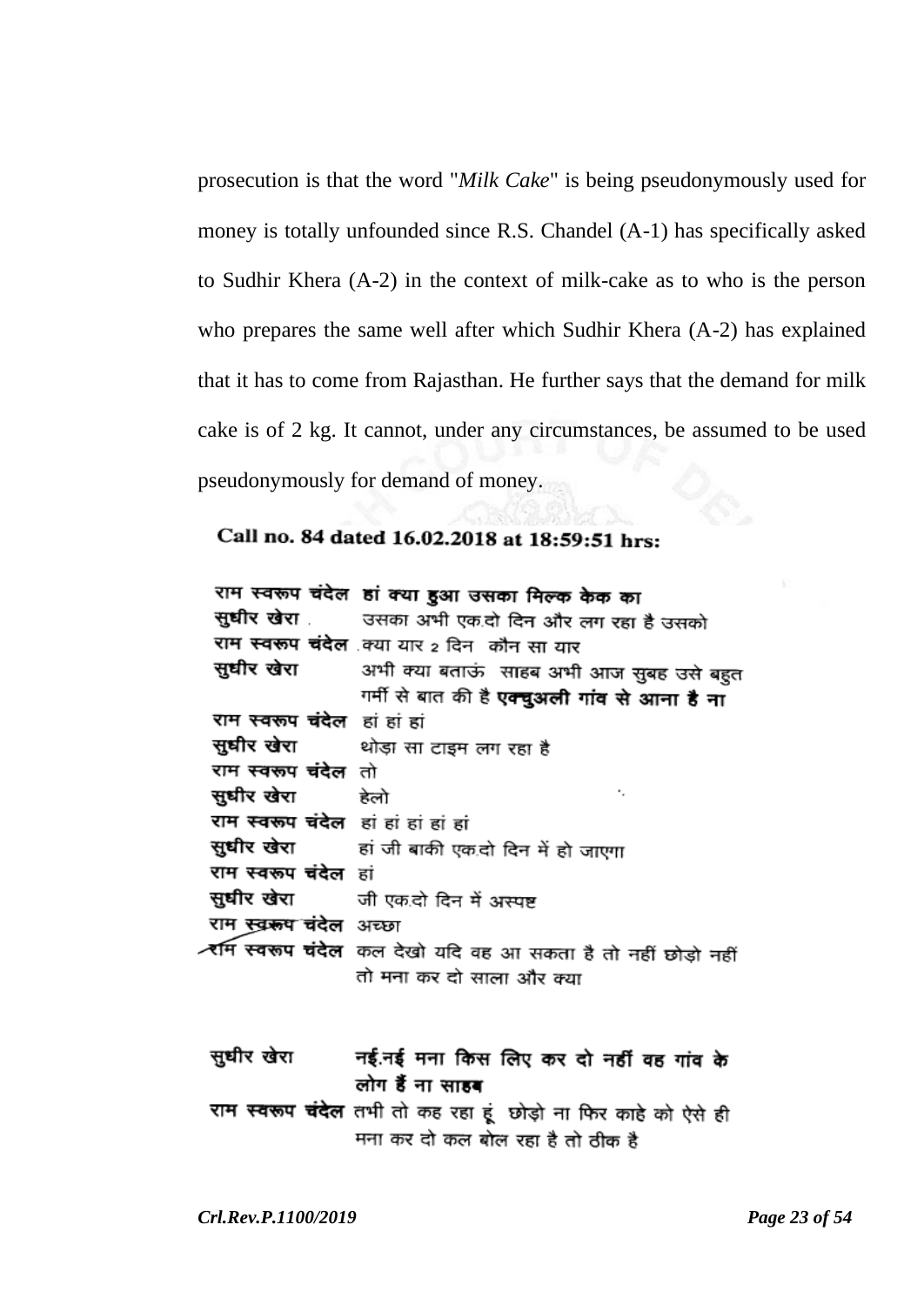prosecution is that the word "*Milk Cake*" is being pseudonymously used for money is totally unfounded since R.S. Chandel (A-1) has specifically asked to Sudhir Khera (A-2) in the context of milk-cake as to who is the person who prepares the same well after which Sudhir Khera (A-2) has explained that it has to come from Rajasthan. He further says that the demand for milk cake is of 2 kg. It cannot, under any circumstances, be assumed to be used pseudonymously for demand of money.

**Call no. 84 dated 16.02.2018 at 18:59:51 hrs:**

| | |
|---|---|
| राम स्वरूप चंदेल | **हां क्या हुआ उसका मिल्क केक का** |
| सुधीर खेरा | उसका अभी एक.दो दिन और लग रहा है उसको |
| राम स्वरूप चंदेल | क्या यार 2 दिन कौन सा यार |
| सुधीर खेरा | अभी क्या बताऊं साहब अभी आज सुबह उसे बहुत गर्मी से बात की है **एक्चुअली गांव से आना है ना** |
| राम स्वरूप चंदेल | हां हां हां |
| सुधीर खेरा | थोड़ा सा टाइम लग रहा है |
| राम स्वरूप चंदेल | तो |
| सुधीर खेरा | हेलो |
| राम स्वरूप चंदेल | हां हां हां हां हां |
| सुधीर खेरा | हां जी बाकी एक.दो दिन में हो जाएगा |
| राम स्वरूप चंदेल | हां |
| सुधीर खेरा | जी एक.दो दिन में अस्पष्ट |
| राम स्वरूप चंदेल | अच्छा |
| राम स्वरूप चंदेल | कल देखो यदि वह आ सकता है तो नहीं छोड़ो नहीं तो मना कर दो साला और क्या |
| सुधीर खेरा | **नई.नई मना किस लिए कर दो नहीं वह गांव के लोग हैं ना साहब** |
| राम स्वरूप चंदेल | तभी तो कह रहा हूं छोड़ो ना फिर काहे को ऐसे ही मना कर दो कल बोल रहा है तो ठीक है |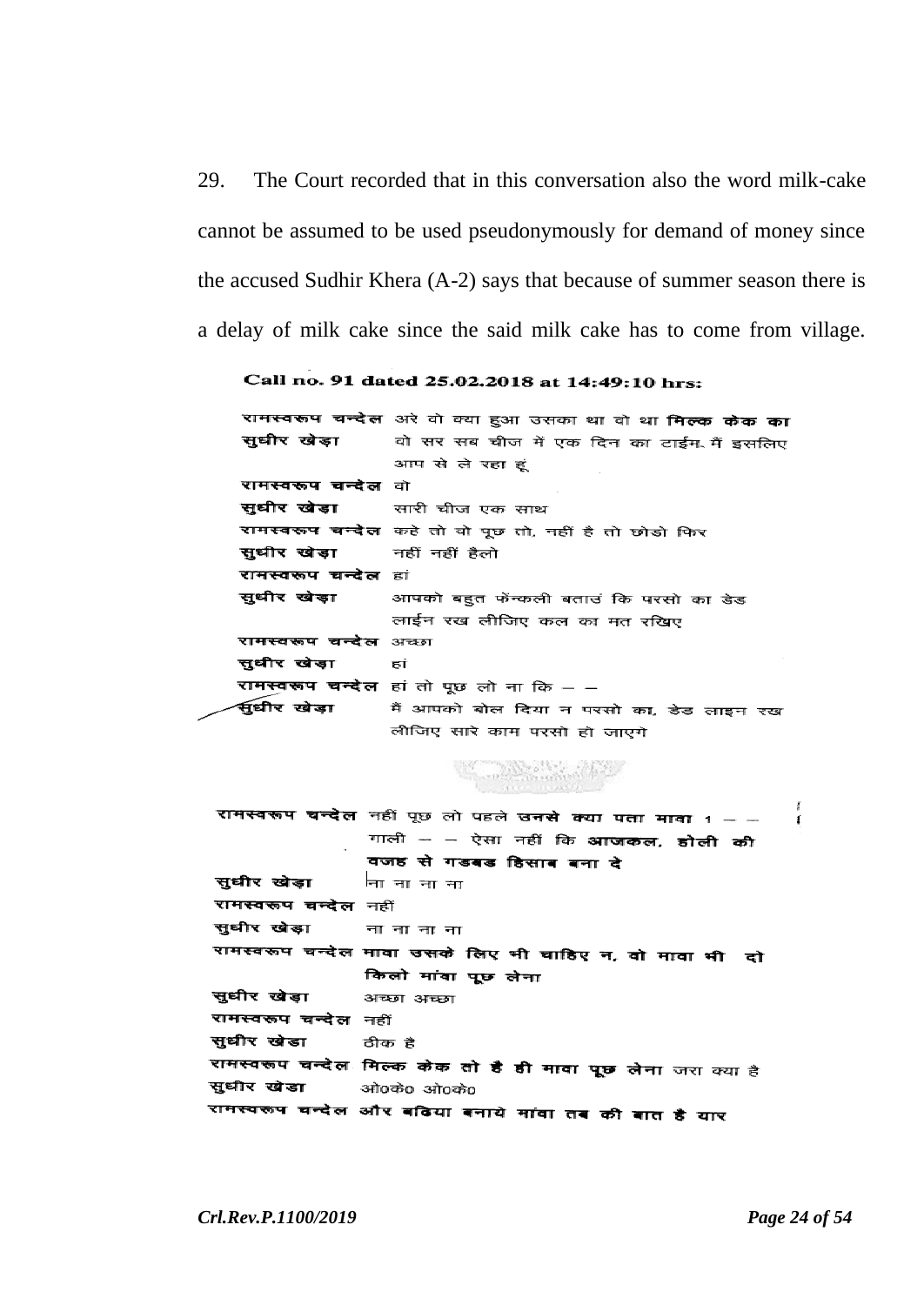29. The Court recorded that in this conversation also the word milk-cake cannot be assumed to be used pseudonymously for demand of money since the accused Sudhir Khera (A-2) says that because of summer season there is a delay of milk cake since the said milk cake has to come from village.

**Call no. 91 dated 25.02.2018 at 14:49:10 hrs:**

| | |
|---|---|
| **रामस्वरूप चन्देल** | अरे वो क्या हुआ उसका था वो था **मिल्क केक का** |
| **सुधीर खेड़ा** | वो सर सब चीज में एक दिन का टाईम. मैं इसलिए आप से ले रहा हूं |
| **रामस्वरूप चन्देल** | वो |
| **सुधीर खेड़ा** | सारी चीज एक साथ |
| **रामस्वरूप चन्देल** | कहे तो वो पूछ लो, नहीं है तो छोडो फिर |
| **सुधीर खेड़ा** | नहीं नहीं हैलो |
| **रामस्वरूप चन्देल** | हां |
| **सुधीर खेड़ा** | आपको बहुत फेंन्कली बताउं कि परसो का डेड लाईन रख लीजिए कल का मत रखिए |
| **रामस्वरूप चन्देल** | अच्छा |
| **सुधीर खेड़ा** | हां |
| **रामस्वरूप चन्देल** | हां तो पूछ लो ना कि – – |
| **सुधीर खेड़ा** | मैं आपको बोल दिया न परसो का, डेड लाइन रख लीजिए सारे काम परसो हो जाएगे |
| **रामस्वरूप चन्देल** | नहीं पूछ लो पहले **उनसे क्या पता मावा** 1 – – गाली – – ऐसा नहीं कि **आजकल, होली की वजह से गडबड हिसाब बना दे** |
| **सुधीर खेड़ा** | ना ना ना ना |
| **रामस्वरूप चन्देल** | नहीं |
| **सुधीर खेड़ा** | ना ना ना ना |
| **रामस्वरूप चन्देल** | **मावा उसके लिए भी चाहिए न, वो मावा भी दो किलो मांवा पूछ लेना** |
| **सुधीर खेड़ा** | अच्छा अच्छा |
| **रामस्वरूप चन्देल** | नहीं |
| **सुधीर खेडा** | ठीक है |
| **रामस्वरूप चन्देल** | **मिल्क केक तो है ही मावा पूछ लेना** जरा क्या है |
| **सुधीर खेडा** | ओ0के0 ओ0के0 |
| **रामस्वरूप चन्देल** | **और बढिया बनाये मांवा तब की बात है यार** |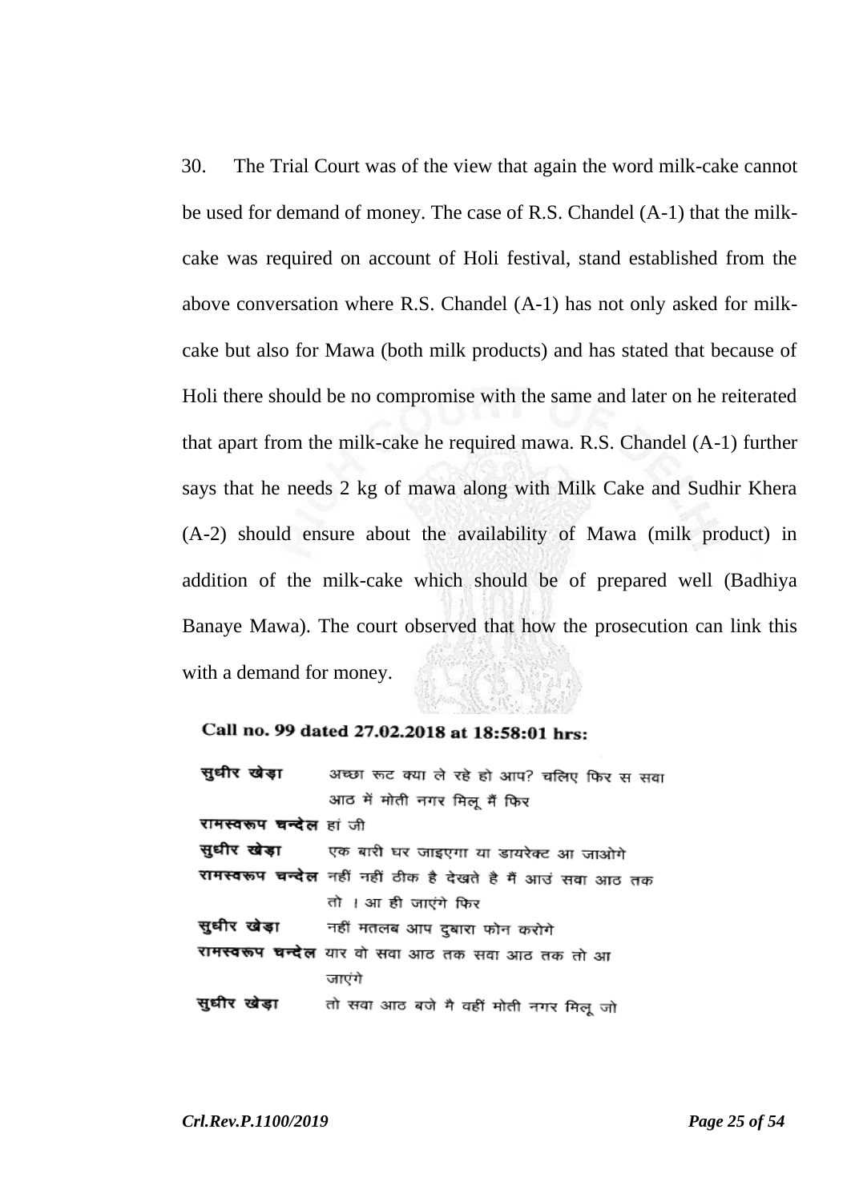30. The Trial Court was of the view that again the word milk-cake cannot be used for demand of money. The case of R.S. Chandel (A-1) that the milk-cake was required on account of Holi festival, stand established from the above conversation where R.S. Chandel (A-1) has not only asked for milk-cake but also for Mawa (both milk products) and has stated that because of Holi there should be no compromise with the same and later on he reiterated that apart from the milk-cake he required mawa. R.S. Chandel (A-1) further says that he needs 2 kg of mawa along with Milk Cake and Sudhir Khera (A-2) should ensure about the availability of Mawa (milk product) in addition of the milk-cake which should be of prepared well (Badhiya Banaye Mawa). The court observed that how the prosecution can link this with a demand for money.

**Call no. 99 dated 27.02.2018 at 18:58:01 hrs:**

| | |
|---|---|
| **सुधीर खेड़ा** | अच्छा रूट क्या ले रहे हो आप? चलिए फिर स सवा आठ में मोती नगर मिलू मैं फिर |
| **रामस्वरूप चन्देल** | हां जी |
| **सुधीर खेड़ा** | एक बारी घर जाइएगा या डायरेक्ट आ जाओगे |
| **रामस्वरूप चन्देल** | नहीं नहीं ठीक है देखते है मैं आउं सवा आठ तक तो । आ ही जाएंगे फिर |
| **सुधीर खेड़ा** | नहीं मतलब आप दुबारा फोन करोगे |
| **रामस्वरूप चन्देल** | यार वो सवा आठ तक सवा आठ तक तो आ जाएंगे |
| **सुधीर खेड़ा** | तो सवा आठ बजे मै वहीं मोती नगर मिलू जो |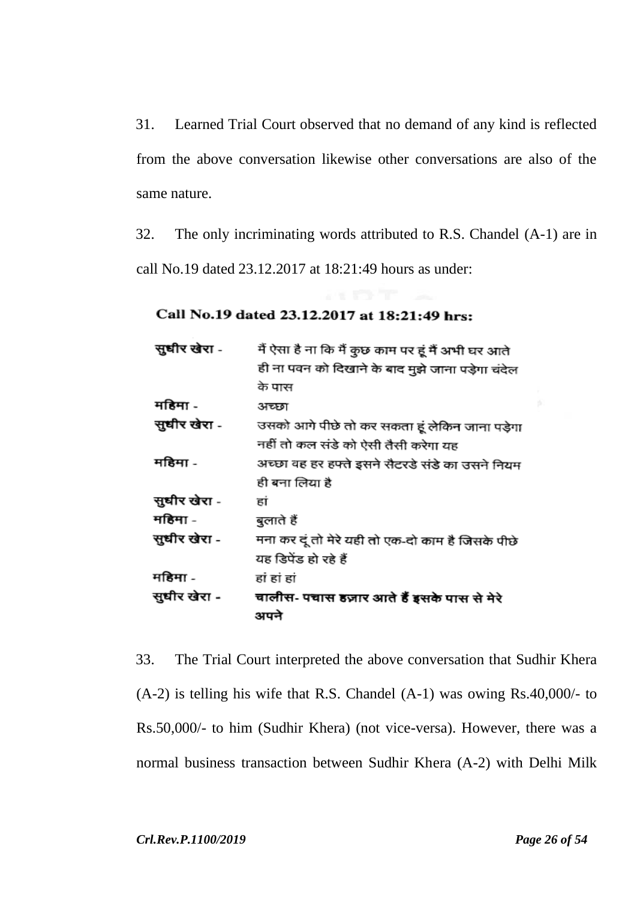31. Learned Trial Court observed that no demand of any kind is reflected from the above conversation likewise other conversations are also of the same nature.

32. The only incriminating words attributed to R.S. Chandel (A-1) are in call No.19 dated 23.12.2017 at 18:21:49 hours as under:

**Call No.19 dated 23.12.2017 at 18:21:49 hrs:**

| | |
|---|---|
| सुधीर खेरा - | मैं ऐसा है ना कि मैं कुछ काम पर हूं मैं अभी घर आते ही ना पवन को दिखाने के बाद मुझे जाना पड़ेगा चंदेल के पास |
| महिमा - | अच्छा |
| सुधीर खेरा - | उसको आगे पीछे तो कर सकता हूं लेकिन जाना पड़ेगा नहीं तो कल संडे को ऐसी तैसी करेगा यह |
| महिमा - | अच्छा वह हर हफ्ते इसने सैटरडे संडे का उसने नियम ही बना लिया है |
| सुधीर खेरा - | हां |
| महिमा - | बुलाते हैं |
| सुधीर खेरा - | मना कर दूं तो मेरे यही तो एक-दो काम है जिसके पीछे यह डिपेंड हो रहे हैं |
| महिमा - | हां हां हां |
| सुधीर खेरा - | **चालीस- पचास हज़ार आते हैं इसके पास से मेरे अपने** |

33. The Trial Court interpreted the above conversation that Sudhir Khera (A-2) is telling his wife that R.S. Chandel (A-1) was owing Rs.40,000/- to Rs.50,000/- to him (Sudhir Khera) (not vice-versa). However, there was a normal business transaction between Sudhir Khera (A-2) with Delhi Milk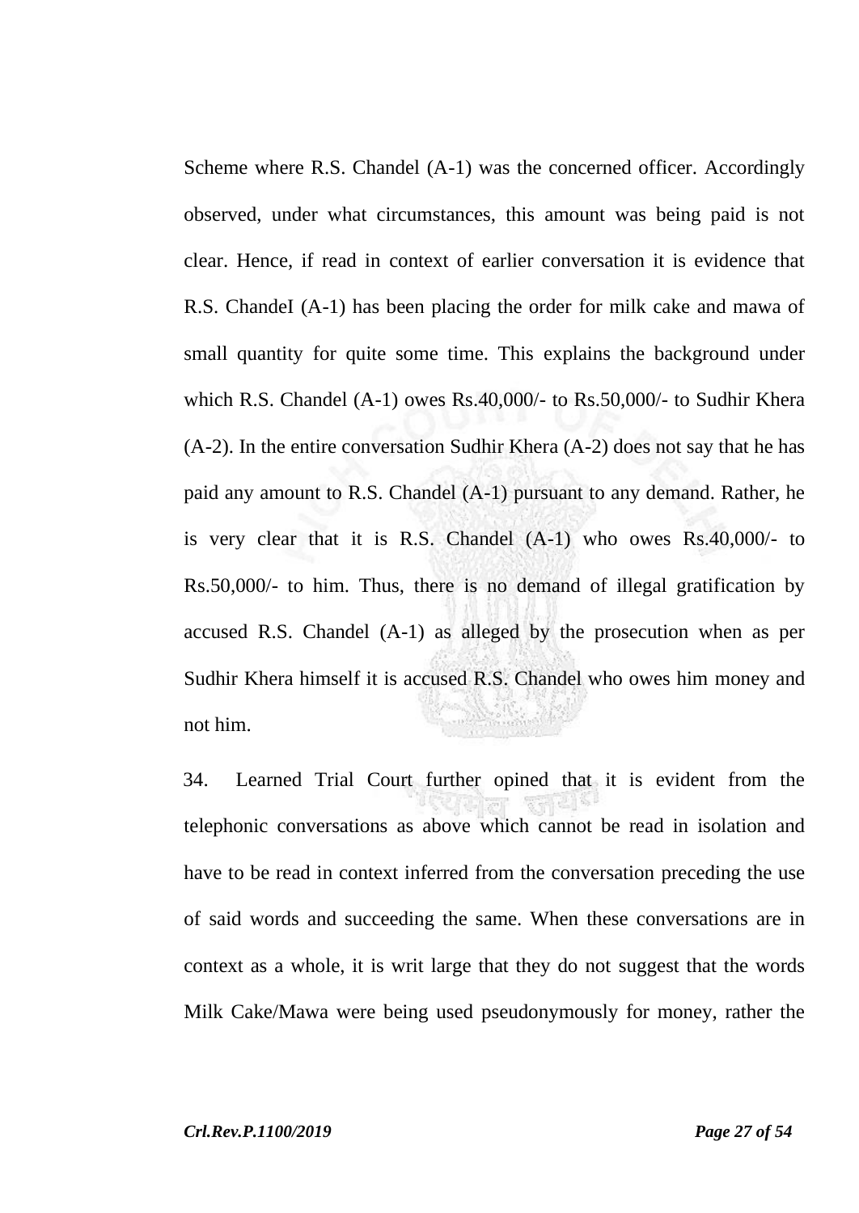Scheme where R.S. Chandel (A-1) was the concerned officer. Accordingly observed, under what circumstances, this amount was being paid is not clear. Hence, if read in context of earlier conversation it is evidence that R.S. ChandeI (A-1) has been placing the order for milk cake and mawa of small quantity for quite some time. This explains the background under which R.S. Chandel (A-1) owes Rs.40,000/- to Rs.50,000/- to Sudhir Khera (A-2). In the entire conversation Sudhir Khera (A-2) does not say that he has paid any amount to R.S. Chandel (A-1) pursuant to any demand. Rather, he is very clear that it is R.S. Chandel (A-1) who owes Rs.40,000/- to Rs.50,000/- to him. Thus, there is no demand of illegal gratification by accused R.S. Chandel (A-1) as alleged by the prosecution when as per Sudhir Khera himself it is accused R.S. Chandel who owes him money and not him.

34. Learned Trial Court further opined that it is evident from the telephonic conversations as above which cannot be read in isolation and have to be read in context inferred from the conversation preceding the use of said words and succeeding the same. When these conversations are in context as a whole, it is writ large that they do not suggest that the words Milk Cake/Mawa were being used pseudonymously for money, rather the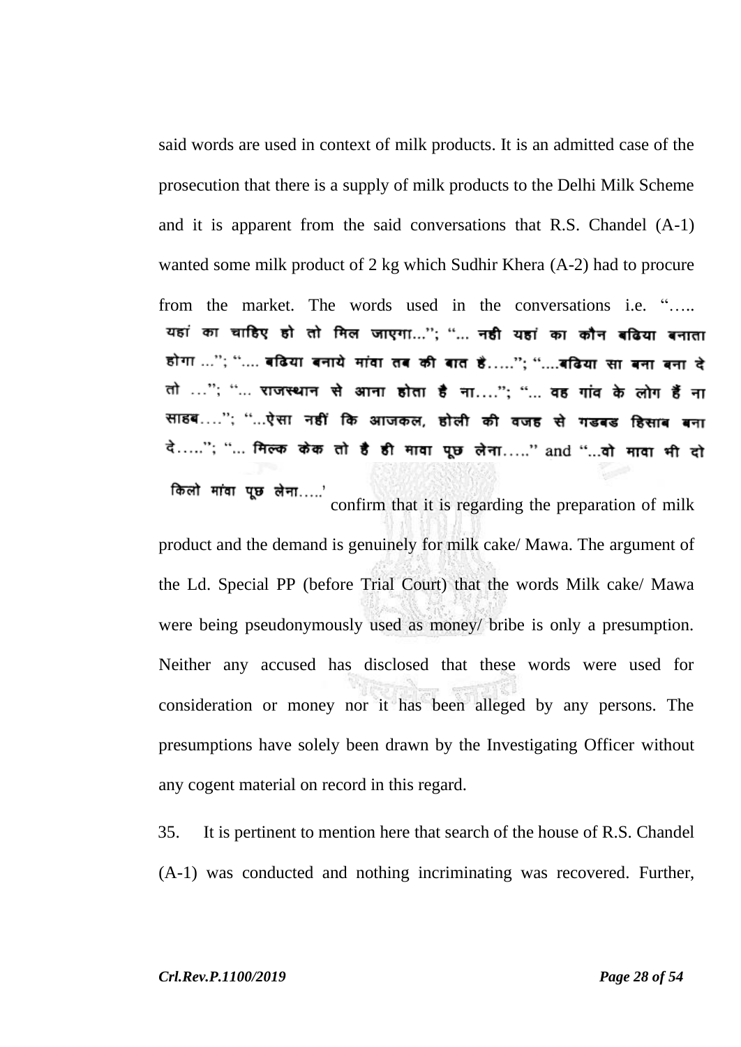said words are used in context of milk products. It is an admitted case of the prosecution that there is a supply of milk products to the Delhi Milk Scheme and it is apparent from the said conversations that R.S. Chandel (A-1) wanted some milk product of 2 kg which Sudhir Khera (A-2) had to procure from the market. The words used in the conversations i.e. "….. यहां का चाहिए हो तो मिल जाएगा…"; "… नही यहां का कौन बढिया बनाता होगा …"; "…. बढिया बनाये मांवा तब की बात है….."; "….बढिया सा बना बना दे तो …"; "… राजस्थान से आना होता है ना…."; "… वह गांव के लोग हैं ना साहब…."; "…ऐसा नहीं कि आजकल, होली की वजह से गडबड हिसाब बना दे….."; "… मिल्क केक तो है ही मावा पूछ लेना….." and "…वो मावा भी दो किलो मांवा पूछ लेना…..' confirm that it is regarding the preparation of milk product and the demand is genuinely for milk cake/ Mawa. The argument of the Ld. Special PP (before Trial Court) that the words Milk cake/ Mawa were being pseudonymously used as money/ bribe is only a presumption. Neither any accused has disclosed that these words were used for consideration or money nor it has been alleged by any persons. The presumptions have solely been drawn by the Investigating Officer without any cogent material on record in this regard.

35. It is pertinent to mention here that search of the house of R.S. Chandel (A-1) was conducted and nothing incriminating was recovered. Further,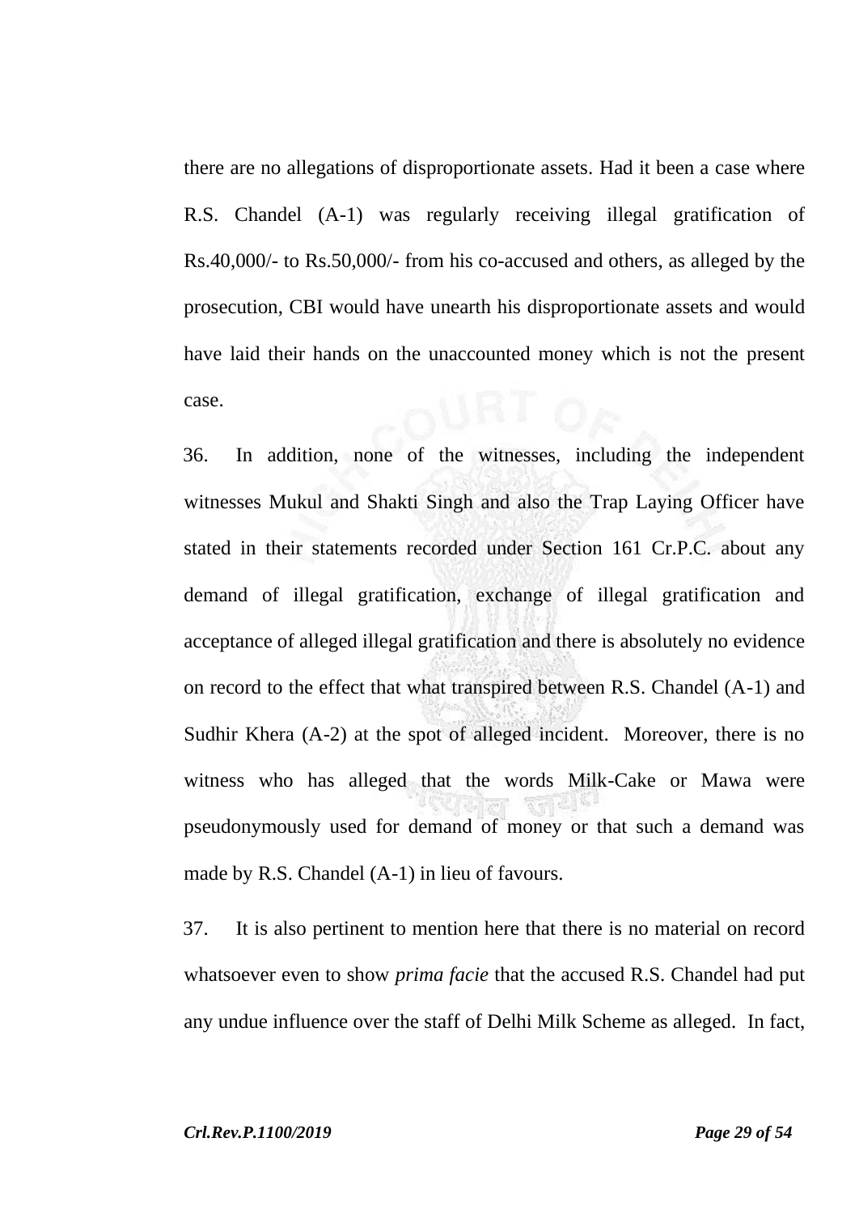there are no allegations of disproportionate assets. Had it been a case where R.S. Chandel (A-1) was regularly receiving illegal gratification of Rs.40,000/- to Rs.50,000/- from his co-accused and others, as alleged by the prosecution, CBI would have unearth his disproportionate assets and would have laid their hands on the unaccounted money which is not the present case.

36. In addition, none of the witnesses, including the independent witnesses Mukul and Shakti Singh and also the Trap Laying Officer have stated in their statements recorded under Section 161 Cr.P.C. about any demand of illegal gratification, exchange of illegal gratification and acceptance of alleged illegal gratification and there is absolutely no evidence on record to the effect that what transpired between R.S. Chandel (A-1) and Sudhir Khera (A-2) at the spot of alleged incident. Moreover, there is no witness who has alleged that the words Milk-Cake or Mawa were pseudonymously used for demand of money or that such a demand was made by R.S. Chandel (A-1) in lieu of favours.

37. It is also pertinent to mention here that there is no material on record whatsoever even to show *prima facie* that the accused R.S. Chandel had put any undue influence over the staff of Delhi Milk Scheme as alleged. In fact,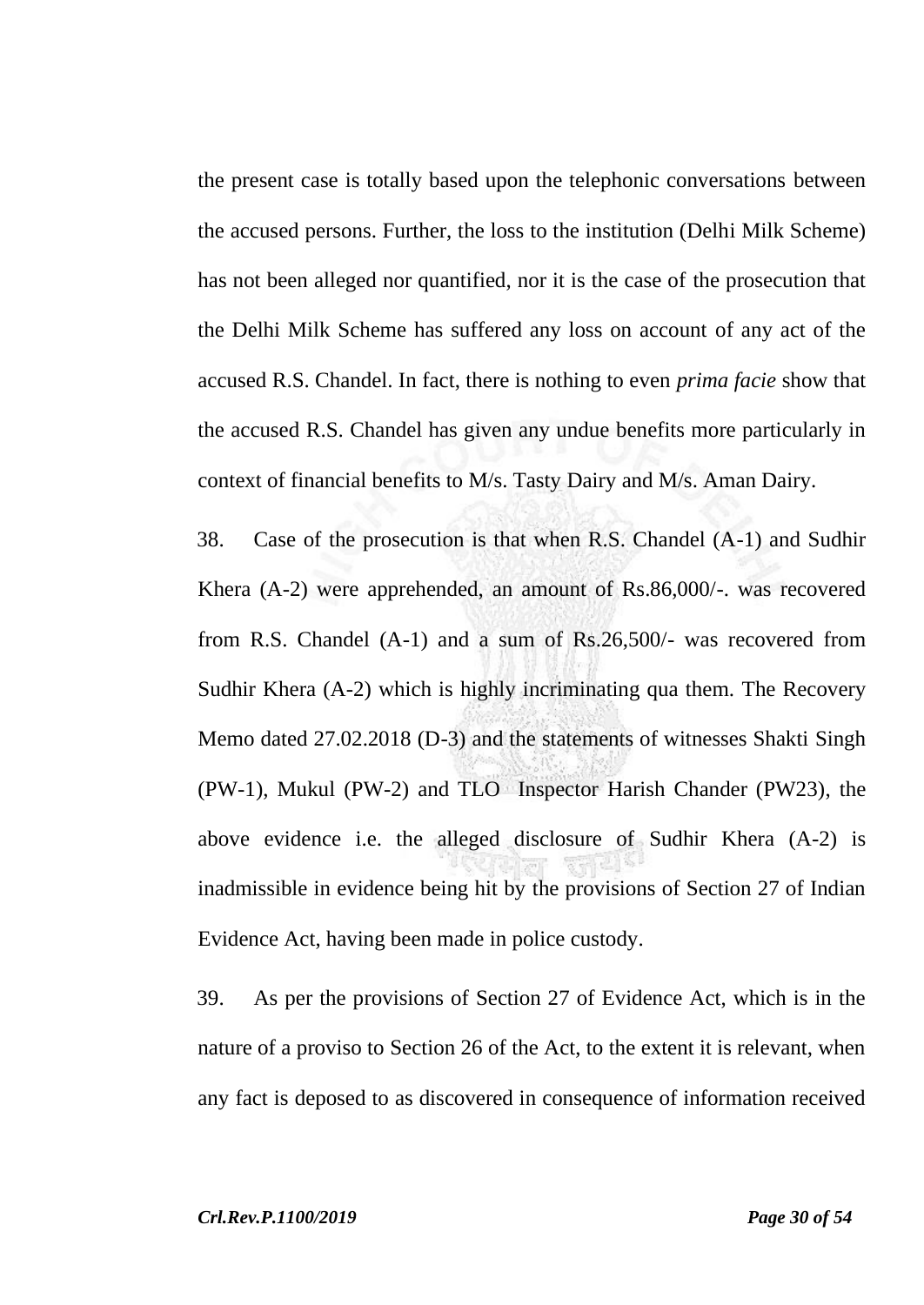the present case is totally based upon the telephonic conversations between the accused persons. Further, the loss to the institution (Delhi Milk Scheme) has not been alleged nor quantified, nor it is the case of the prosecution that the Delhi Milk Scheme has suffered any loss on account of any act of the accused R.S. Chandel. In fact, there is nothing to even *prima facie* show that the accused R.S. Chandel has given any undue benefits more particularly in context of financial benefits to M/s. Tasty Dairy and M/s. Aman Dairy.

38. Case of the prosecution is that when R.S. Chandel (A-1) and Sudhir Khera (A-2) were apprehended, an amount of Rs.86,000/-. was recovered from R.S. Chandel (A-1) and a sum of Rs.26,500/- was recovered from Sudhir Khera (A-2) which is highly incriminating qua them. The Recovery Memo dated 27.02.2018 (D-3) and the statements of witnesses Shakti Singh (PW-1), Mukul (PW-2) and TLO Inspector Harish Chander (PW23), the above evidence i.e. the alleged disclosure of Sudhir Khera (A-2) is inadmissible in evidence being hit by the provisions of Section 27 of Indian Evidence Act, having been made in police custody.

39. As per the provisions of Section 27 of Evidence Act, which is in the nature of a proviso to Section 26 of the Act, to the extent it is relevant, when any fact is deposed to as discovered in consequence of information received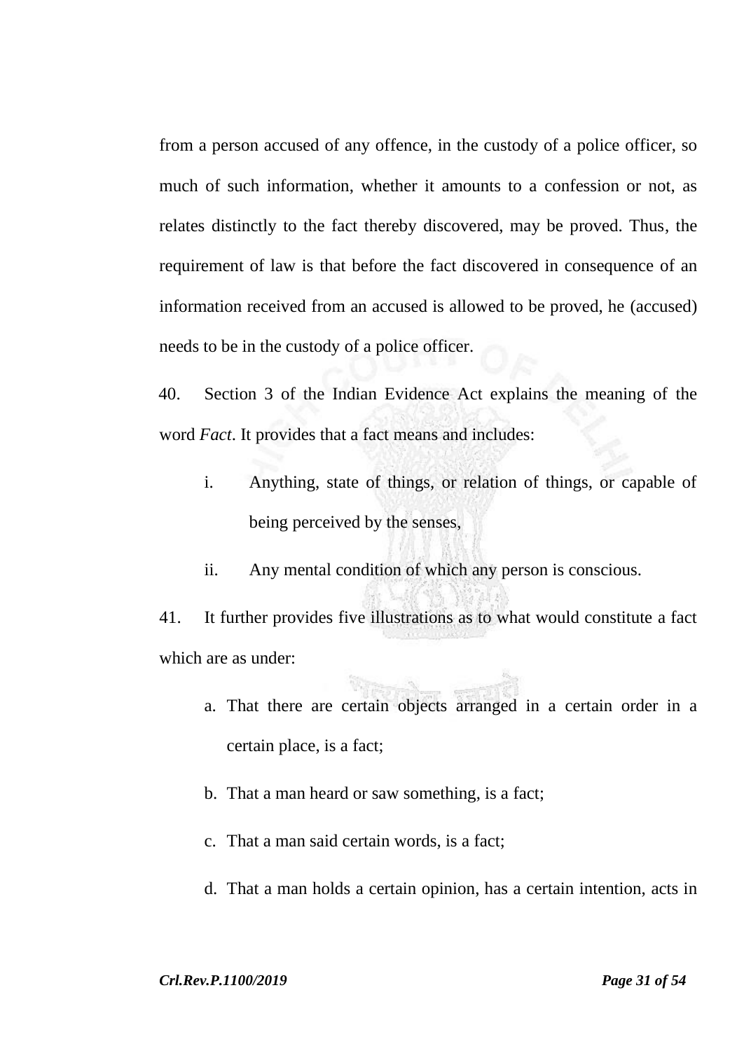from a person accused of any offence, in the custody of a police officer, so much of such information, whether it amounts to a confession or not, as relates distinctly to the fact thereby discovered, may be proved. Thus, the requirement of law is that before the fact discovered in consequence of an information received from an accused is allowed to be proved, he (accused) needs to be in the custody of a police officer.

40. Section 3 of the Indian Evidence Act explains the meaning of the word *Fact*. It provides that a fact means and includes:

i. Anything, state of things, or relation of things, or capable of being perceived by the senses,

ii. Any mental condition of which any person is conscious.

41. It further provides five illustrations as to what would constitute a fact which are as under:

a. That there are certain objects arranged in a certain order in a certain place, is a fact;

b. That a man heard or saw something, is a fact;

c. That a man said certain words, is a fact;

d. That a man holds a certain opinion, has a certain intention, acts in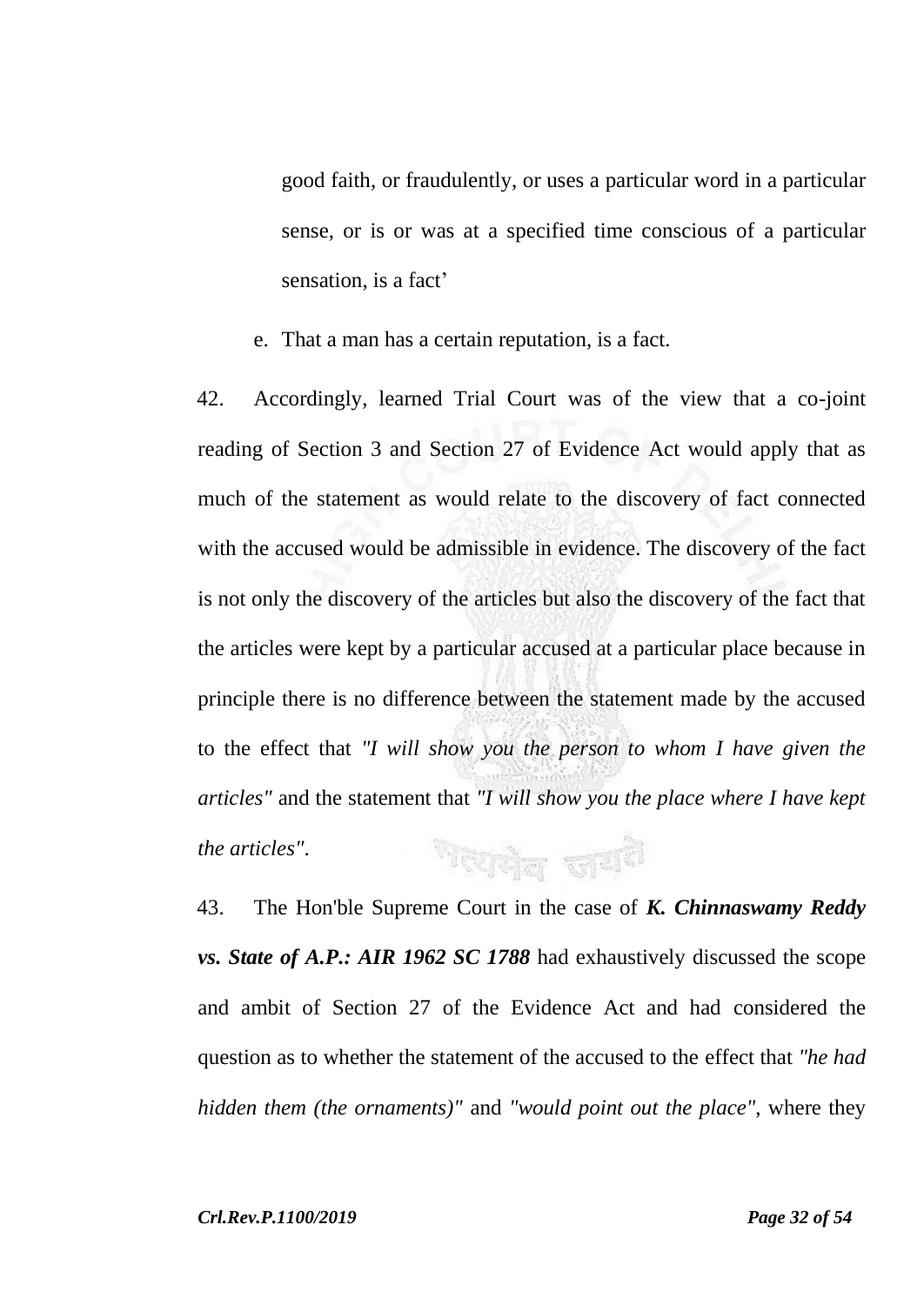good faith, or fraudulently, or uses a particular word in a particular sense, or is or was at a specified time conscious of a particular sensation, is a fact'

e. That a man has a certain reputation, is a fact.

42. Accordingly, learned Trial Court was of the view that a co-joint reading of Section 3 and Section 27 of Evidence Act would apply that as much of the statement as would relate to the discovery of fact connected with the accused would be admissible in evidence. The discovery of the fact is not only the discovery of the articles but also the discovery of the fact that the articles were kept by a particular accused at a particular place because in principle there is no difference between the statement made by the accused to the effect that *"I will show you the person to whom I have given the articles"* and the statement that *"I will show you the place where I have kept the articles"*.

43. The Hon'ble Supreme Court in the case of ***K. Chinnaswamy Reddy vs. State of A.P.: AIR 1962 SC 1788*** had exhaustively discussed the scope and ambit of Section 27 of the Evidence Act and had considered the question as to whether the statement of the accused to the effect that *"he had hidden them (the ornaments)"* and *"would point out the place"*, where they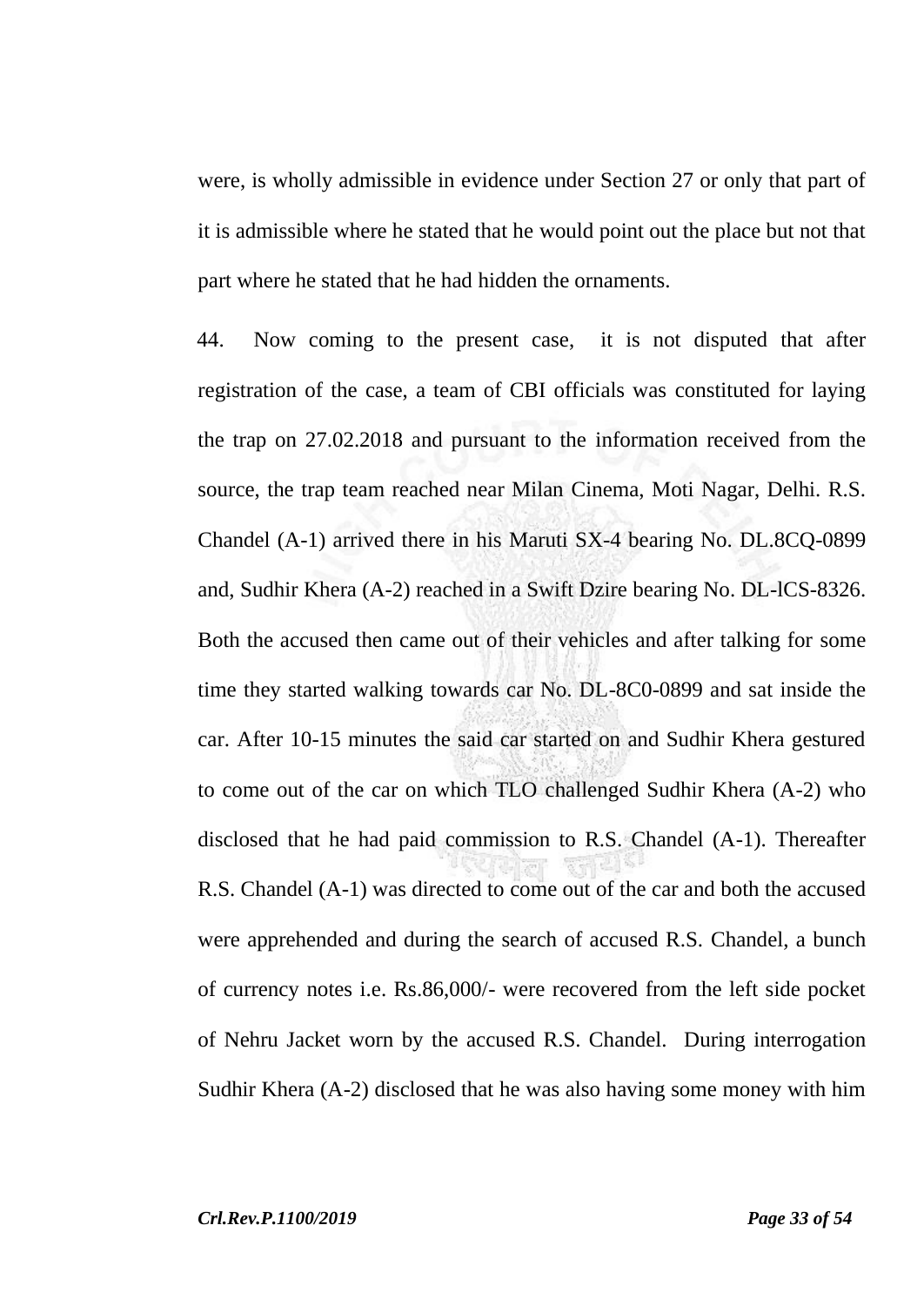were, is wholly admissible in evidence under Section 27 or only that part of it is admissible where he stated that he would point out the place but not that part where he stated that he had hidden the ornaments.

44. Now coming to the present case, it is not disputed that after registration of the case, a team of CBI officials was constituted for laying the trap on 27.02.2018 and pursuant to the information received from the source, the trap team reached near Milan Cinema, Moti Nagar, Delhi. R.S. Chandel (A-1) arrived there in his Maruti SX-4 bearing No. DL.8CQ-0899 and, Sudhir Khera (A-2) reached in a Swift Dzire bearing No. DL-lCS-8326. Both the accused then came out of their vehicles and after talking for some time they started walking towards car No. DL-8C0-0899 and sat inside the car. After 10-15 minutes the said car started on and Sudhir Khera gestured to come out of the car on which TLO challenged Sudhir Khera (A-2) who disclosed that he had paid commission to R.S. Chandel (A-1). Thereafter R.S. Chandel (A-1) was directed to come out of the car and both the accused were apprehended and during the search of accused R.S. Chandel, a bunch of currency notes i.e. Rs.86,000/- were recovered from the left side pocket of Nehru Jacket worn by the accused R.S. Chandel. During interrogation Sudhir Khera (A-2) disclosed that he was also having some money with him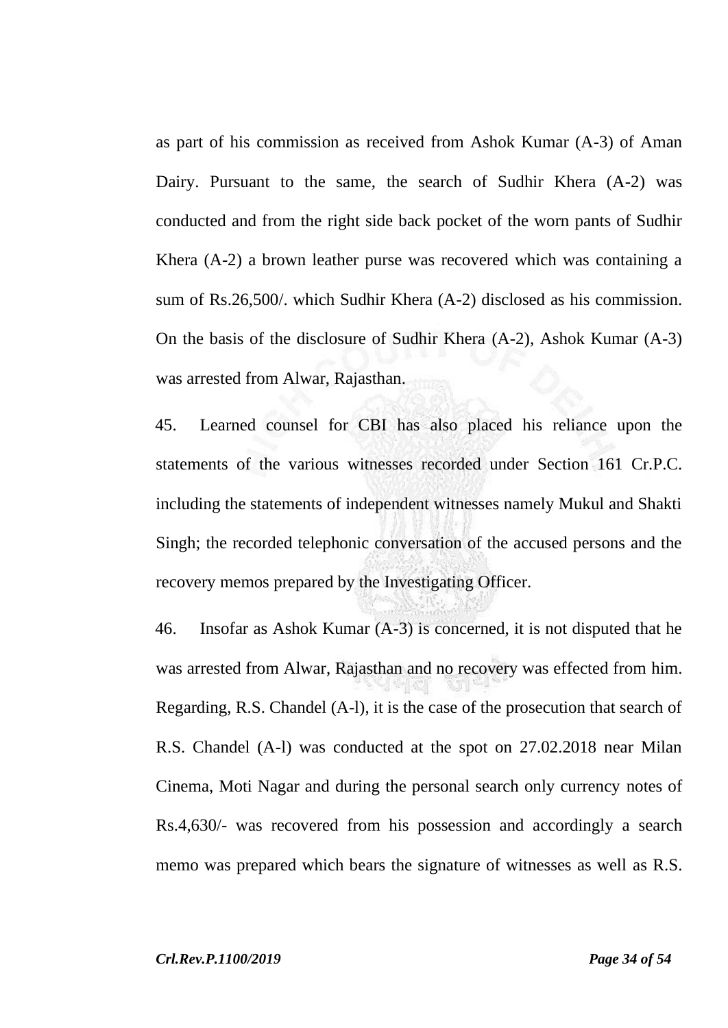as part of his commission as received from Ashok Kumar (A-3) of Aman Dairy. Pursuant to the same, the search of Sudhir Khera (A-2) was conducted and from the right side back pocket of the worn pants of Sudhir Khera (A-2) a brown leather purse was recovered which was containing a sum of Rs.26,500/. which Sudhir Khera (A-2) disclosed as his commission. On the basis of the disclosure of Sudhir Khera (A-2), Ashok Kumar (A-3) was arrested from Alwar, Rajasthan.

45. Learned counsel for CBI has also placed his reliance upon the statements of the various witnesses recorded under Section 161 Cr.P.C. including the statements of independent witnesses namely Mukul and Shakti Singh; the recorded telephonic conversation of the accused persons and the recovery memos prepared by the Investigating Officer.

46. Insofar as Ashok Kumar (A-3) is concerned, it is not disputed that he was arrested from Alwar, Rajasthan and no recovery was effected from him. Regarding, R.S. Chandel (A-l), it is the case of the prosecution that search of R.S. Chandel (A-l) was conducted at the spot on 27.02.2018 near Milan Cinema, Moti Nagar and during the personal search only currency notes of Rs.4,630/- was recovered from his possession and accordingly a search memo was prepared which bears the signature of witnesses as well as R.S.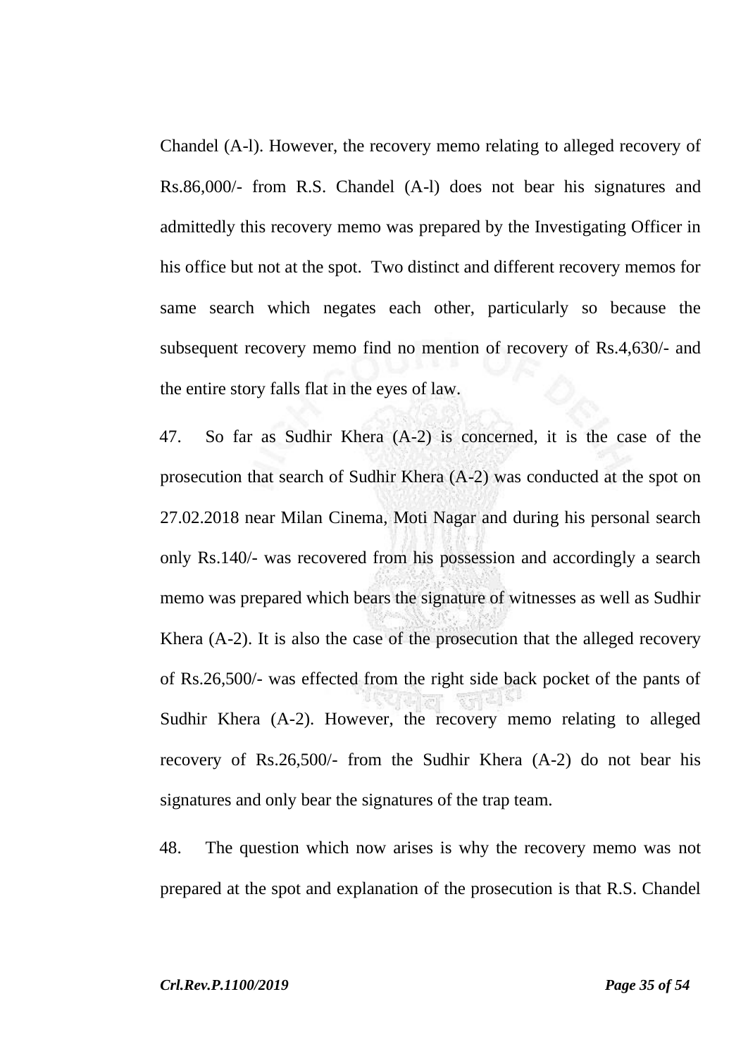Chandel (A-l). However, the recovery memo relating to alleged recovery of Rs.86,000/- from R.S. Chandel (A-l) does not bear his signatures and admittedly this recovery memo was prepared by the Investigating Officer in his office but not at the spot. Two distinct and different recovery memos for same search which negates each other, particularly so because the subsequent recovery memo find no mention of recovery of Rs.4,630/- and the entire story falls flat in the eyes of law.

47. So far as Sudhir Khera (A-2) is concerned, it is the case of the prosecution that search of Sudhir Khera (A-2) was conducted at the spot on 27.02.2018 near Milan Cinema, Moti Nagar and during his personal search only Rs.140/- was recovered from his possession and accordingly a search memo was prepared which bears the signature of witnesses as well as Sudhir Khera (A-2). It is also the case of the prosecution that the alleged recovery of Rs.26,500/- was effected from the right side back pocket of the pants of Sudhir Khera (A-2). However, the recovery memo relating to alleged recovery of Rs.26,500/- from the Sudhir Khera (A-2) do not bear his signatures and only bear the signatures of the trap team.

48. The question which now arises is why the recovery memo was not prepared at the spot and explanation of the prosecution is that R.S. Chandel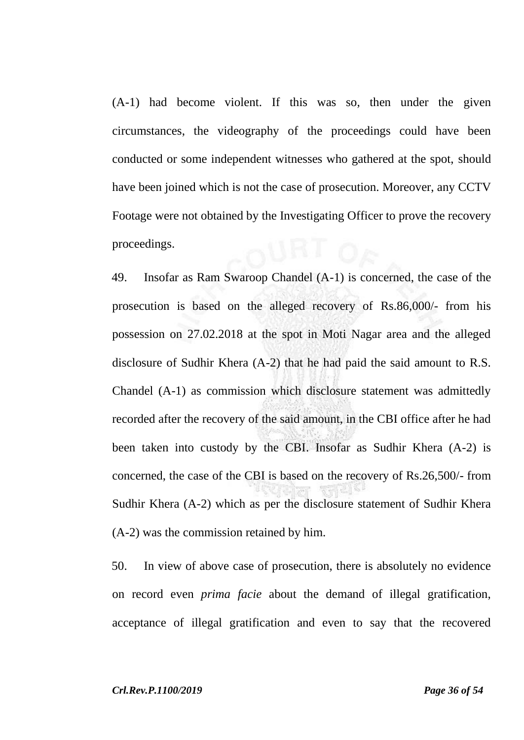(A-1) had become violent. If this was so, then under the given circumstances, the videography of the proceedings could have been conducted or some independent witnesses who gathered at the spot, should have been joined which is not the case of prosecution. Moreover, any CCTV Footage were not obtained by the Investigating Officer to prove the recovery proceedings.

49. Insofar as Ram Swaroop Chandel (A-1) is concerned, the case of the prosecution is based on the alleged recovery of Rs.86,000/- from his possession on 27.02.2018 at the spot in Moti Nagar area and the alleged disclosure of Sudhir Khera (A-2) that he had paid the said amount to R.S. Chandel (A-1) as commission which disclosure statement was admittedly recorded after the recovery of the said amount, in the CBI office after he had been taken into custody by the CBI. Insofar as Sudhir Khera (A-2) is concerned, the case of the CBI is based on the recovery of Rs.26,500/- from Sudhir Khera (A-2) which as per the disclosure statement of Sudhir Khera (A-2) was the commission retained by him.

50. In view of above case of prosecution, there is absolutely no evidence on record even *prima facie* about the demand of illegal gratification, acceptance of illegal gratification and even to say that the recovered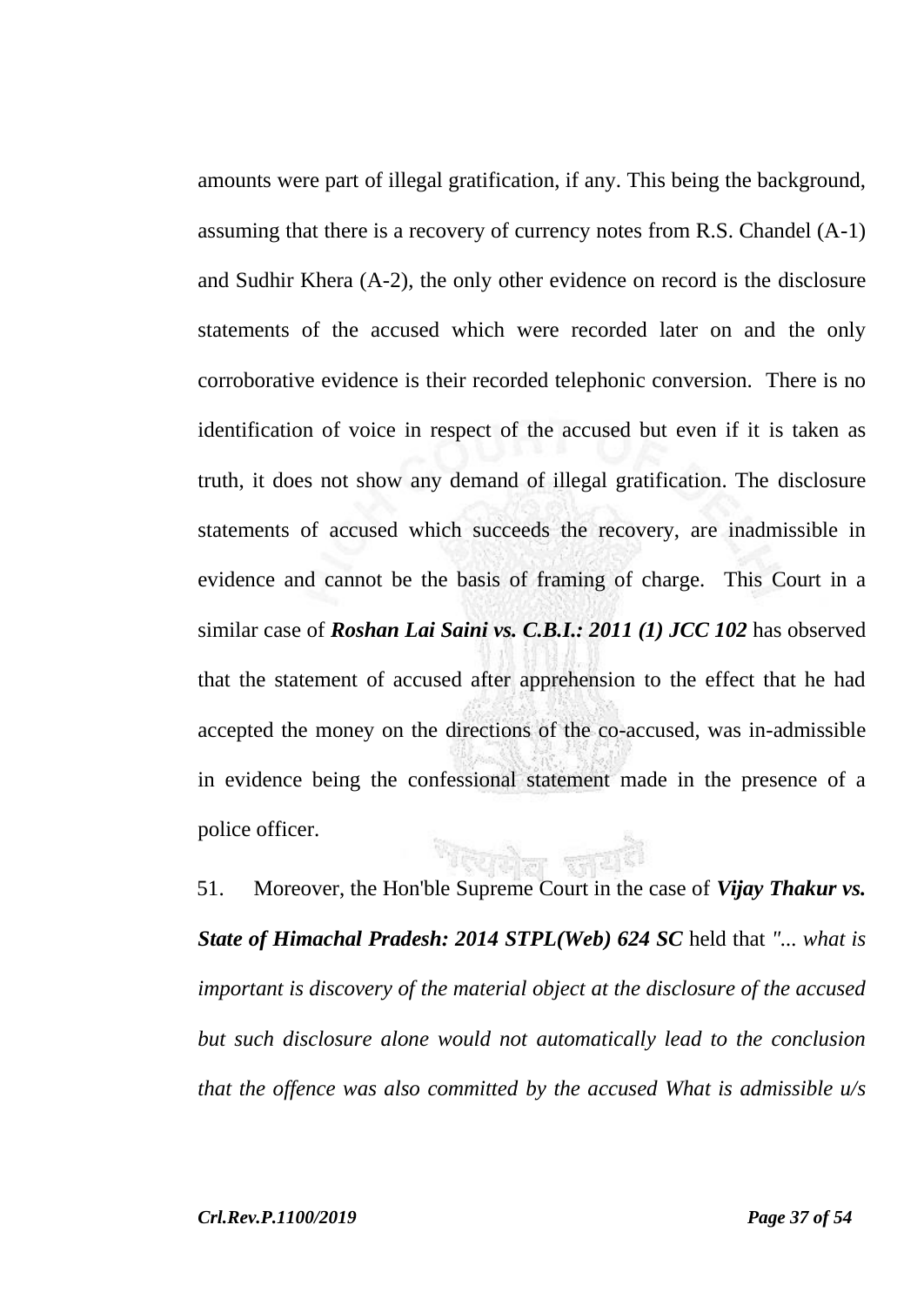amounts were part of illegal gratification, if any. This being the background, assuming that there is a recovery of currency notes from R.S. Chandel (A-1) and Sudhir Khera (A-2), the only other evidence on record is the disclosure statements of the accused which were recorded later on and the only corroborative evidence is their recorded telephonic conversion. There is no identification of voice in respect of the accused but even if it is taken as truth, it does not show any demand of illegal gratification. The disclosure statements of accused which succeeds the recovery, are inadmissible in evidence and cannot be the basis of framing of charge. This Court in a similar case of ***Roshan Lai Saini vs. C.B.I.: 2011 (1) JCC 102*** has observed that the statement of accused after apprehension to the effect that he had accepted the money on the directions of the co-accused, was in-admissible in evidence being the confessional statement made in the presence of a police officer.

51. Moreover, the Hon'ble Supreme Court in the case of ***Vijay Thakur vs. State of Himachal Pradesh: 2014 STPL(Web) 624 SC*** held that *"... what is important is discovery of the material object at the disclosure of the accused but such disclosure alone would not automatically lead to the conclusion that the offence was also committed by the accused What is admissible u/s*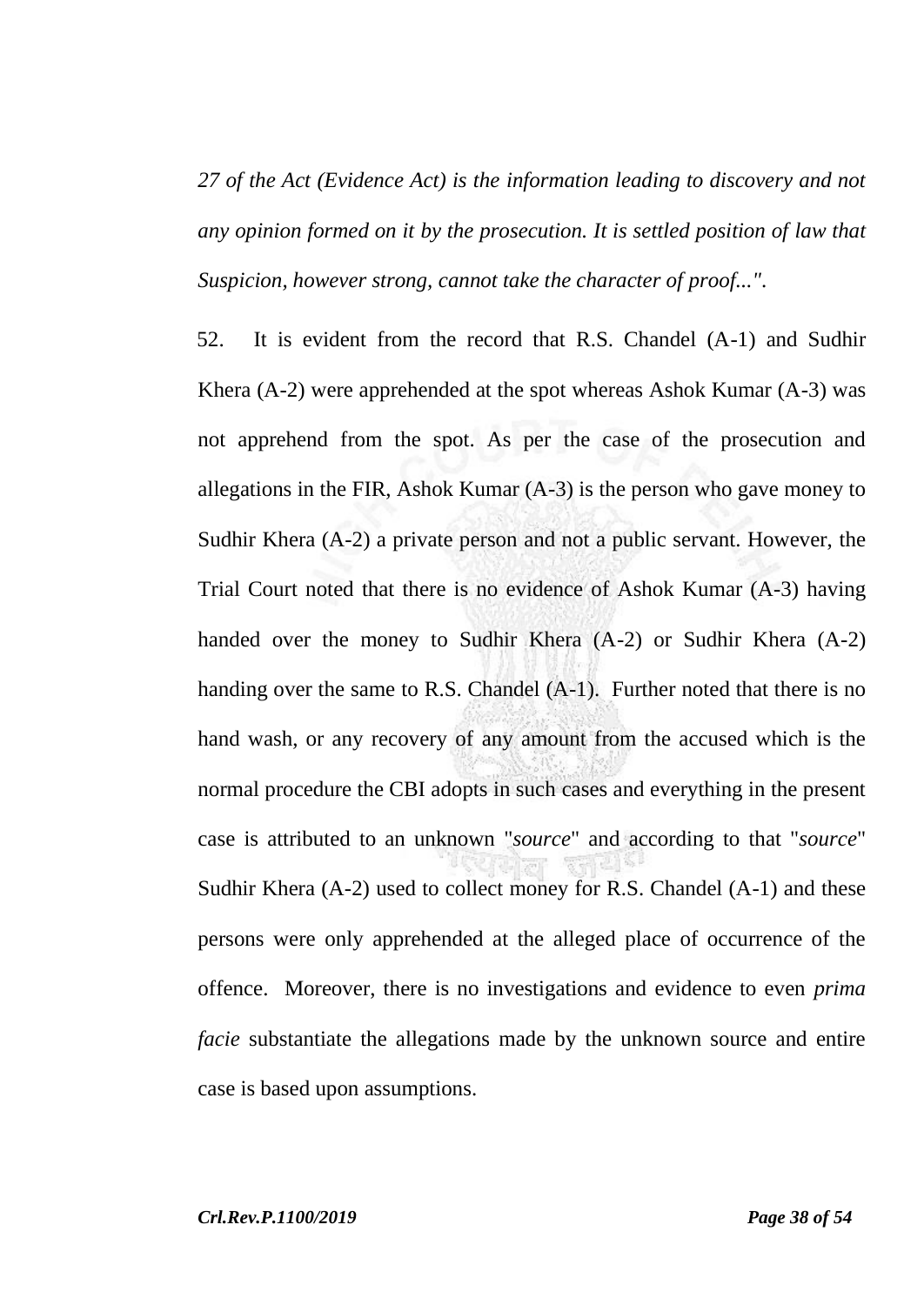*27 of the Act (Evidence Act) is the information leading to discovery and not any opinion formed on it by the prosecution. It is settled position of law that Suspicion, however strong, cannot take the character of proof...".*

52. It is evident from the record that R.S. Chandel (A-1) and Sudhir Khera (A-2) were apprehended at the spot whereas Ashok Kumar (A-3) was not apprehend from the spot. As per the case of the prosecution and allegations in the FIR, Ashok Kumar (A-3) is the person who gave money to Sudhir Khera (A-2) a private person and not a public servant. However, the Trial Court noted that there is no evidence of Ashok Kumar (A-3) having handed over the money to Sudhir Khera (A-2) or Sudhir Khera (A-2) handing over the same to R.S. Chandel (A-1). Further noted that there is no hand wash, or any recovery of any amount from the accused which is the normal procedure the CBI adopts in such cases and everything in the present case is attributed to an unknown "*source*" and according to that "*source*" Sudhir Khera (A-2) used to collect money for R.S. Chandel (A-1) and these persons were only apprehended at the alleged place of occurrence of the offence. Moreover, there is no investigations and evidence to even *prima facie* substantiate the allegations made by the unknown source and entire case is based upon assumptions.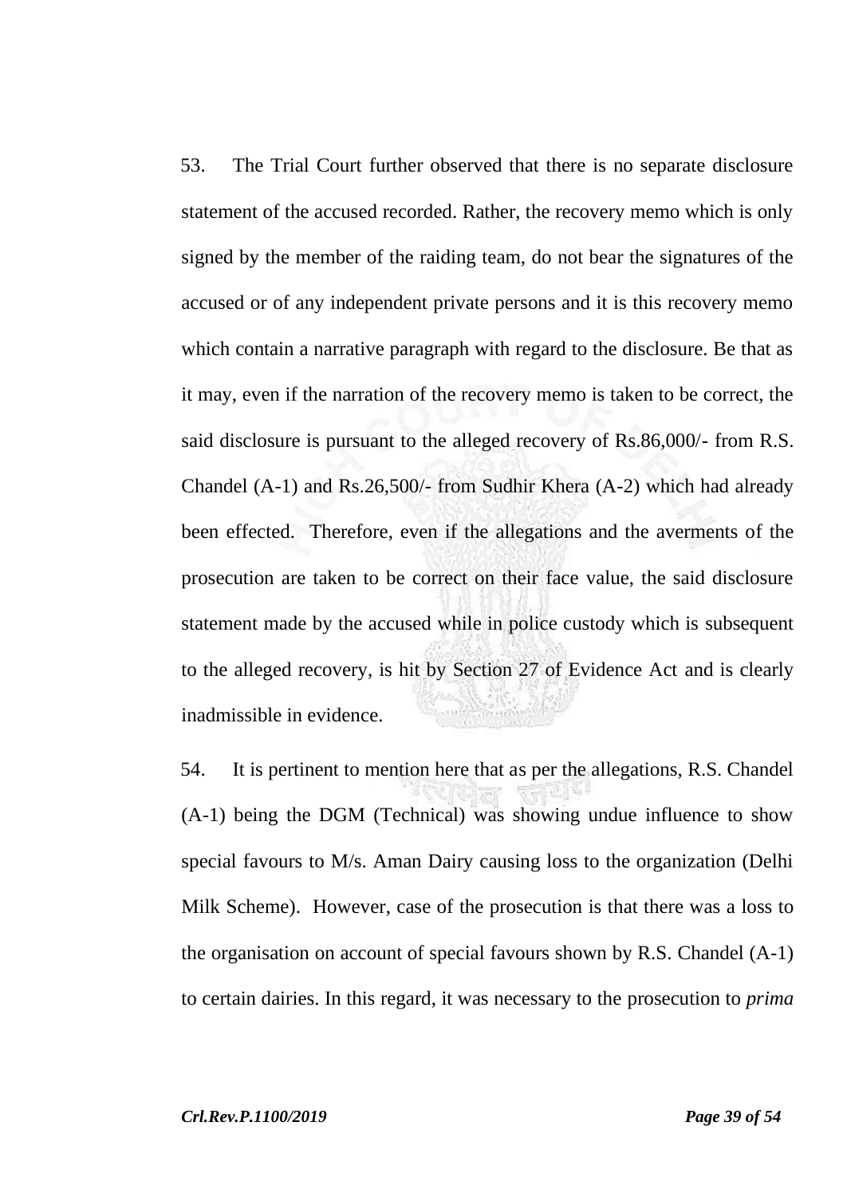53. The Trial Court further observed that there is no separate disclosure statement of the accused recorded. Rather, the recovery memo which is only signed by the member of the raiding team, do not bear the signatures of the accused or of any independent private persons and it is this recovery memo which contain a narrative paragraph with regard to the disclosure. Be that as it may, even if the narration of the recovery memo is taken to be correct, the said disclosure is pursuant to the alleged recovery of Rs.86,000/- from R.S. Chandel (A-1) and Rs.26,500/- from Sudhir Khera (A-2) which had already been effected. Therefore, even if the allegations and the averments of the prosecution are taken to be correct on their face value, the said disclosure statement made by the accused while in police custody which is subsequent to the alleged recovery, is hit by Section 27 of Evidence Act and is clearly inadmissible in evidence.

54. It is pertinent to mention here that as per the allegations, R.S. Chandel (A-1) being the DGM (Technical) was showing undue influence to show special favours to M/s. Aman Dairy causing loss to the organization (Delhi Milk Scheme). However, case of the prosecution is that there was a loss to the organisation on account of special favours shown by R.S. Chandel (A-1) to certain dairies. In this regard, it was necessary to the prosecution to *prima*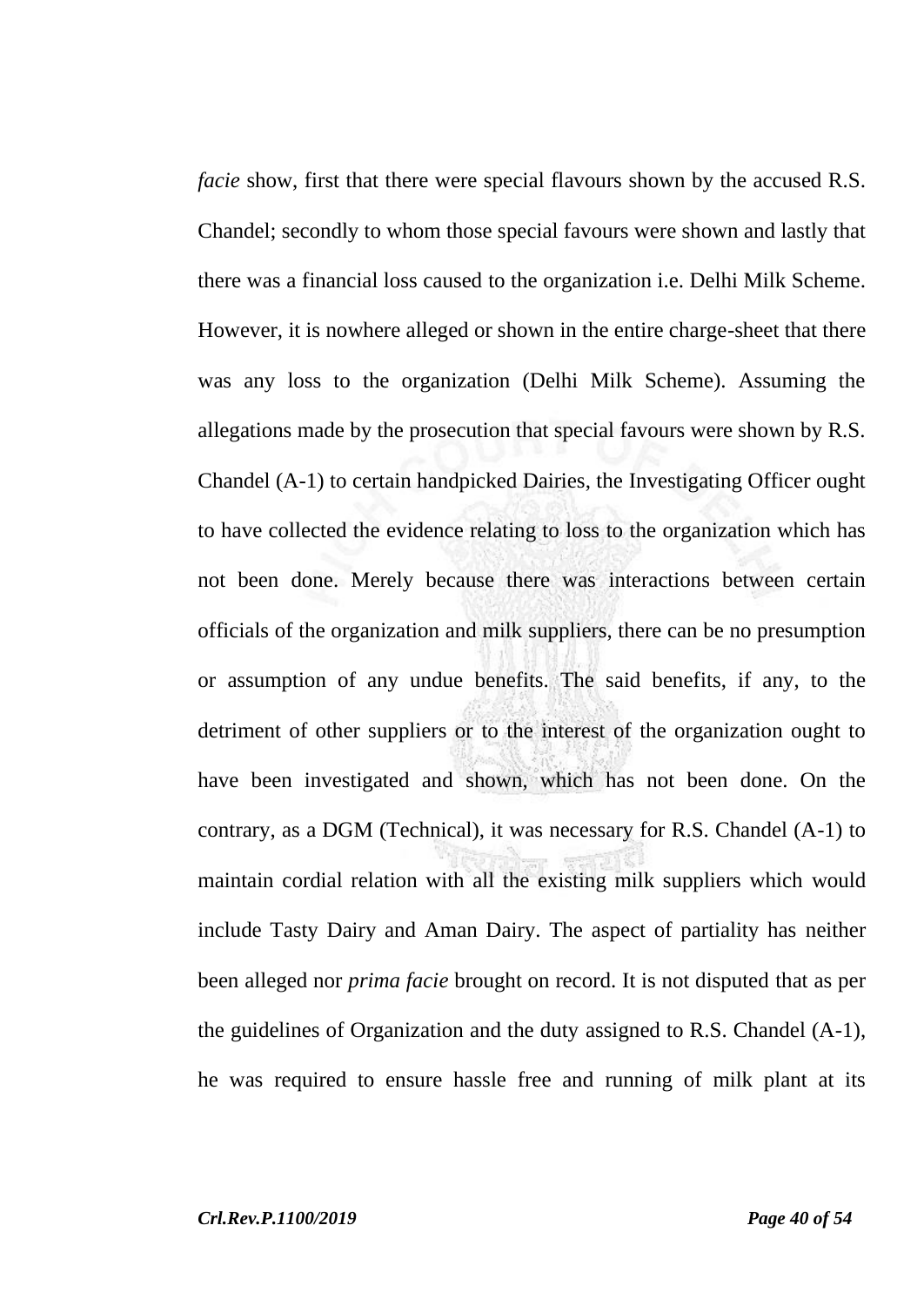*facie* show, first that there were special flavours shown by the accused R.S. Chandel; secondly to whom those special favours were shown and lastly that there was a financial loss caused to the organization i.e. Delhi Milk Scheme. However, it is nowhere alleged or shown in the entire charge-sheet that there was any loss to the organization (Delhi Milk Scheme). Assuming the allegations made by the prosecution that special favours were shown by R.S. Chandel (A-1) to certain handpicked Dairies, the Investigating Officer ought to have collected the evidence relating to loss to the organization which has not been done. Merely because there was interactions between certain officials of the organization and milk suppliers, there can be no presumption or assumption of any undue benefits. The said benefits, if any, to the detriment of other suppliers or to the interest of the organization ought to have been investigated and shown, which has not been done. On the contrary, as a DGM (Technical), it was necessary for R.S. Chandel (A-1) to maintain cordial relation with all the existing milk suppliers which would include Tasty Dairy and Aman Dairy. The aspect of partiality has neither been alleged nor *prima facie* brought on record. It is not disputed that as per the guidelines of Organization and the duty assigned to R.S. Chandel (A-1), he was required to ensure hassle free and running of milk plant at its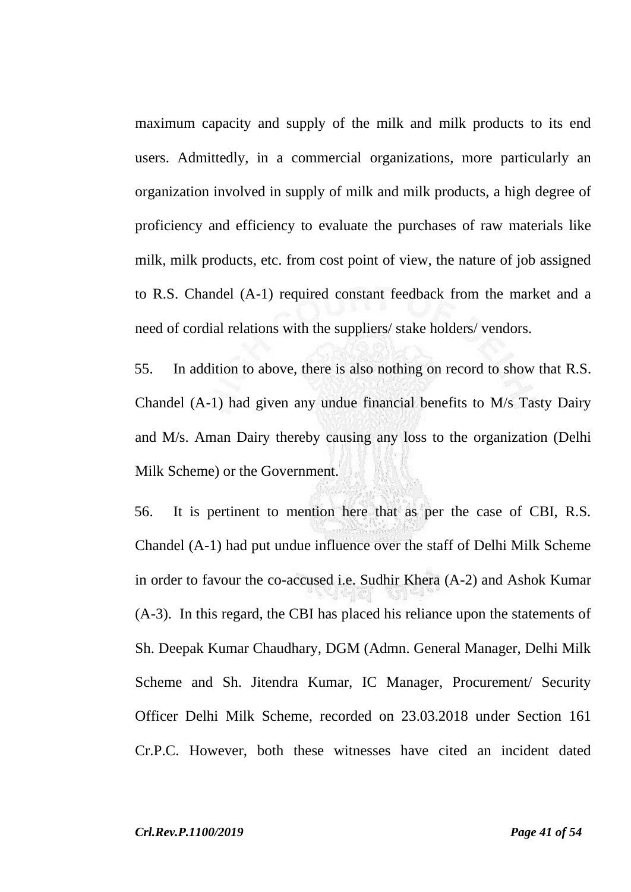maximum capacity and supply of the milk and milk products to its end users. Admittedly, in a commercial organizations, more particularly an organization involved in supply of milk and milk products, a high degree of proficiency and efficiency to evaluate the purchases of raw materials like milk, milk products, etc. from cost point of view, the nature of job assigned to R.S. Chandel (A-1) required constant feedback from the market and a need of cordial relations with the suppliers/ stake holders/ vendors.

55. In addition to above, there is also nothing on record to show that R.S. Chandel (A-1) had given any undue financial benefits to M/s Tasty Dairy and M/s. Aman Dairy thereby causing any loss to the organization (Delhi Milk Scheme) or the Government.

56. It is pertinent to mention here that as per the case of CBI, R.S. Chandel (A-1) had put undue influence over the staff of Delhi Milk Scheme in order to favour the co-accused i.e. Sudhir Khera (A-2) and Ashok Kumar (A-3). In this regard, the CBI has placed his reliance upon the statements of Sh. Deepak Kumar Chaudhary, DGM (Admn. General Manager, Delhi Milk Scheme and Sh. Jitendra Kumar, IC Manager, Procurement/ Security Officer Delhi Milk Scheme, recorded on 23.03.2018 under Section 161 Cr.P.C. However, both these witnesses have cited an incident dated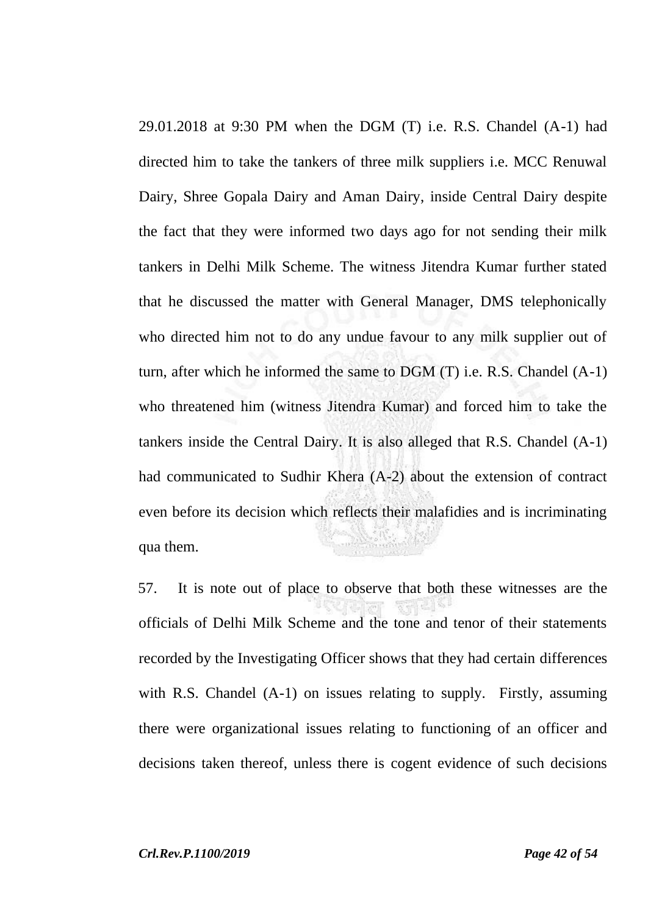29.01.2018 at 9:30 PM when the DGM (T) i.e. R.S. Chandel (A-1) had directed him to take the tankers of three milk suppliers i.e. MCC Renuwal Dairy, Shree Gopala Dairy and Aman Dairy, inside Central Dairy despite the fact that they were informed two days ago for not sending their milk tankers in Delhi Milk Scheme. The witness Jitendra Kumar further stated that he discussed the matter with General Manager, DMS telephonically who directed him not to do any undue favour to any milk supplier out of turn, after which he informed the same to DGM (T) i.e. R.S. Chandel (A-1) who threatened him (witness Jitendra Kumar) and forced him to take the tankers inside the Central Dairy. It is also alleged that R.S. Chandel (A-1) had communicated to Sudhir Khera (A-2) about the extension of contract even before its decision which reflects their malafidies and is incriminating qua them.

57. It is note out of place to observe that both these witnesses are the officials of Delhi Milk Scheme and the tone and tenor of their statements recorded by the Investigating Officer shows that they had certain differences with R.S. Chandel (A-1) on issues relating to supply. Firstly, assuming there were organizational issues relating to functioning of an officer and decisions taken thereof, unless there is cogent evidence of such decisions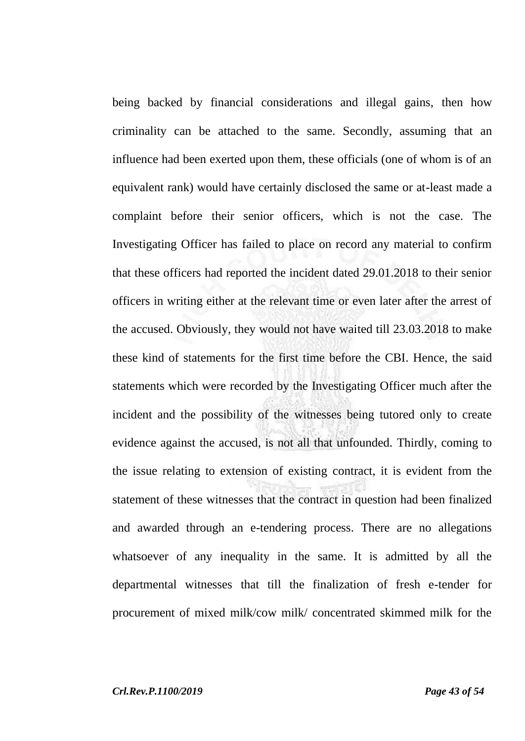being backed by financial considerations and illegal gains, then how criminality can be attached to the same. Secondly, assuming that an influence had been exerted upon them, these officials (one of whom is of an equivalent rank) would have certainly disclosed the same or at-least made a complaint before their senior officers, which is not the case. The Investigating Officer has failed to place on record any material to confirm that these officers had reported the incident dated 29.01.2018 to their senior officers in writing either at the relevant time or even later after the arrest of the accused. Obviously, they would not have waited till 23.03.2018 to make these kind of statements for the first time before the CBI. Hence, the said statements which were recorded by the Investigating Officer much after the incident and the possibility of the witnesses being tutored only to create evidence against the accused, is not all that unfounded. Thirdly, coming to the issue relating to extension of existing contract, it is evident from the statement of these witnesses that the contract in question had been finalized and awarded through an e-tendering process. There are no allegations whatsoever of any inequality in the same. It is admitted by all the departmental witnesses that till the finalization of fresh e-tender for procurement of mixed milk/cow milk/ concentrated skimmed milk for the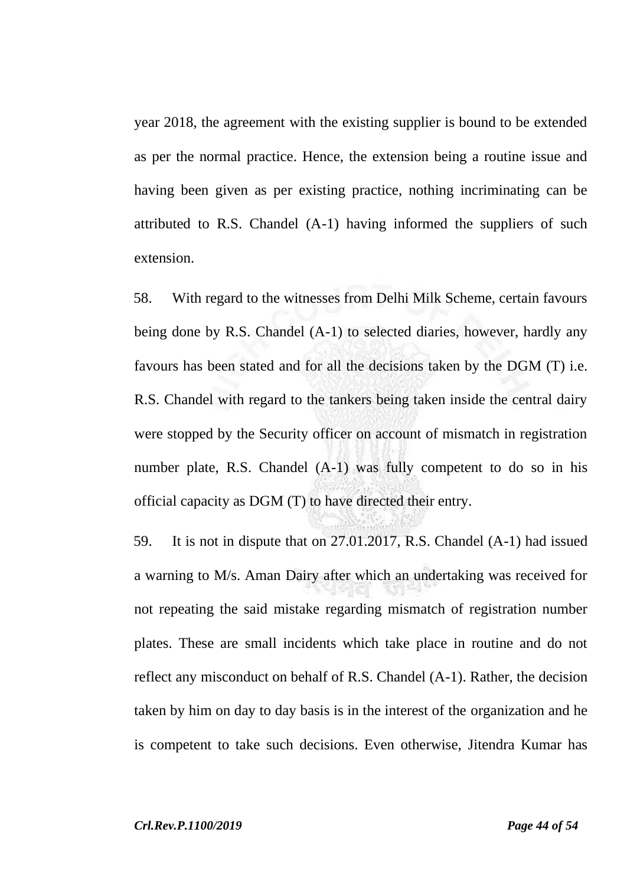year 2018, the agreement with the existing supplier is bound to be extended as per the normal practice. Hence, the extension being a routine issue and having been given as per existing practice, nothing incriminating can be attributed to R.S. Chandel (A-1) having informed the suppliers of such extension.

58. With regard to the witnesses from Delhi Milk Scheme, certain favours being done by R.S. Chandel (A-1) to selected diaries, however, hardly any favours has been stated and for all the decisions taken by the DGM (T) i.e. R.S. Chandel with regard to the tankers being taken inside the central dairy were stopped by the Security officer on account of mismatch in registration number plate, R.S. Chandel (A-1) was fully competent to do so in his official capacity as DGM (T) to have directed their entry.

59. It is not in dispute that on 27.01.2017, R.S. Chandel (A-1) had issued a warning to M/s. Aman Dairy after which an undertaking was received for not repeating the said mistake regarding mismatch of registration number plates. These are small incidents which take place in routine and do not reflect any misconduct on behalf of R.S. Chandel (A-1). Rather, the decision taken by him on day to day basis is in the interest of the organization and he is competent to take such decisions. Even otherwise, Jitendra Kumar has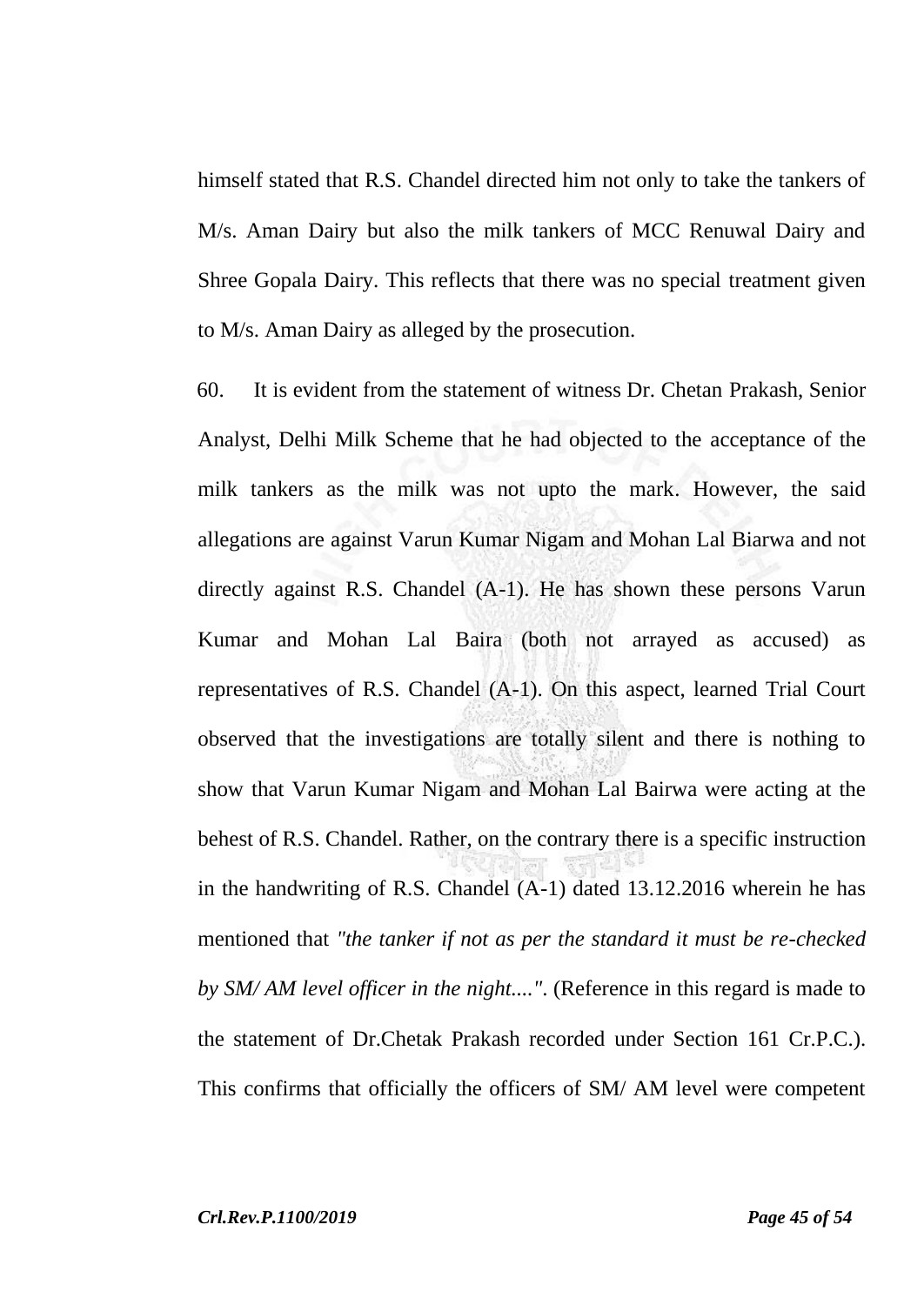himself stated that R.S. Chandel directed him not only to take the tankers of M/s. Aman Dairy but also the milk tankers of MCC Renuwal Dairy and Shree Gopala Dairy. This reflects that there was no special treatment given to M/s. Aman Dairy as alleged by the prosecution.

60. It is evident from the statement of witness Dr. Chetan Prakash, Senior Analyst, Delhi Milk Scheme that he had objected to the acceptance of the milk tankers as the milk was not upto the mark. However, the said allegations are against Varun Kumar Nigam and Mohan Lal Biarwa and not directly against R.S. Chandel (A-1). He has shown these persons Varun Kumar and Mohan Lal Baira (both not arrayed as accused) as representatives of R.S. Chandel (A-1). On this aspect, learned Trial Court observed that the investigations are totally silent and there is nothing to show that Varun Kumar Nigam and Mohan Lal Bairwa were acting at the behest of R.S. Chandel. Rather, on the contrary there is a specific instruction in the handwriting of R.S. Chandel (A-1) dated 13.12.2016 wherein he has mentioned that *"the tanker if not as per the standard it must be re-checked by SM/ AM level officer in the night...."*. (Reference in this regard is made to the statement of Dr.Chetak Prakash recorded under Section 161 Cr.P.C.). This confirms that officially the officers of SM/ AM level were competent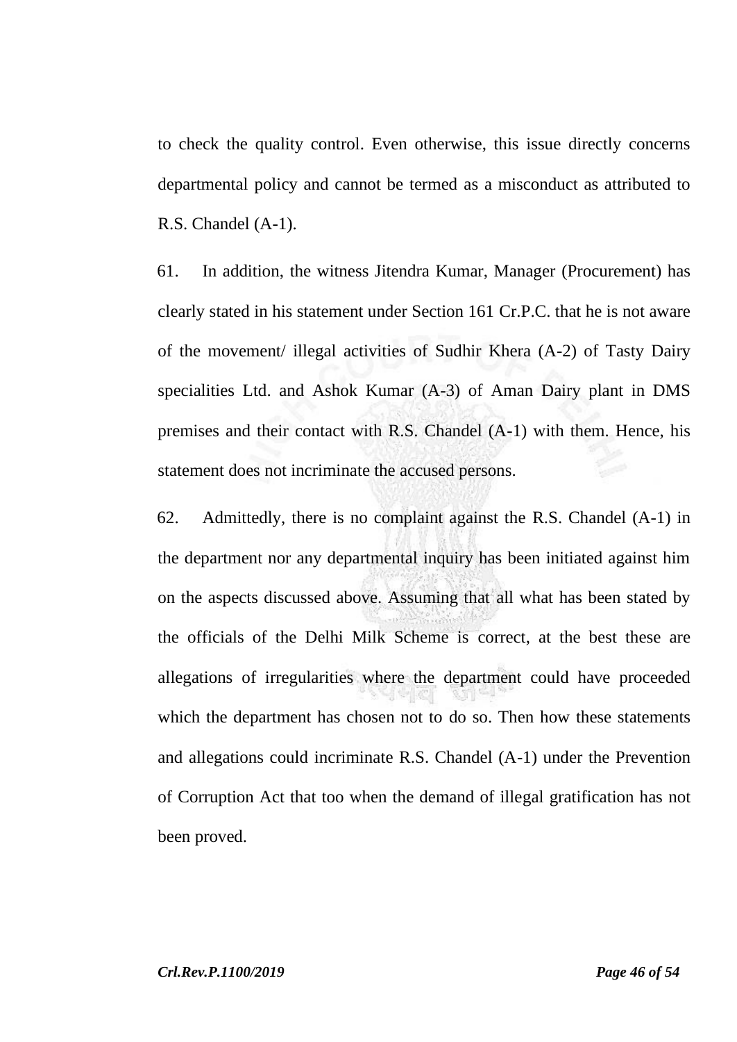to check the quality control. Even otherwise, this issue directly concerns departmental policy and cannot be termed as a misconduct as attributed to R.S. Chandel (A-1).

61. In addition, the witness Jitendra Kumar, Manager (Procurement) has clearly stated in his statement under Section 161 Cr.P.C. that he is not aware of the movement/ illegal activities of Sudhir Khera (A-2) of Tasty Dairy specialities Ltd. and Ashok Kumar (A-3) of Aman Dairy plant in DMS premises and their contact with R.S. Chandel (A-1) with them. Hence, his statement does not incriminate the accused persons.

62. Admittedly, there is no complaint against the R.S. Chandel (A-1) in the department nor any departmental inquiry has been initiated against him on the aspects discussed above. Assuming that all what has been stated by the officials of the Delhi Milk Scheme is correct, at the best these are allegations of irregularities where the department could have proceeded which the department has chosen not to do so. Then how these statements and allegations could incriminate R.S. Chandel (A-1) under the Prevention of Corruption Act that too when the demand of illegal gratification has not been proved.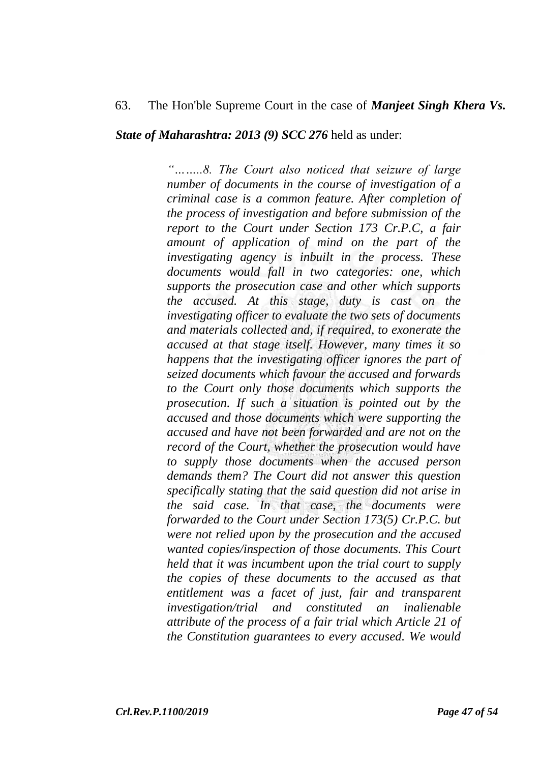63. The Hon'ble Supreme Court in the case of ***Manjeet Singh Khera Vs. State of Maharashtra: 2013 (9) SCC 276*** held as under:

> *"……..8. The Court also noticed that seizure of large number of documents in the course of investigation of a criminal case is a common feature. After completion of the process of investigation and before submission of the report to the Court under Section 173 Cr.P.C, a fair amount of application of mind on the part of the investigating agency is inbuilt in the process. These documents would fall in two categories: one, which supports the prosecution case and other which supports the accused. At this stage, duty is cast on the investigating officer to evaluate the two sets of documents and materials collected and, if required, to exonerate the accused at that stage itself. However, many times it so happens that the investigating officer ignores the part of seized documents which favour the accused and forwards to the Court only those documents which supports the prosecution. If such a situation is pointed out by the accused and those documents which were supporting the accused and have not been forwarded and are not on the record of the Court, whether the prosecution would have to supply those documents when the accused person demands them? The Court did not answer this question specifically stating that the said question did not arise in the said case. In that case, the documents were forwarded to the Court under Section 173(5) Cr.P.C. but were not relied upon by the prosecution and the accused wanted copies/inspection of those documents. This Court held that it was incumbent upon the trial court to supply the copies of these documents to the accused as that entitlement was a facet of just, fair and transparent investigation/trial and constituted an inalienable attribute of the process of a fair trial which Article 21 of the Constitution guarantees to every accused. We would*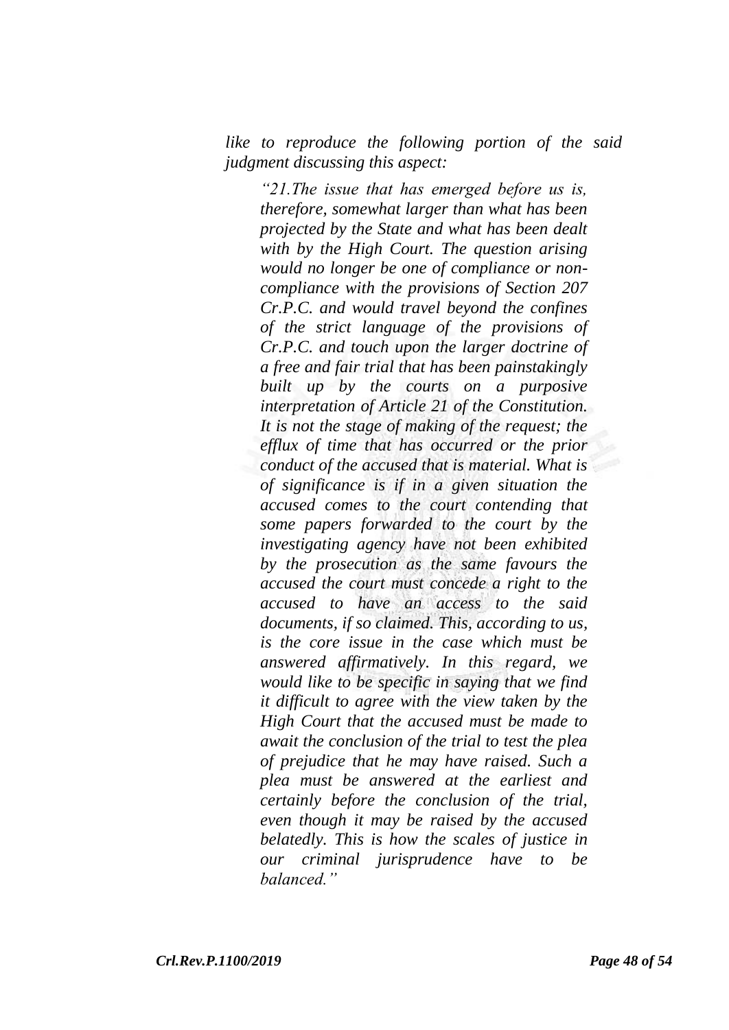*like to reproduce the following portion of the said judgment discussing this aspect:*

> *"21.The issue that has emerged before us is, therefore, somewhat larger than what has been projected by the State and what has been dealt with by the High Court. The question arising would no longer be one of compliance or non-compliance with the provisions of Section 207 Cr.P.C. and would travel beyond the confines of the strict language of the provisions of Cr.P.C. and touch upon the larger doctrine of a free and fair trial that has been painstakingly built up by the courts on a purposive interpretation of Article 21 of the Constitution. It is not the stage of making of the request; the efflux of time that has occurred or the prior conduct of the accused that is material. What is of significance is if in a given situation the accused comes to the court contending that some papers forwarded to the court by the investigating agency have not been exhibited by the prosecution as the same favours the accused the court must concede a right to the accused to have an access to the said documents, if so claimed. This, according to us, is the core issue in the case which must be answered affirmatively. In this regard, we would like to be specific in saying that we find it difficult to agree with the view taken by the High Court that the accused must be made to await the conclusion of the trial to test the plea of prejudice that he may have raised. Such a plea must be answered at the earliest and certainly before the conclusion of the trial, even though it may be raised by the accused belatedly. This is how the scales of justice in our criminal jurisprudence have to be balanced."*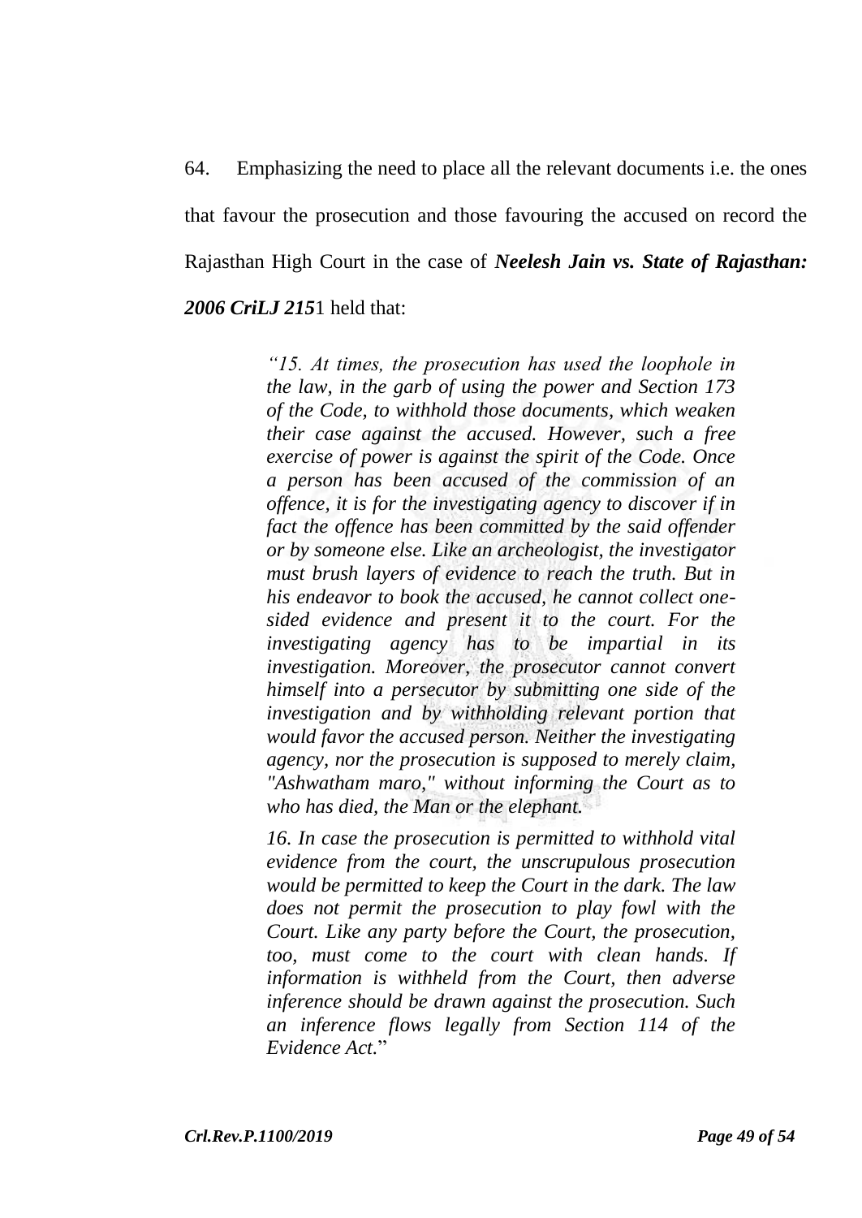64. Emphasizing the need to place all the relevant documents i.e. the ones that favour the prosecution and those favouring the accused on record the Rajasthan High Court in the case of ***Neelesh Jain vs. State of Rajasthan: 2006 CriLJ 215***[1] held that:

> *"15. At times, the prosecution has used the loophole in the law, in the garb of using the power and Section 173 of the Code, to withhold those documents, which weaken their case against the accused. However, such a free exercise of power is against the spirit of the Code. Once a person has been accused of the commission of an offence, it is for the investigating agency to discover if in fact the offence has been committed by the said offender or by someone else. Like an archeologist, the investigator must brush layers of evidence to reach the truth. But in his endeavor to book the accused, he cannot collect one-sided evidence and present it to the court. For the investigating agency has to be impartial in its investigation. Moreover, the prosecutor cannot convert himself into a persecutor by submitting one side of the investigation and by withholding relevant portion that would favor the accused person. Neither the investigating agency, nor the prosecution is supposed to merely claim, "Ashwatham maro," without informing the Court as to who has died, the Man or the elephant.*
>
> *16. In case the prosecution is permitted to withhold vital evidence from the court, the unscrupulous prosecution would be permitted to keep the Court in the dark. The law does not permit the prosecution to play fowl with the Court. Like any party before the Court, the prosecution, too, must come to the court with clean hands. If information is withheld from the Court, then adverse inference should be drawn against the prosecution. Such an inference flows legally from Section 114 of the Evidence Act.*"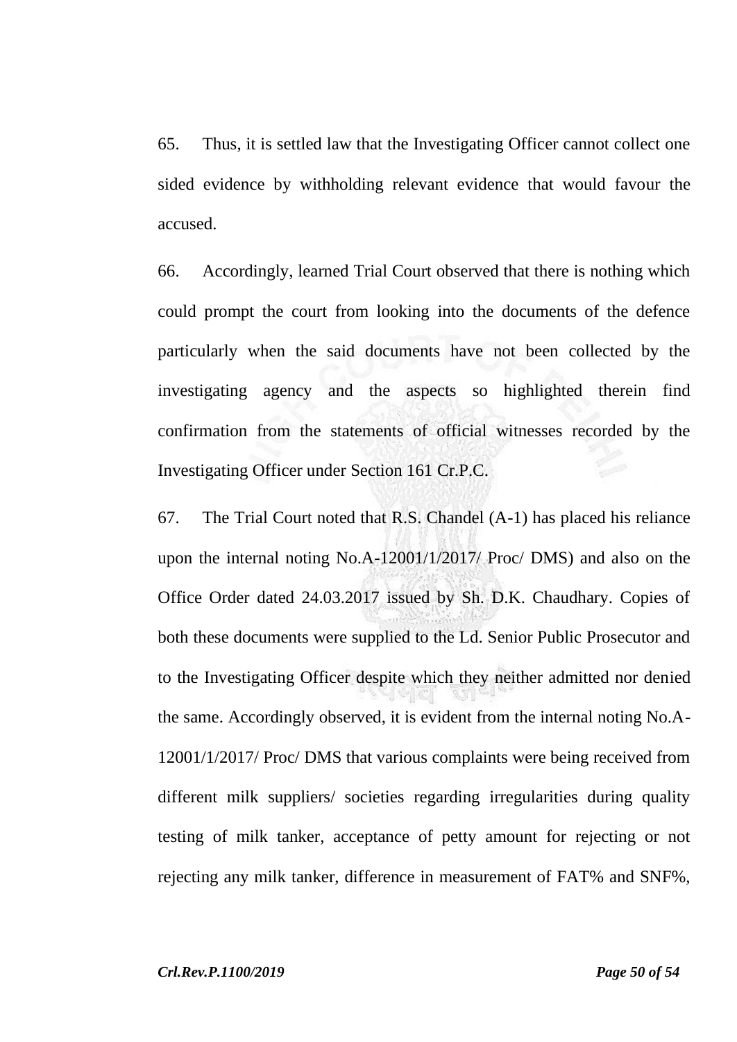65. Thus, it is settled law that the Investigating Officer cannot collect one sided evidence by withholding relevant evidence that would favour the accused.

66. Accordingly, learned Trial Court observed that there is nothing which could prompt the court from looking into the documents of the defence particularly when the said documents have not been collected by the investigating agency and the aspects so highlighted therein find confirmation from the statements of official witnesses recorded by the Investigating Officer under Section 161 Cr.P.C.

67. The Trial Court noted that R.S. Chandel (A-1) has placed his reliance upon the internal noting No.A-12001/1/2017/ Proc/ DMS) and also on the Office Order dated 24.03.2017 issued by Sh. D.K. Chaudhary. Copies of both these documents were supplied to the Ld. Senior Public Prosecutor and to the Investigating Officer despite which they neither admitted nor denied the same. Accordingly observed, it is evident from the internal noting No.A-12001/1/2017/ Proc/ DMS that various complaints were being received from different milk suppliers/ societies regarding irregularities during quality testing of milk tanker, acceptance of petty amount for rejecting or not rejecting any milk tanker, difference in measurement of FAT% and SNF%,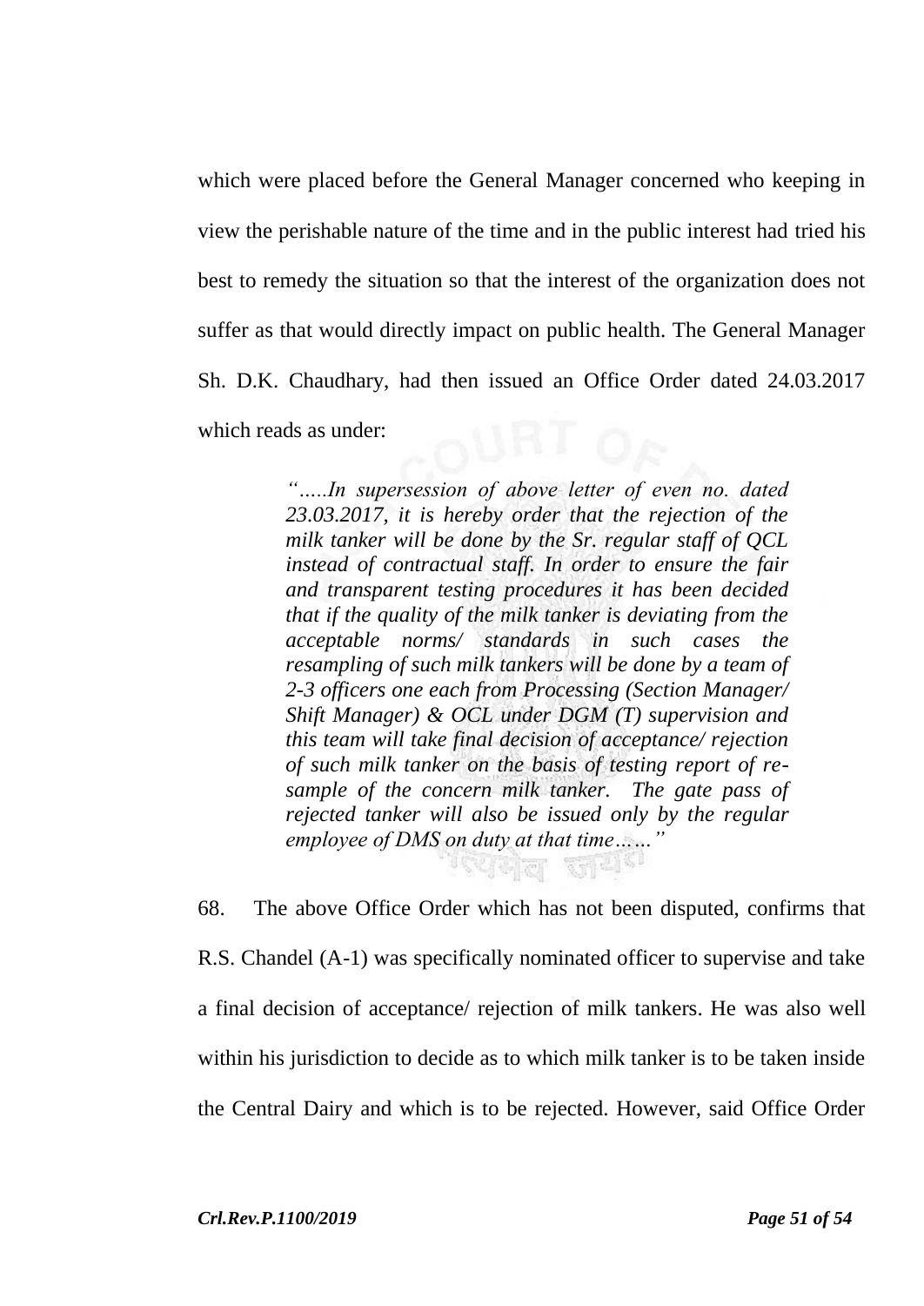which were placed before the General Manager concerned who keeping in view the perishable nature of the time and in the public interest had tried his best to remedy the situation so that the interest of the organization does not suffer as that would directly impact on public health. The General Manager Sh. D.K. Chaudhary, had then issued an Office Order dated 24.03.2017 which reads as under:

> *".....In supersession of above letter of even no. dated 23.03.2017, it is hereby order that the rejection of the milk tanker will be done by the Sr. regular staff of QCL instead of contractual staff. In order to ensure the fair and transparent testing procedures it has been decided that if the quality of the milk tanker is deviating from the acceptable norms/ standards in such cases the resampling of such milk tankers will be done by a team of 2-3 officers one each from Processing (Section Manager/ Shift Manager) & OCL under DGM (T) supervision and this team will take final decision of acceptance/ rejection of such milk tanker on the basis of testing report of re-sample of the concern milk tanker. The gate pass of rejected tanker will also be issued only by the regular employee of DMS on duty at that time……"*

68. The above Office Order which has not been disputed, confirms that R.S. Chandel (A-1) was specifically nominated officer to supervise and take a final decision of acceptance/ rejection of milk tankers. He was also well within his jurisdiction to decide as to which milk tanker is to be taken inside the Central Dairy and which is to be rejected. However, said Office Order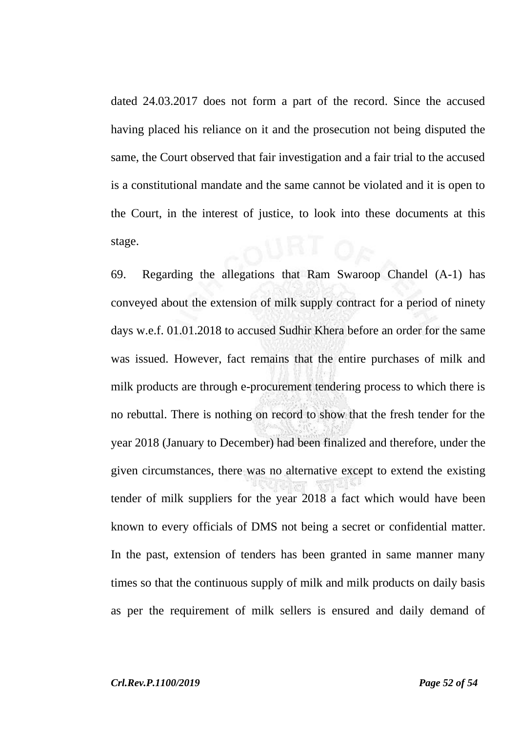dated 24.03.2017 does not form a part of the record. Since the accused having placed his reliance on it and the prosecution not being disputed the same, the Court observed that fair investigation and a fair trial to the accused is a constitutional mandate and the same cannot be violated and it is open to the Court, in the interest of justice, to look into these documents at this stage.

69. Regarding the allegations that Ram Swaroop Chandel (A-1) has conveyed about the extension of milk supply contract for a period of ninety days w.e.f. 01.01.2018 to accused Sudhir Khera before an order for the same was issued. However, fact remains that the entire purchases of milk and milk products are through e-procurement tendering process to which there is no rebuttal. There is nothing on record to show that the fresh tender for the year 2018 (January to December) had been finalized and therefore, under the given circumstances, there was no alternative except to extend the existing tender of milk suppliers for the year 2018 a fact which would have been known to every officials of DMS not being a secret or confidential matter. In the past, extension of tenders has been granted in same manner many times so that the continuous supply of milk and milk products on daily basis as per the requirement of milk sellers is ensured and daily demand of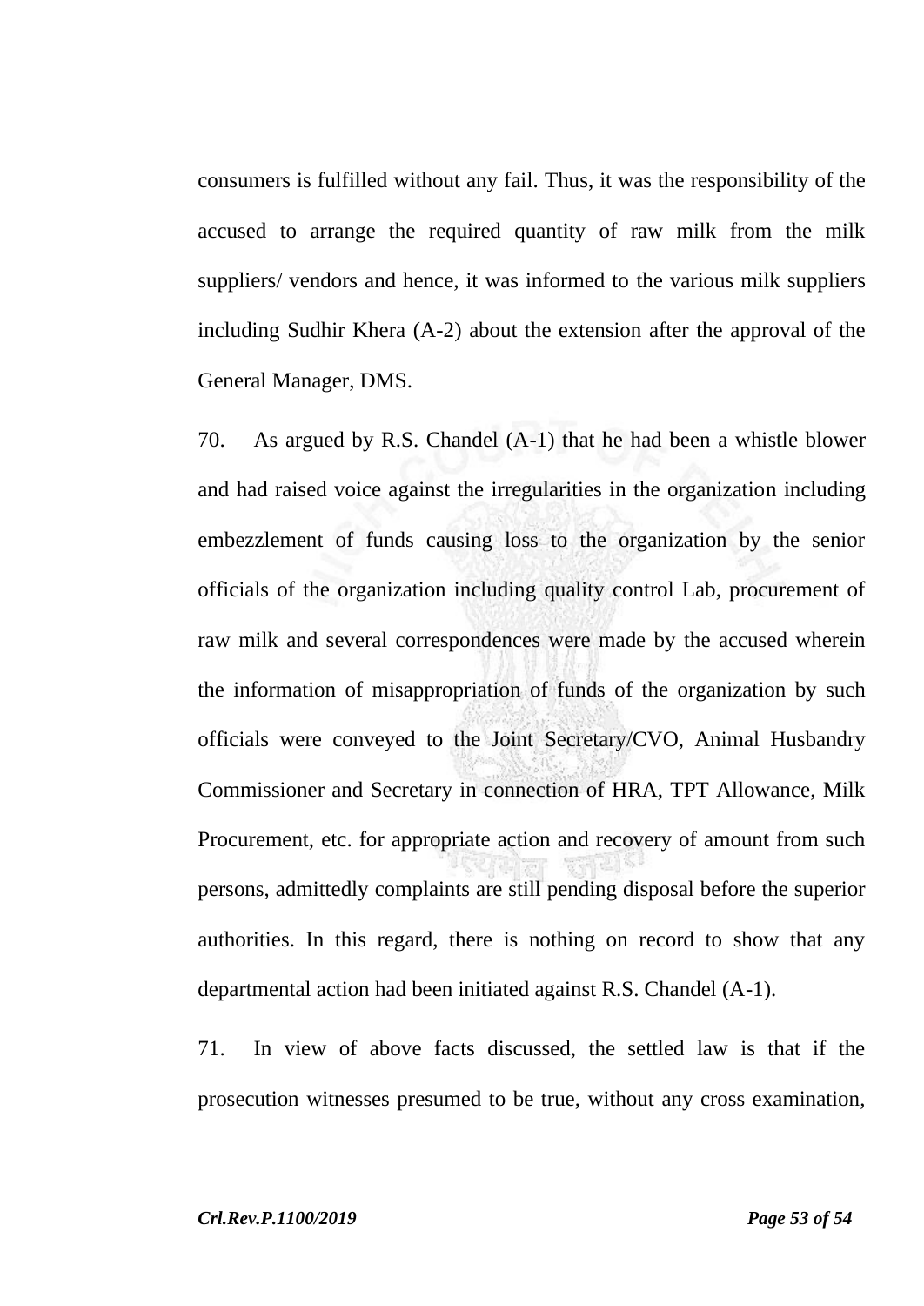consumers is fulfilled without any fail. Thus, it was the responsibility of the accused to arrange the required quantity of raw milk from the milk suppliers/ vendors and hence, it was informed to the various milk suppliers including Sudhir Khera (A-2) about the extension after the approval of the General Manager, DMS.

70. As argued by R.S. Chandel (A-1) that he had been a whistle blower and had raised voice against the irregularities in the organization including embezzlement of funds causing loss to the organization by the senior officials of the organization including quality control Lab, procurement of raw milk and several correspondences were made by the accused wherein the information of misappropriation of funds of the organization by such officials were conveyed to the Joint Secretary/CVO, Animal Husbandry Commissioner and Secretary in connection of HRA, TPT Allowance, Milk Procurement, etc. for appropriate action and recovery of amount from such persons, admittedly complaints are still pending disposal before the superior authorities. In this regard, there is nothing on record to show that any departmental action had been initiated against R.S. Chandel (A-1).

71. In view of above facts discussed, the settled law is that if the prosecution witnesses presumed to be true, without any cross examination,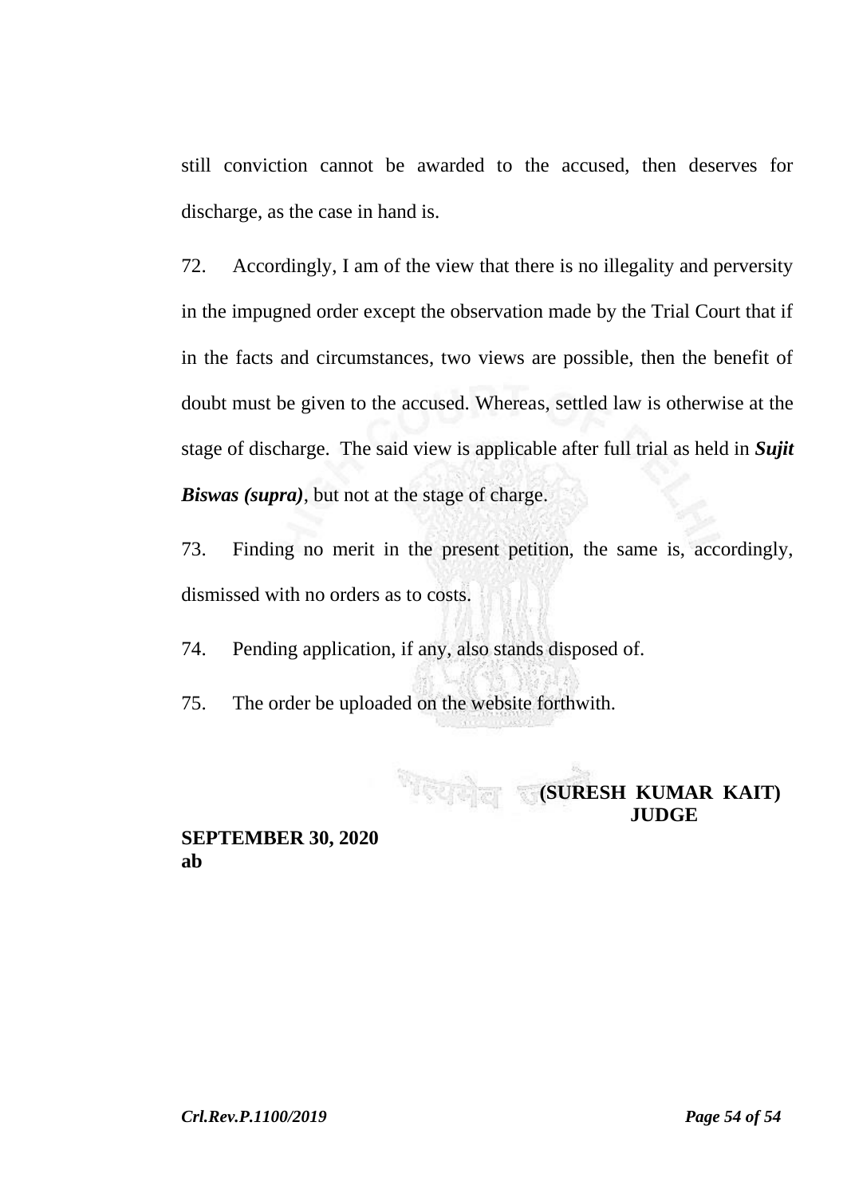still conviction cannot be awarded to the accused, then deserves for discharge, as the case in hand is.

72. Accordingly, I am of the view that there is no illegality and perversity in the impugned order except the observation made by the Trial Court that if in the facts and circumstances, two views are possible, then the benefit of doubt must be given to the accused. Whereas, settled law is otherwise at the stage of discharge. The said view is applicable after full trial as held in ***Sujit Biswas (supra)***, but not at the stage of charge.

73. Finding no merit in the present petition, the same is, accordingly, dismissed with no orders as to costs.

74. Pending application, if any, also stands disposed of.

75. The order be uploaded on the website forthwith.

**(SURESH KUMAR KAIT)**
**JUDGE**

**SEPTEMBER 30, 2020**
**ab**